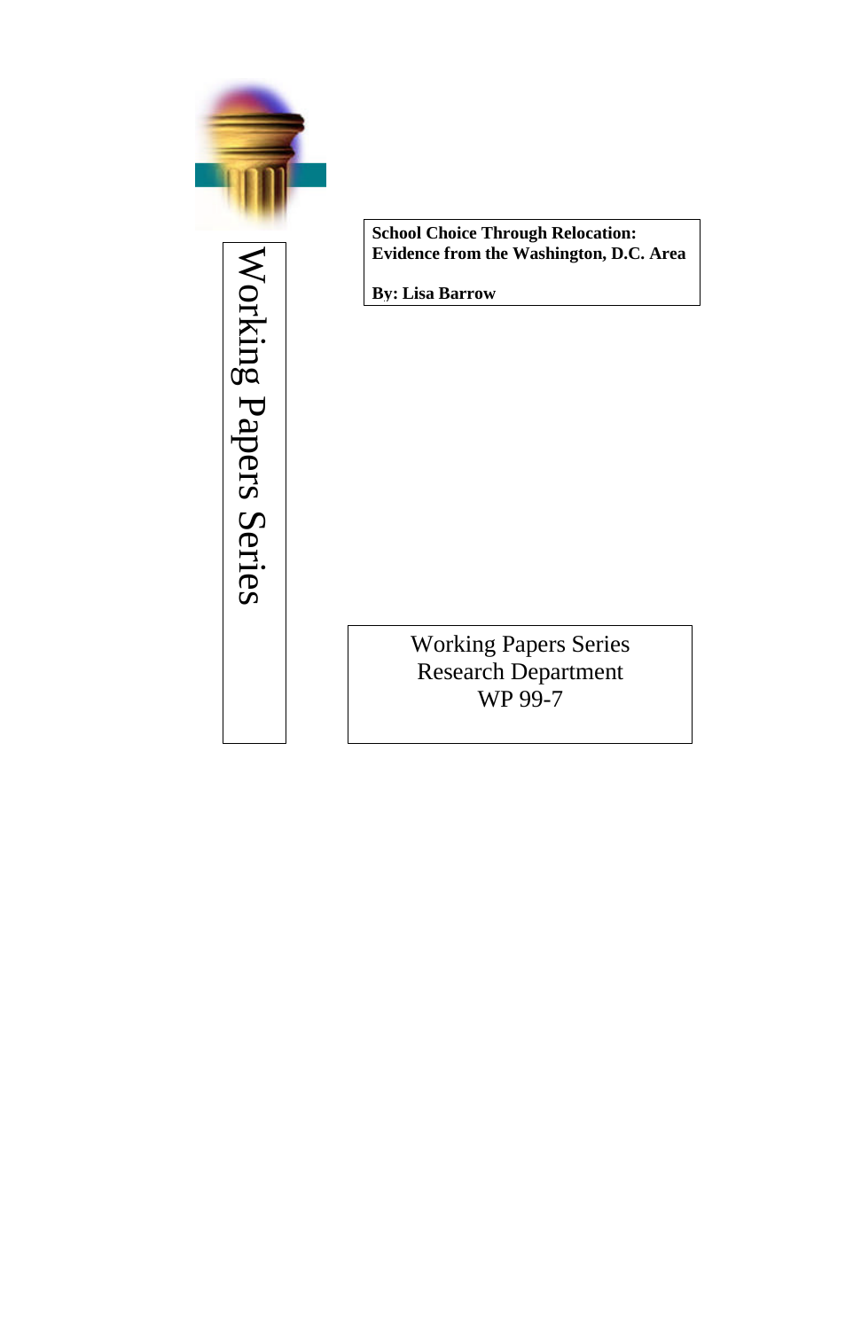Working Papers Series

**School Choice Through Relocation: Evidence from the Washington, D.C. Area**

**By: Lisa Barrow**

Working Papers Series
Research Department
WP 99-7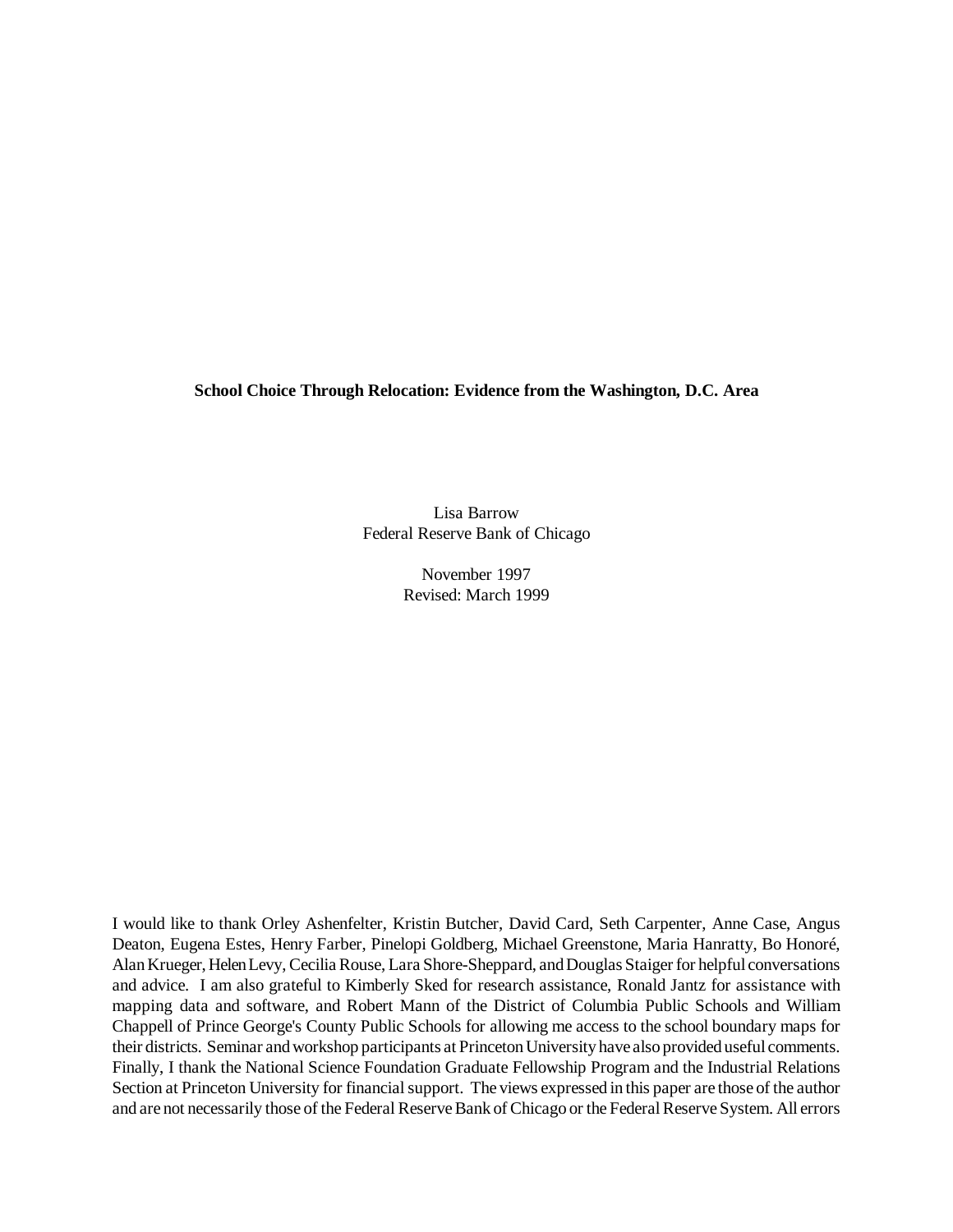**School Choice Through Relocation: Evidence from the Washington, D.C. Area**

Lisa Barrow
Federal Reserve Bank of Chicago

November 1997
Revised: March 1999

I would like to thank Orley Ashenfelter, Kristin Butcher, David Card, Seth Carpenter, Anne Case, Angus Deaton, Eugena Estes, Henry Farber, Pinelopi Goldberg, Michael Greenstone, Maria Hanratty, Bo Honoré, Alan Krueger, Helen Levy, Cecilia Rouse, Lara Shore-Sheppard, and Douglas Staiger for helpful conversations and advice. I am also grateful to Kimberly Sked for research assistance, Ronald Jantz for assistance with mapping data and software, and Robert Mann of the District of Columbia Public Schools and William Chappell of Prince George's County Public Schools for allowing me access to the school boundary maps for their districts. Seminar and workshop participants at Princeton University have also provided useful comments. Finally, I thank the National Science Foundation Graduate Fellowship Program and the Industrial Relations Section at Princeton University for financial support. The views expressed in this paper are those of the author and are not necessarily those of the Federal Reserve Bank of Chicago or the Federal Reserve System. All errors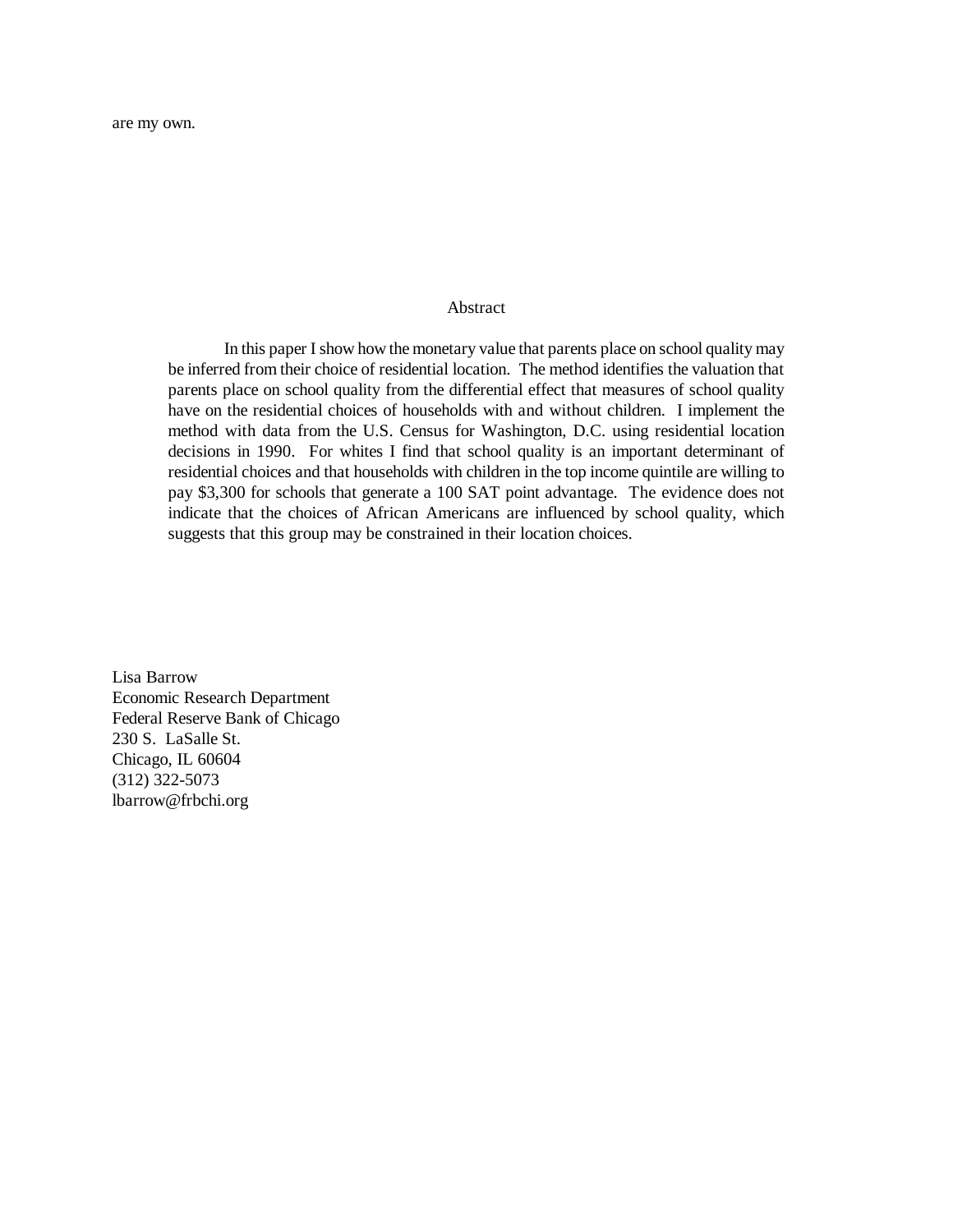are my own.

## Abstract

In this paper I show how the monetary value that parents place on school quality may be inferred from their choice of residential location. The method identifies the valuation that parents place on school quality from the differential effect that measures of school quality have on the residential choices of households with and without children. I implement the method with data from the U.S. Census for Washington, D.C. using residential location decisions in 1990. For whites I find that school quality is an important determinant of residential choices and that households with children in the top income quintile are willing to pay $3,300 for schools that generate a 100 SAT point advantage. The evidence does not indicate that the choices of African Americans are influenced by school quality, which suggests that this group may be constrained in their location choices.

Lisa Barrow
Economic Research Department
Federal Reserve Bank of Chicago
230 S. LaSalle St.
Chicago, IL 60604
(312) 322-5073
lbarrow@frbchi.org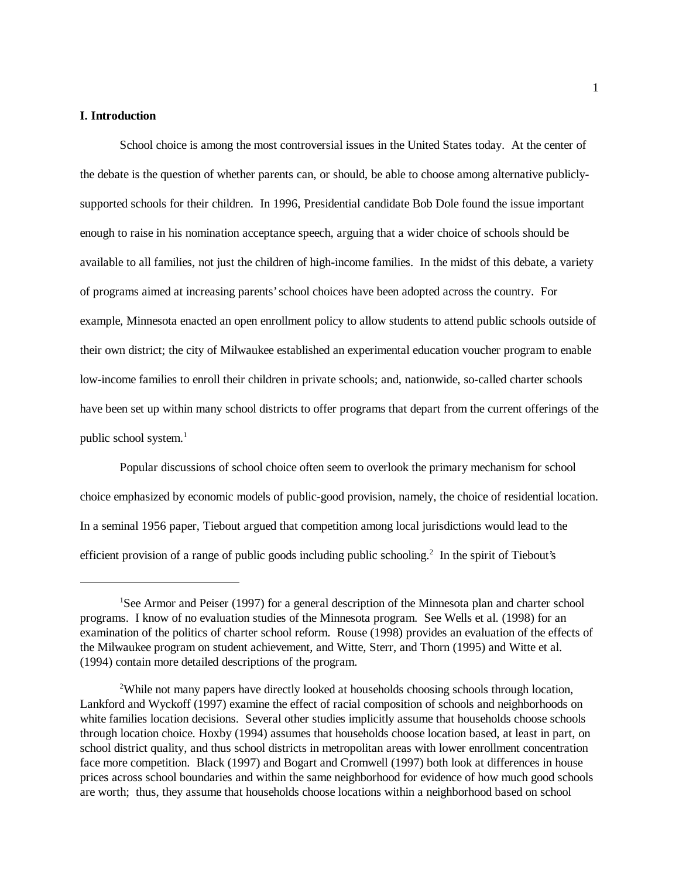## I. Introduction

School choice is among the most controversial issues in the United States today. At the center of the debate is the question of whether parents can, or should, be able to choose among alternative publicly-supported schools for their children. In 1996, Presidential candidate Bob Dole found the issue important enough to raise in his nomination acceptance speech, arguing that a wider choice of schools should be available to all families, not just the children of high-income families. In the midst of this debate, a variety of programs aimed at increasing parents' school choices have been adopted across the country. For example, Minnesota enacted an open enrollment policy to allow students to attend public schools outside of their own district; the city of Milwaukee established an experimental education voucher program to enable low-income families to enroll their children in private schools; and, nationwide, so-called charter schools have been set up within many school districts to offer programs that depart from the current offerings of the public school system.[1]

Popular discussions of school choice often seem to overlook the primary mechanism for school choice emphasized by economic models of public-good provision, namely, the choice of residential location. In a seminal 1956 paper, Tiebout argued that competition among local jurisdictions would lead to the efficient provision of a range of public goods including public schooling.[2] In the spirit of Tiebout's

---

[1]See Armor and Peiser (1997) for a general description of the Minnesota plan and charter school programs. I know of no evaluation studies of the Minnesota program. See Wells et al. (1998) for an examination of the politics of charter school reform. Rouse (1998) provides an evaluation of the effects of the Milwaukee program on student achievement, and Witte, Sterr, and Thorn (1995) and Witte et al. (1994) contain more detailed descriptions of the program.

[2]While not many papers have directly looked at households choosing schools through location, Lankford and Wyckoff (1997) examine the effect of racial composition of schools and neighborhoods on white families location decisions. Several other studies implicitly assume that households choose schools through location choice. Hoxby (1994) assumes that households choose location based, at least in part, on school district quality, and thus school districts in metropolitan areas with lower enrollment concentration face more competition. Black (1997) and Bogart and Cromwell (1997) both look at differences in house prices across school boundaries and within the same neighborhood for evidence of how much good schools are worth; thus, they assume that households choose locations within a neighborhood based on school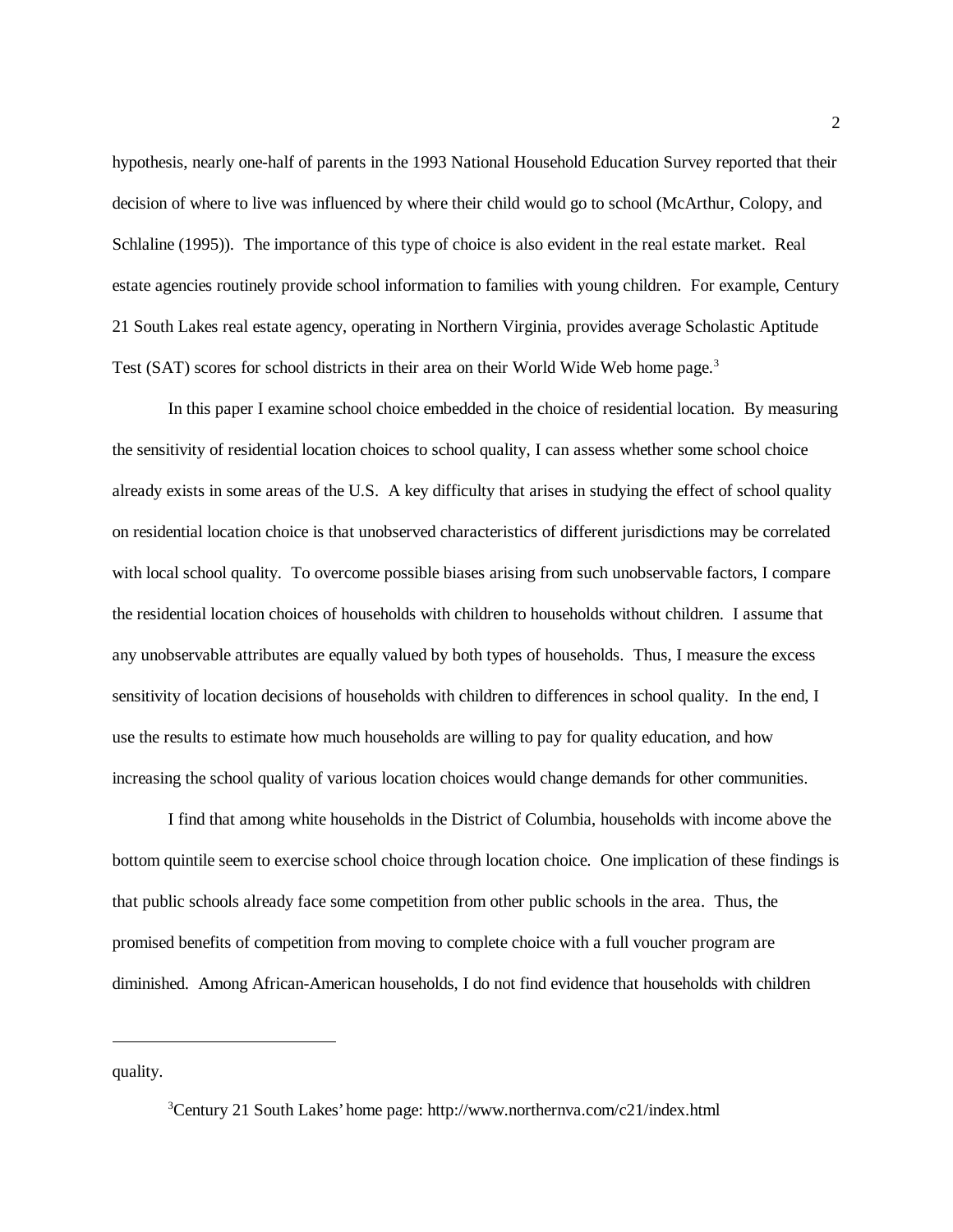hypothesis, nearly one-half of parents in the 1993 National Household Education Survey reported that their decision of where to live was influenced by where their child would go to school (McArthur, Colopy, and Schlaline (1995)). The importance of this type of choice is also evident in the real estate market. Real estate agencies routinely provide school information to families with young children. For example, Century 21 South Lakes real estate agency, operating in Northern Virginia, provides average Scholastic Aptitude Test (SAT) scores for school districts in their area on their World Wide Web home page.[3]

In this paper I examine school choice embedded in the choice of residential location. By measuring the sensitivity of residential location choices to school quality, I can assess whether some school choice already exists in some areas of the U.S. A key difficulty that arises in studying the effect of school quality on residential location choice is that unobserved characteristics of different jurisdictions may be correlated with local school quality. To overcome possible biases arising from such unobservable factors, I compare the residential location choices of households with children to households without children. I assume that any unobservable attributes are equally valued by both types of households. Thus, I measure the excess sensitivity of location decisions of households with children to differences in school quality. In the end, I use the results to estimate how much households are willing to pay for quality education, and how increasing the school quality of various location choices would change demands for other communities.

I find that among white households in the District of Columbia, households with income above the bottom quintile seem to exercise school choice through location choice. One implication of these findings is that public schools already face some competition from other public schools in the area. Thus, the promised benefits of competition from moving to complete choice with a full voucher program are diminished. Among African-American households, I do not find evidence that households with children

---

quality.

[3]Century 21 South Lakes' home page: http://www.northernva.com/c21/index.html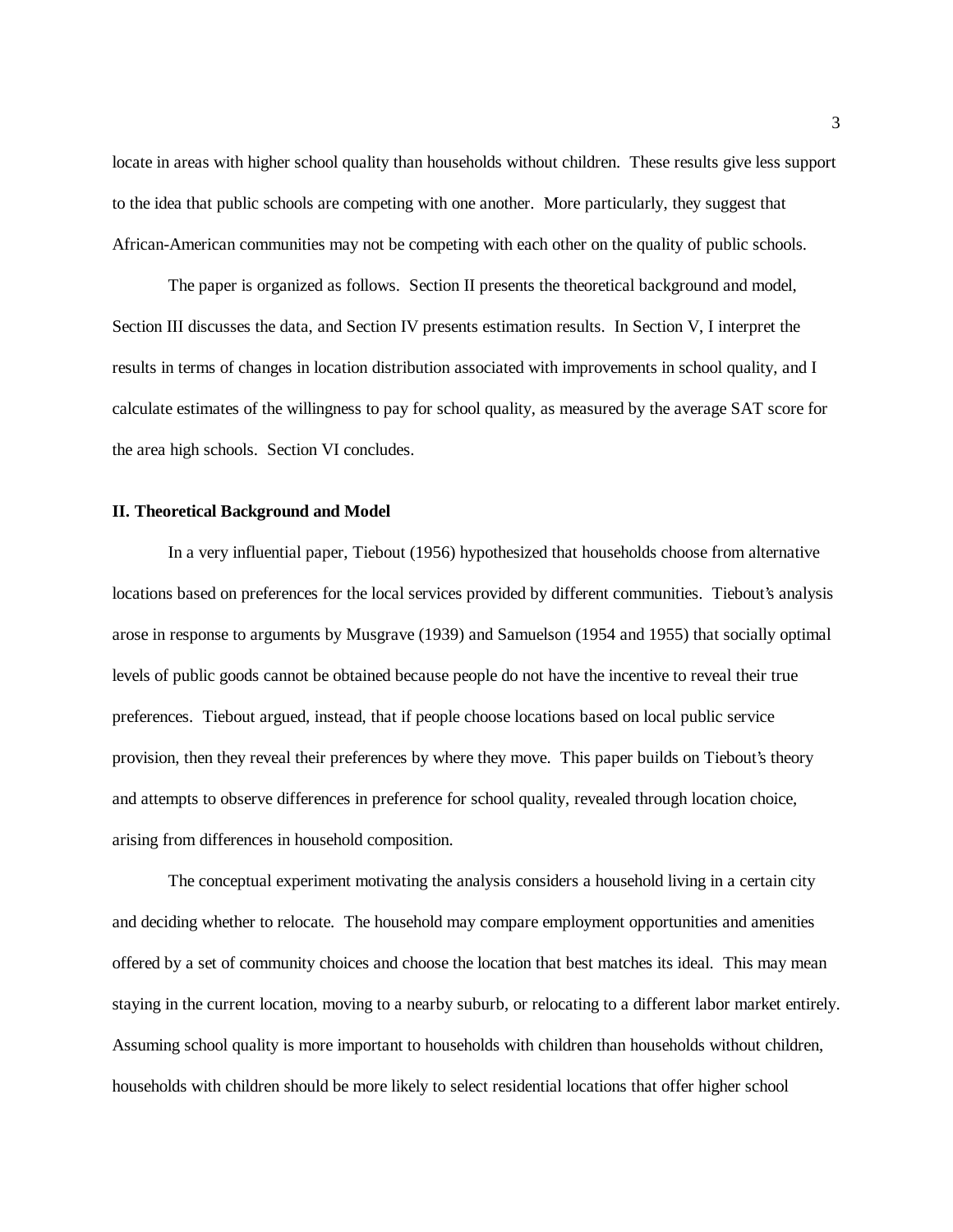locate in areas with higher school quality than households without children. These results give less support to the idea that public schools are competing with one another. More particularly, they suggest that African-American communities may not be competing with each other on the quality of public schools.

The paper is organized as follows. Section II presents the theoretical background and model, Section III discusses the data, and Section IV presents estimation results. In Section V, I interpret the results in terms of changes in location distribution associated with improvements in school quality, and I calculate estimates of the willingness to pay for school quality, as measured by the average SAT score for the area high schools. Section VI concludes.

## II. Theoretical Background and Model

In a very influential paper, Tiebout (1956) hypothesized that households choose from alternative locations based on preferences for the local services provided by different communities. Tiebout's analysis arose in response to arguments by Musgrave (1939) and Samuelson (1954 and 1955) that socially optimal levels of public goods cannot be obtained because people do not have the incentive to reveal their true preferences. Tiebout argued, instead, that if people choose locations based on local public service provision, then they reveal their preferences by where they move. This paper builds on Tiebout's theory and attempts to observe differences in preference for school quality, revealed through location choice, arising from differences in household composition.

The conceptual experiment motivating the analysis considers a household living in a certain city and deciding whether to relocate. The household may compare employment opportunities and amenities offered by a set of community choices and choose the location that best matches its ideal. This may mean staying in the current location, moving to a nearby suburb, or relocating to a different labor market entirely. Assuming school quality is more important to households with children than households without children, households with children should be more likely to select residential locations that offer higher school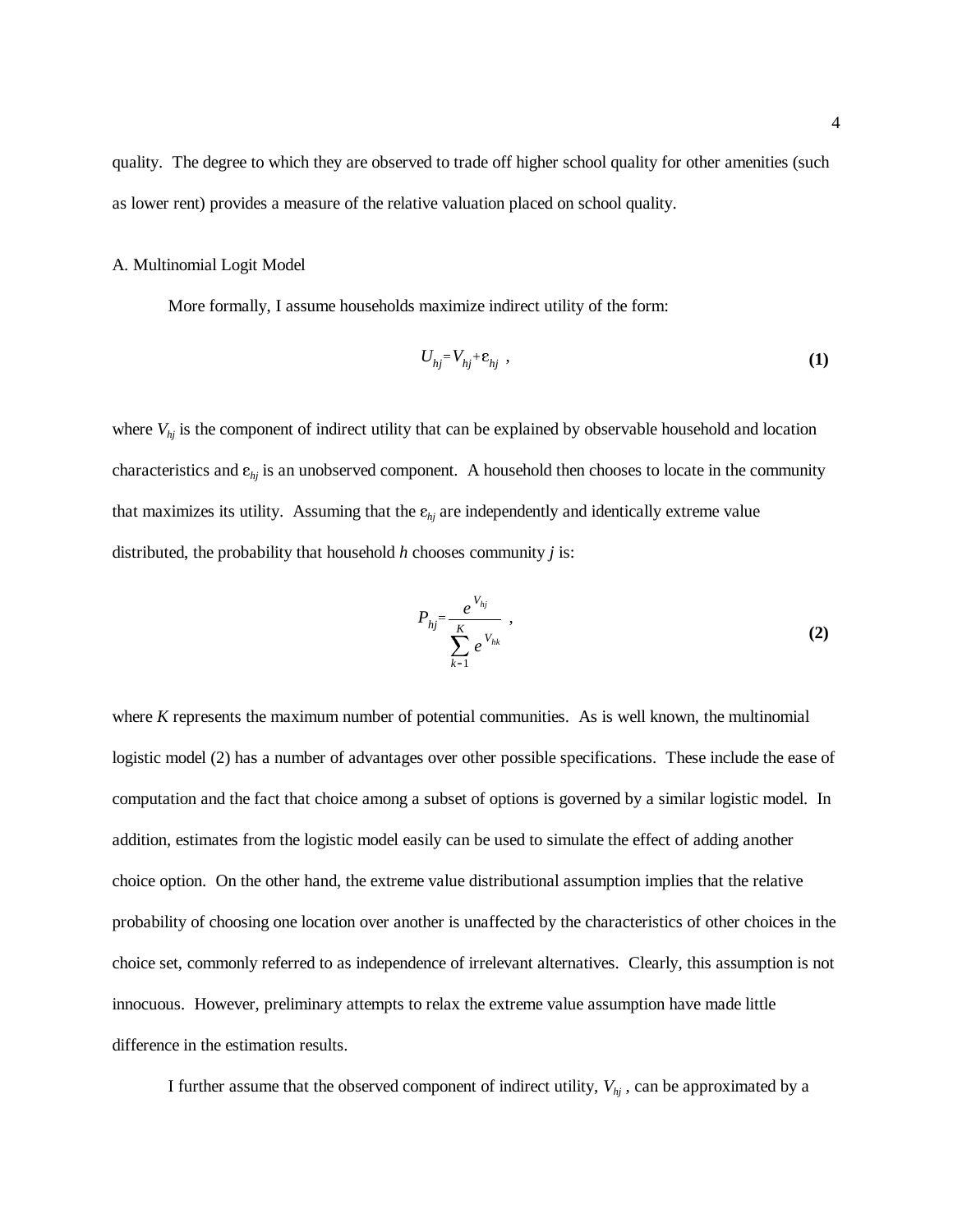quality. The degree to which they are observed to trade off higher school quality for other amenities (such as lower rent) provides a measure of the relative valuation placed on school quality.

A. Multinomial Logit Model

More formally, I assume households maximize indirect utility of the form:

$$U_{hj} = V_{hj} + \varepsilon_{hj} \ , \tag{1}$$

where $V_{hj}$ is the component of indirect utility that can be explained by observable household and location characteristics and $\varepsilon_{hj}$ is an unobserved component. A household then chooses to locate in the community that maximizes its utility. Assuming that the $\varepsilon_{hj}$ are independently and identically extreme value distributed, the probability that household *h* chooses community *j* is:

$$P_{hj} = \frac{e^{V_{hj}}}{\sum_{k=1}^{K} e^{V_{hk}}} \ , \tag{2}$$

where *K* represents the maximum number of potential communities. As is well known, the multinomial logistic model (2) has a number of advantages over other possible specifications. These include the ease of computation and the fact that choice among a subset of options is governed by a similar logistic model. In addition, estimates from the logistic model easily can be used to simulate the effect of adding another choice option. On the other hand, the extreme value distributional assumption implies that the relative probability of choosing one location over another is unaffected by the characteristics of other choices in the choice set, commonly referred to as independence of irrelevant alternatives. Clearly, this assumption is not innocuous. However, preliminary attempts to relax the extreme value assumption have made little difference in the estimation results.

I further assume that the observed component of indirect utility, $V_{hj}$, can be approximated by a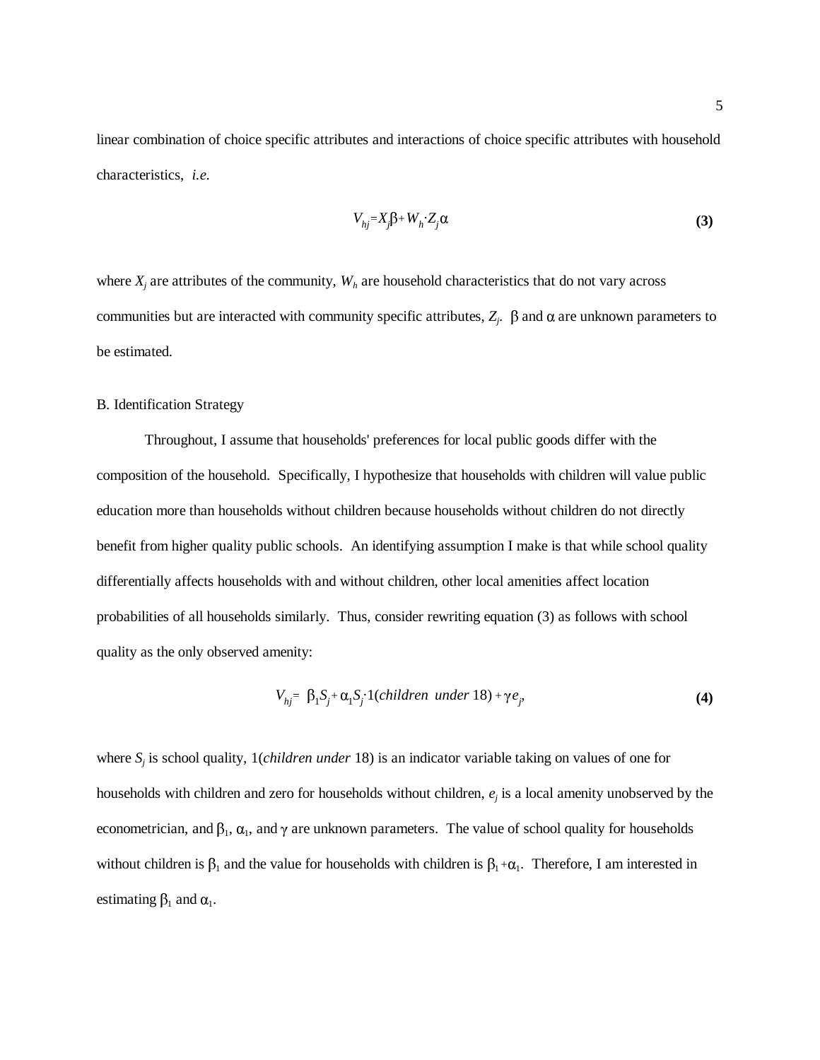linear combination of choice specific attributes and interactions of choice specific attributes with household characteristics, *i.e.*

$$V_{hj} = X_j\beta + W_h \cdot Z_j \alpha \tag{3}$$

where $X_j$ are attributes of the community, $W_h$ are household characteristics that do not vary across communities but are interacted with community specific attributes, $Z_j$. $\beta$ and $\alpha$ are unknown parameters to be estimated.

B. Identification Strategy

Throughout, I assume that households' preferences for local public goods differ with the composition of the household. Specifically, I hypothesize that households with children will value public education more than households without children because households without children do not directly benefit from higher quality public schools. An identifying assumption I make is that while school quality differentially affects households with and without children, other local amenities affect location probabilities of all households similarly. Thus, consider rewriting equation (3) as follows with school quality as the only observed amenity:

$$V_{hj} = \beta_1 S_j + \alpha_1 S_j \cdot 1(\textit{children under } 18) + \gamma e_j, \tag{4}$$

where $S_j$ is school quality, 1(*children under* 18) is an indicator variable taking on values of one for households with children and zero for households without children, $e_j$ is a local amenity unobserved by the econometrician, and $\beta_1$, $\alpha_1$, and $\gamma$ are unknown parameters. The value of school quality for households without children is $\beta_1$ and the value for households with children is $\beta_1 + \alpha_1$. Therefore, I am interested in estimating $\beta_1$ and $\alpha_1$.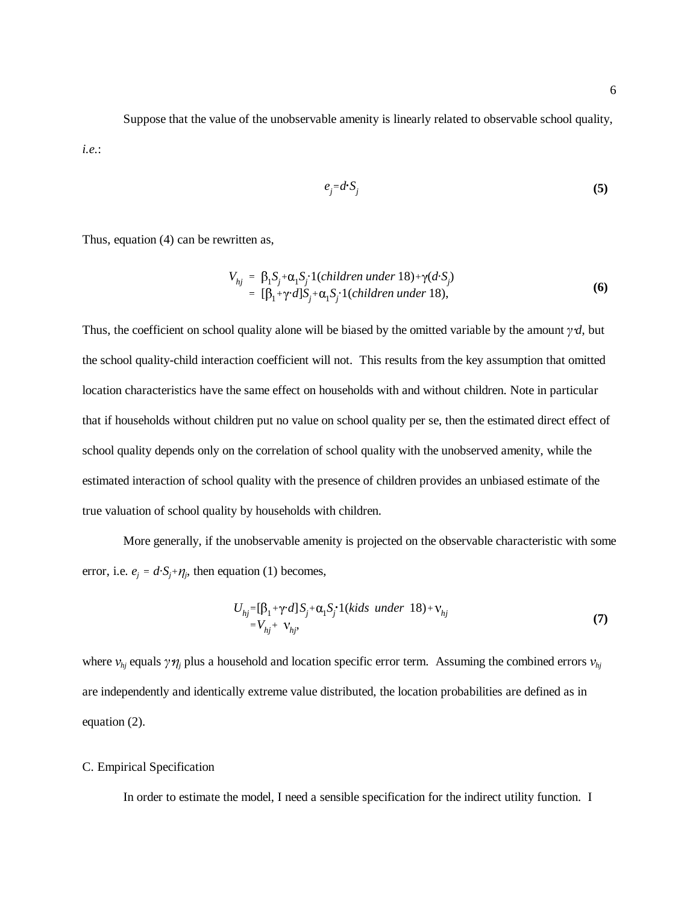Suppose that the value of the unobservable amenity is linearly related to observable school quality, *i.e.*:

$$e_j = d \cdot S_j \tag{5}$$

Thus, equation (4) can be rewritten as,

$$\begin{aligned} V_{hj} &= \beta_1 S_j + \alpha_1 S_j \cdot 1(\textit{children under } 18) + \gamma(d \cdot S_j) \\ &= [\beta_1 + \gamma \cdot d] S_j + \alpha_1 S_j \cdot 1(\textit{children under } 18), \end{aligned} \tag{6}$$

Thus, the coefficient on school quality alone will be biased by the omitted variable by the amount $\gamma \cdot d$, but the school quality-child interaction coefficient will not. This results from the key assumption that omitted location characteristics have the same effect on households with and without children. Note in particular that if households without children put no value on school quality per se, then the estimated direct effect of school quality depends only on the correlation of school quality with the unobserved amenity, while the estimated interaction of school quality with the presence of children provides an unbiased estimate of the true valuation of school quality by households with children.

More generally, if the unobservable amenity is projected on the observable characteristic with some error, i.e. $e_j = d \cdot S_j + \eta_j$, then equation (1) becomes,

$$\begin{aligned} U_{hj} &= [\beta_1 + \gamma \cdot d] S_j + \alpha_1 S_j \cdot 1(\textit{kids under } 18) + \nu_{hj} \\ &= V_{hj} + \nu_{hj}, \end{aligned} \tag{7}$$

where $\nu_{hj}$ equals $\gamma \cdot \eta_j$ plus a household and location specific error term. Assuming the combined errors $\nu_{hj}$ are independently and identically extreme value distributed, the location probabilities are defined as in equation (2).

C. Empirical Specification

In order to estimate the model, I need a sensible specification for the indirect utility function. I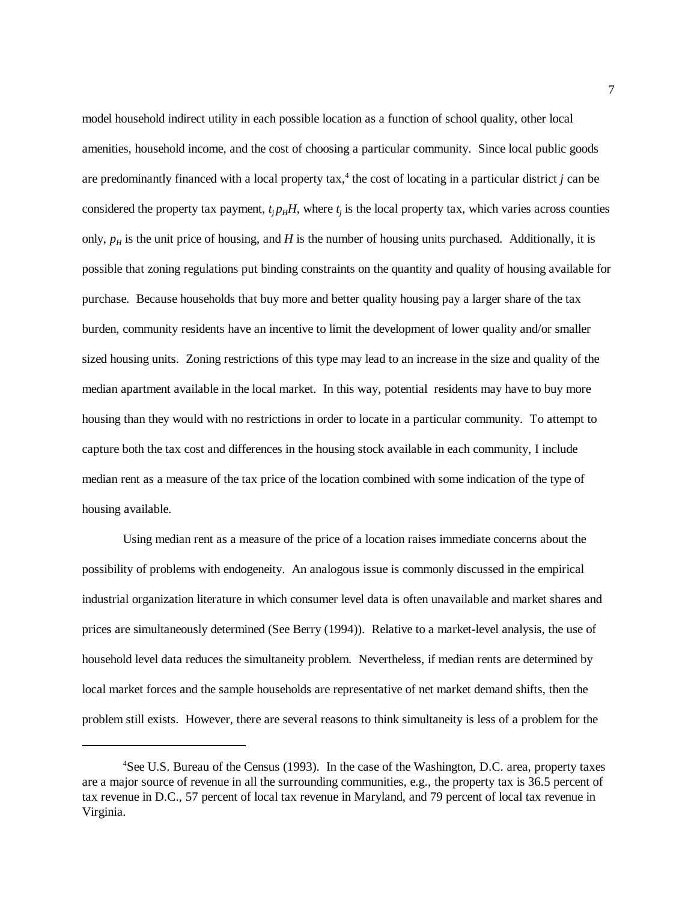model household indirect utility in each possible location as a function of school quality, other local amenities, household income, and the cost of choosing a particular community. Since local public goods are predominantly financed with a local property tax,[4] the cost of locating in a particular district $j$ can be considered the property tax payment, $t_j p_H H$, where $t_j$ is the local property tax, which varies across counties only, $p_H$ is the unit price of housing, and $H$ is the number of housing units purchased. Additionally, it is possible that zoning regulations put binding constraints on the quantity and quality of housing available for purchase. Because households that buy more and better quality housing pay a larger share of the tax burden, community residents have an incentive to limit the development of lower quality and/or smaller sized housing units. Zoning restrictions of this type may lead to an increase in the size and quality of the median apartment available in the local market. In this way, potential residents may have to buy more housing than they would with no restrictions in order to locate in a particular community. To attempt to capture both the tax cost and differences in the housing stock available in each community, I include median rent as a measure of the tax price of the location combined with some indication of the type of housing available.

Using median rent as a measure of the price of a location raises immediate concerns about the possibility of problems with endogeneity. An analogous issue is commonly discussed in the empirical industrial organization literature in which consumer level data is often unavailable and market shares and prices are simultaneously determined (See Berry (1994)). Relative to a market-level analysis, the use of household level data reduces the simultaneity problem. Nevertheless, if median rents are determined by local market forces and the sample households are representative of net market demand shifts, then the problem still exists. However, there are several reasons to think simultaneity is less of a problem for the

[4]See U.S. Bureau of the Census (1993). In the case of the Washington, D.C. area, property taxes are a major source of revenue in all the surrounding communities, e.g., the property tax is 36.5 percent of tax revenue in D.C., 57 percent of local tax revenue in Maryland, and 79 percent of local tax revenue in Virginia.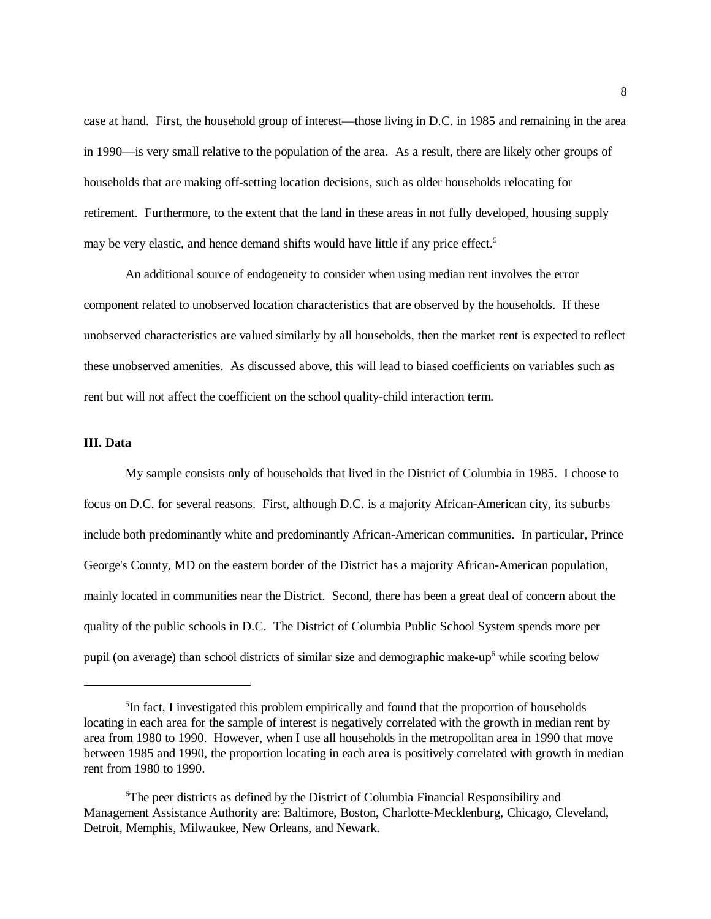case at hand. First, the household group of interest—those living in D.C. in 1985 and remaining in the area in 1990—is very small relative to the population of the area. As a result, there are likely other groups of households that are making off-setting location decisions, such as older households relocating for retirement. Furthermore, to the extent that the land in these areas in not fully developed, housing supply may be very elastic, and hence demand shifts would have little if any price effect.[5]

An additional source of endogeneity to consider when using median rent involves the error component related to unobserved location characteristics that are observed by the households. If these unobserved characteristics are valued similarly by all households, then the market rent is expected to reflect these unobserved amenities. As discussed above, this will lead to biased coefficients on variables such as rent but will not affect the coefficient on the school quality-child interaction term.

**III. Data**

My sample consists only of households that lived in the District of Columbia in 1985. I choose to focus on D.C. for several reasons. First, although D.C. is a majority African-American city, its suburbs include both predominantly white and predominantly African-American communities. In particular, Prince George's County, MD on the eastern border of the District has a majority African-American population, mainly located in communities near the District. Second, there has been a great deal of concern about the quality of the public schools in D.C. The District of Columbia Public School System spends more per pupil (on average) than school districts of similar size and demographic make-up[6] while scoring below

---

[5]In fact, I investigated this problem empirically and found that the proportion of households locating in each area for the sample of interest is negatively correlated with the growth in median rent by area from 1980 to 1990. However, when I use all households in the metropolitan area in 1990 that move between 1985 and 1990, the proportion locating in each area is positively correlated with growth in median rent from 1980 to 1990.

[6]The peer districts as defined by the District of Columbia Financial Responsibility and Management Assistance Authority are: Baltimore, Boston, Charlotte-Mecklenburg, Chicago, Cleveland, Detroit, Memphis, Milwaukee, New Orleans, and Newark.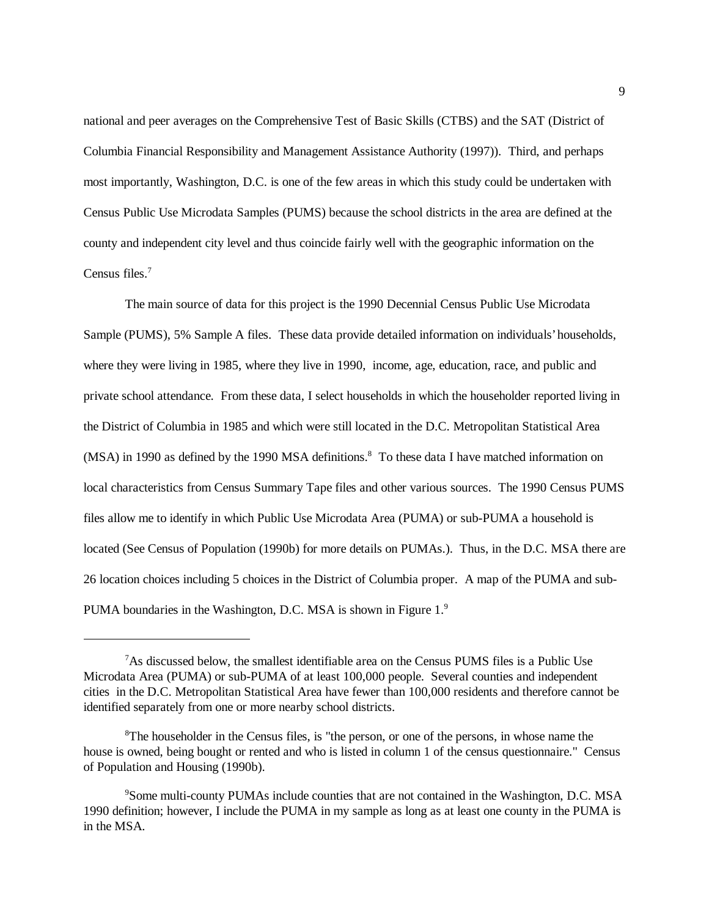national and peer averages on the Comprehensive Test of Basic Skills (CTBS) and the SAT (District of Columbia Financial Responsibility and Management Assistance Authority (1997)). Third, and perhaps most importantly, Washington, D.C. is one of the few areas in which this study could be undertaken with Census Public Use Microdata Samples (PUMS) because the school districts in the area are defined at the county and independent city level and thus coincide fairly well with the geographic information on the Census files.[7]

The main source of data for this project is the 1990 Decennial Census Public Use Microdata Sample (PUMS), 5% Sample A files. These data provide detailed information on individuals' households, where they were living in 1985, where they live in 1990, income, age, education, race, and public and private school attendance. From these data, I select households in which the householder reported living in the District of Columbia in 1985 and which were still located in the D.C. Metropolitan Statistical Area (MSA) in 1990 as defined by the 1990 MSA definitions.[8] To these data I have matched information on local characteristics from Census Summary Tape files and other various sources. The 1990 Census PUMS files allow me to identify in which Public Use Microdata Area (PUMA) or sub-PUMA a household is located (See Census of Population (1990b) for more details on PUMAs.). Thus, in the D.C. MSA there are 26 location choices including 5 choices in the District of Columbia proper. A map of the PUMA and sub-PUMA boundaries in the Washington, D.C. MSA is shown in Figure 1.[9]

---

[7] As discussed below, the smallest identifiable area on the Census PUMS files is a Public Use Microdata Area (PUMA) or sub-PUMA of at least 100,000 people. Several counties and independent cities in the D.C. Metropolitan Statistical Area have fewer than 100,000 residents and therefore cannot be identified separately from one or more nearby school districts.

[8] The householder in the Census files, is "the person, or one of the persons, in whose name the house is owned, being bought or rented and who is listed in column 1 of the census questionnaire." Census of Population and Housing (1990b).

[9] Some multi-county PUMAs include counties that are not contained in the Washington, D.C. MSA 1990 definition; however, I include the PUMA in my sample as long as at least one county in the PUMA is in the MSA.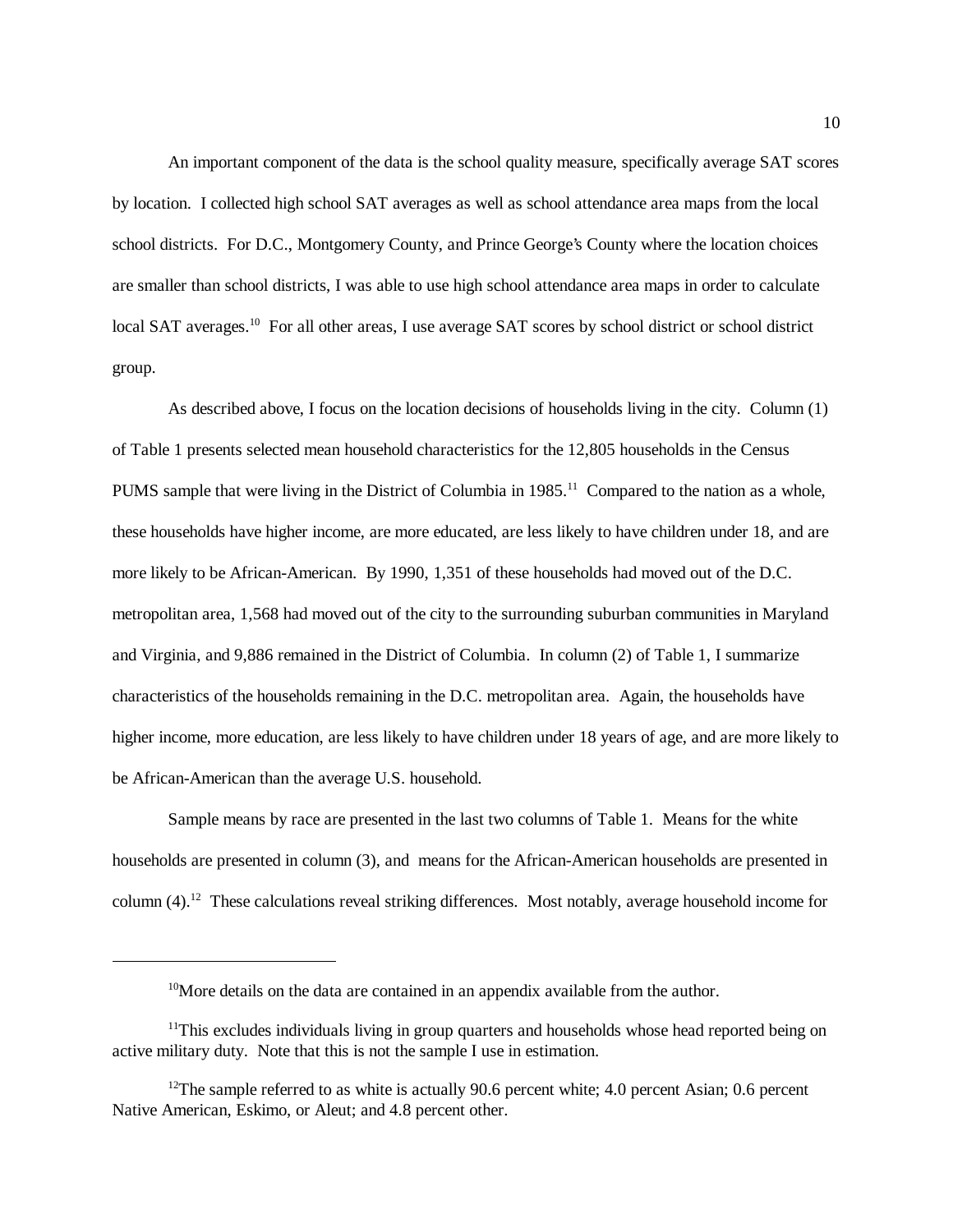An important component of the data is the school quality measure, specifically average SAT scores by location. I collected high school SAT averages as well as school attendance area maps from the local school districts. For D.C., Montgomery County, and Prince George's County where the location choices are smaller than school districts, I was able to use high school attendance area maps in order to calculate local SAT averages.[10] For all other areas, I use average SAT scores by school district or school district group.

As described above, I focus on the location decisions of households living in the city. Column (1) of Table 1 presents selected mean household characteristics for the 12,805 households in the Census PUMS sample that were living in the District of Columbia in 1985.[11] Compared to the nation as a whole, these households have higher income, are more educated, are less likely to have children under 18, and are more likely to be African-American. By 1990, 1,351 of these households had moved out of the D.C. metropolitan area, 1,568 had moved out of the city to the surrounding suburban communities in Maryland and Virginia, and 9,886 remained in the District of Columbia. In column (2) of Table 1, I summarize characteristics of the households remaining in the D.C. metropolitan area. Again, the households have higher income, more education, are less likely to have children under 18 years of age, and are more likely to be African-American than the average U.S. household.

Sample means by race are presented in the last two columns of Table 1. Means for the white households are presented in column (3), and means for the African-American households are presented in column (4).[12] These calculations reveal striking differences. Most notably, average household income for

---

[10] More details on the data are contained in an appendix available from the author.

[11] This excludes individuals living in group quarters and households whose head reported being on active military duty. Note that this is not the sample I use in estimation.

[12] The sample referred to as white is actually 90.6 percent white; 4.0 percent Asian; 0.6 percent Native American, Eskimo, or Aleut; and 4.8 percent other.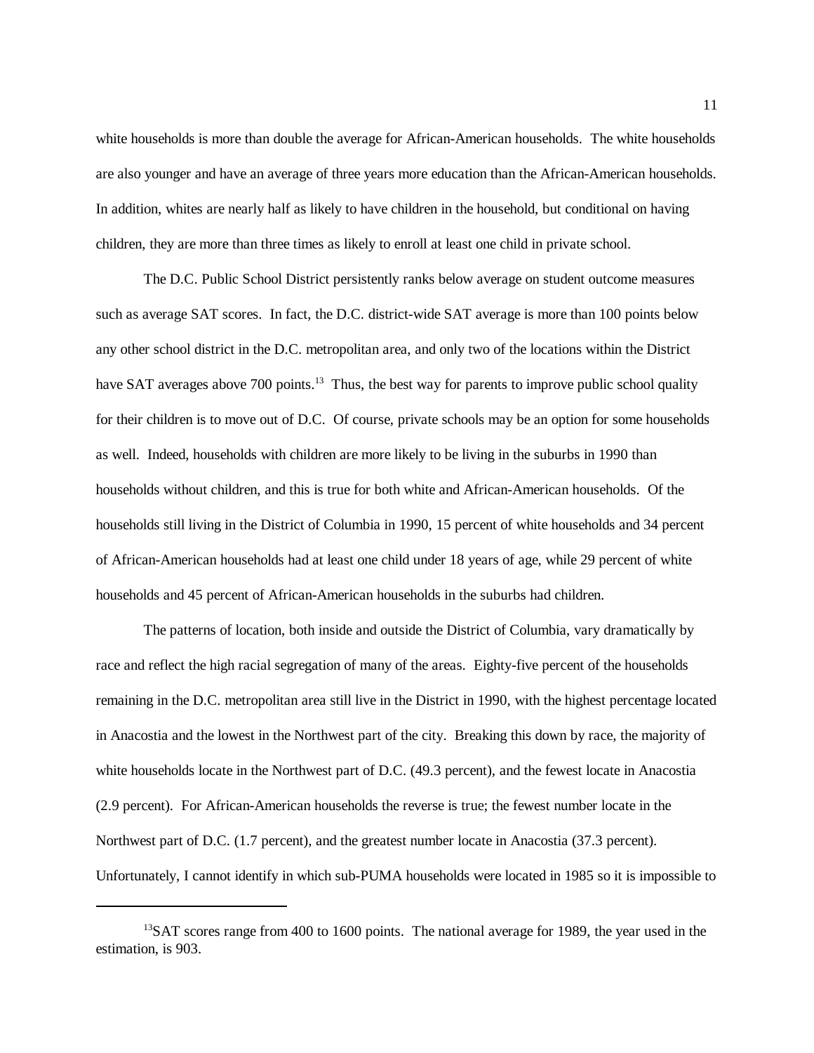white households is more than double the average for African-American households. The white households are also younger and have an average of three years more education than the African-American households. In addition, whites are nearly half as likely to have children in the household, but conditional on having children, they are more than three times as likely to enroll at least one child in private school.

The D.C. Public School District persistently ranks below average on student outcome measures such as average SAT scores. In fact, the D.C. district-wide SAT average is more than 100 points below any other school district in the D.C. metropolitan area, and only two of the locations within the District have SAT averages above 700 points.[13] Thus, the best way for parents to improve public school quality for their children is to move out of D.C. Of course, private schools may be an option for some households as well. Indeed, households with children are more likely to be living in the suburbs in 1990 than households without children, and this is true for both white and African-American households. Of the households still living in the District of Columbia in 1990, 15 percent of white households and 34 percent of African-American households had at least one child under 18 years of age, while 29 percent of white households and 45 percent of African-American households in the suburbs had children.

The patterns of location, both inside and outside the District of Columbia, vary dramatically by race and reflect the high racial segregation of many of the areas. Eighty-five percent of the households remaining in the D.C. metropolitan area still live in the District in 1990, with the highest percentage located in Anacostia and the lowest in the Northwest part of the city. Breaking this down by race, the majority of white households locate in the Northwest part of D.C. (49.3 percent), and the fewest locate in Anacostia (2.9 percent). For African-American households the reverse is true; the fewest number locate in the Northwest part of D.C. (1.7 percent), and the greatest number locate in Anacostia (37.3 percent). Unfortunately, I cannot identify in which sub-PUMA households were located in 1985 so it is impossible to

[13]SAT scores range from 400 to 1600 points. The national average for 1989, the year used in the estimation, is 903.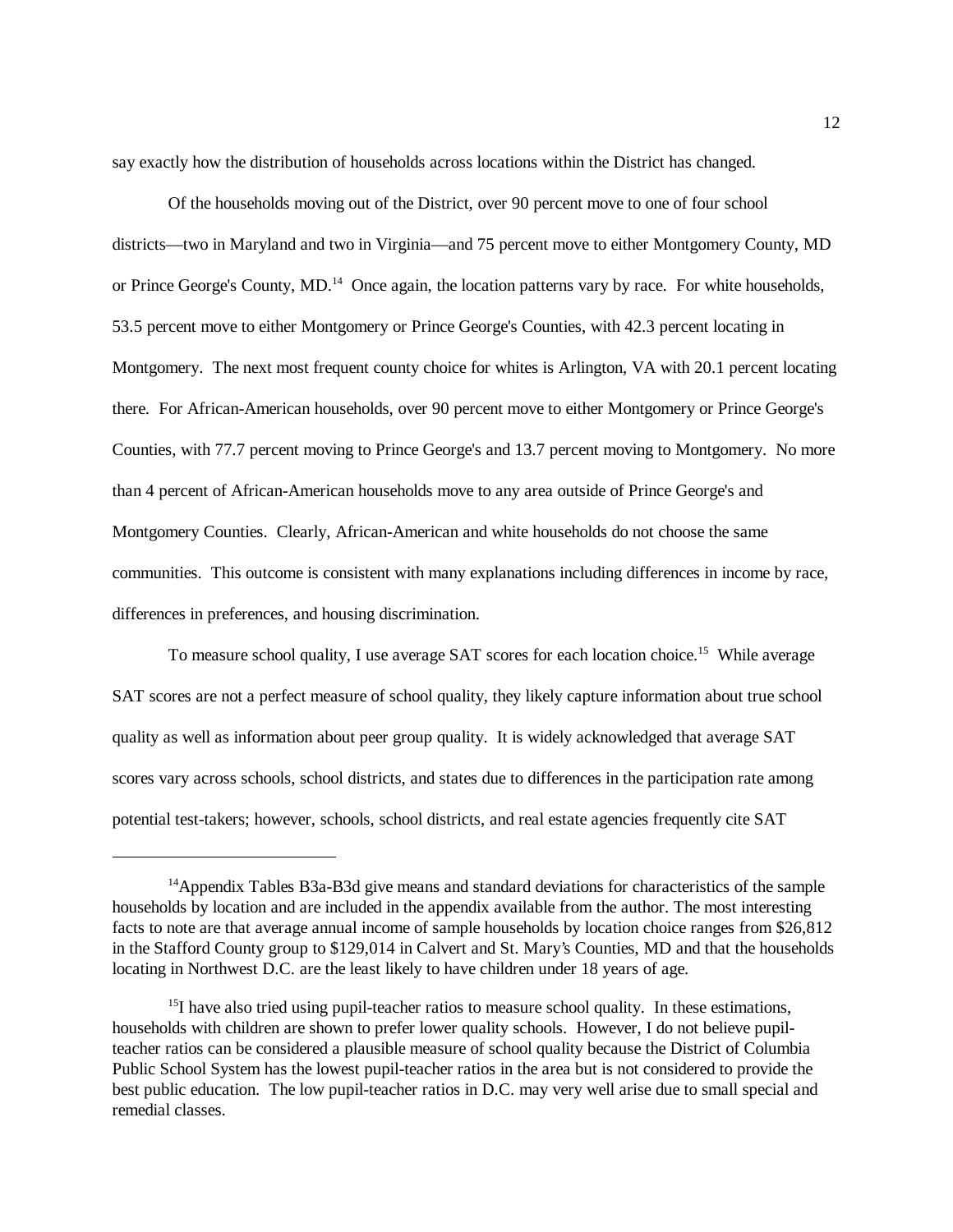say exactly how the distribution of households across locations within the District has changed.

Of the households moving out of the District, over 90 percent move to one of four school districts—two in Maryland and two in Virginia—and 75 percent move to either Montgomery County, MD or Prince George's County, MD.[14] Once again, the location patterns vary by race. For white households, 53.5 percent move to either Montgomery or Prince George's Counties, with 42.3 percent locating in Montgomery. The next most frequent county choice for whites is Arlington, VA with 20.1 percent locating there. For African-American households, over 90 percent move to either Montgomery or Prince George's Counties, with 77.7 percent moving to Prince George's and 13.7 percent moving to Montgomery. No more than 4 percent of African-American households move to any area outside of Prince George's and Montgomery Counties. Clearly, African-American and white households do not choose the same communities. This outcome is consistent with many explanations including differences in income by race, differences in preferences, and housing discrimination.

To measure school quality, I use average SAT scores for each location choice.[15] While average SAT scores are not a perfect measure of school quality, they likely capture information about true school quality as well as information about peer group quality. It is widely acknowledged that average SAT scores vary across schools, school districts, and states due to differences in the participation rate among potential test-takers; however, schools, school districts, and real estate agencies frequently cite SAT

---

[14] Appendix Tables B3a-B3d give means and standard deviations for characteristics of the sample households by location and are included in the appendix available from the author. The most interesting facts to note are that average annual income of sample households by location choice ranges from $26,812 in the Stafford County group to $129,014 in Calvert and St. Mary's Counties, MD and that the households locating in Northwest D.C. are the least likely to have children under 18 years of age.

[15] I have also tried using pupil-teacher ratios to measure school quality. In these estimations, households with children are shown to prefer lower quality schools. However, I do not believe pupil-teacher ratios can be considered a plausible measure of school quality because the District of Columbia Public School System has the lowest pupil-teacher ratios in the area but is not considered to provide the best public education. The low pupil-teacher ratios in D.C. may very well arise due to small special and remedial classes.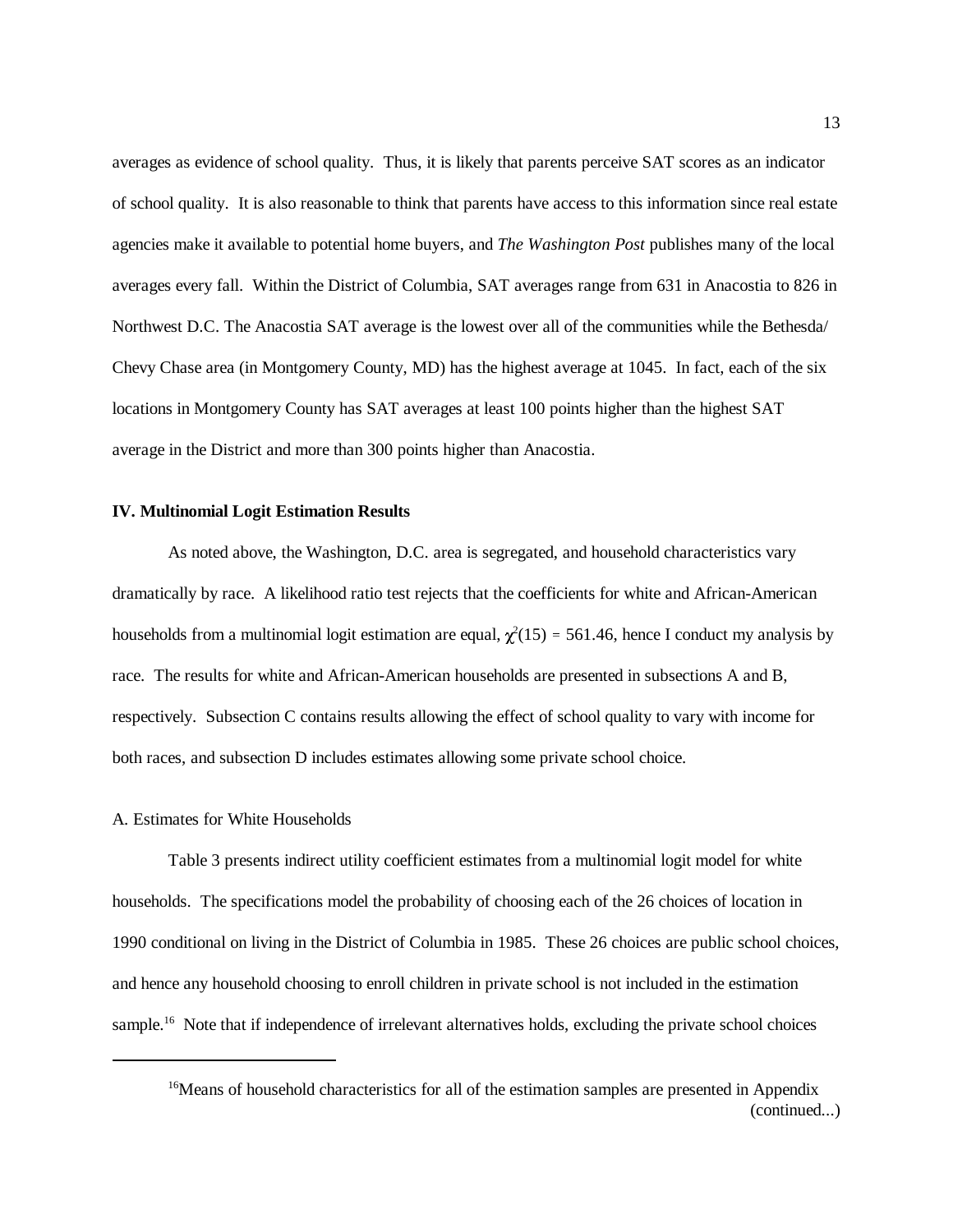averages as evidence of school quality. Thus, it is likely that parents perceive SAT scores as an indicator of school quality. It is also reasonable to think that parents have access to this information since real estate agencies make it available to potential home buyers, and *The Washington Post* publishes many of the local averages every fall. Within the District of Columbia, SAT averages range from 631 in Anacostia to 826 in Northwest D.C. The Anacostia SAT average is the lowest over all of the communities while the Bethesda/Chevy Chase area (in Montgomery County, MD) has the highest average at 1045. In fact, each of the six locations in Montgomery County has SAT averages at least 100 points higher than the highest SAT average in the District and more than 300 points higher than Anacostia.

## IV. Multinomial Logit Estimation Results

As noted above, the Washington, D.C. area is segregated, and household characteristics vary dramatically by race. A likelihood ratio test rejects that the coefficients for white and African-American households from a multinomial logit estimation are equal, $\chi^2(15) = 561.46$, hence I conduct my analysis by race. The results for white and African-American households are presented in subsections A and B, respectively. Subsection C contains results allowing the effect of school quality to vary with income for both races, and subsection D includes estimates allowing some private school choice.

### A. Estimates for White Households

Table 3 presents indirect utility coefficient estimates from a multinomial logit model for white households. The specifications model the probability of choosing each of the 26 choices of location in 1990 conditional on living in the District of Columbia in 1985. These 26 choices are public school choices, and hence any household choosing to enroll children in private school is not included in the estimation sample.[16] Note that if independence of irrelevant alternatives holds, excluding the private school choices

[16] Means of household characteristics for all of the estimation samples are presented in Appendix (continued...)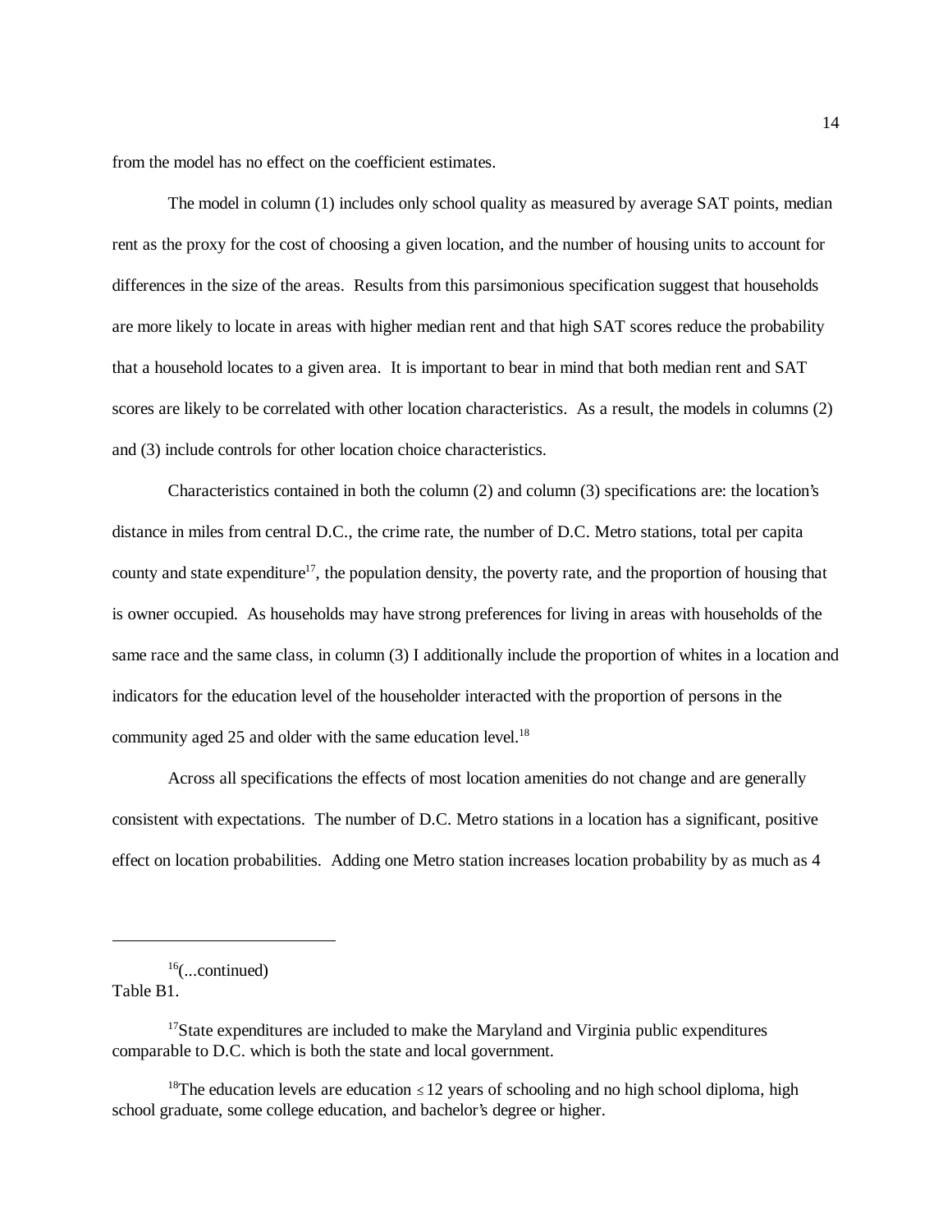from the model has no effect on the coefficient estimates.

The model in column (1) includes only school quality as measured by average SAT points, median rent as the proxy for the cost of choosing a given location, and the number of housing units to account for differences in the size of the areas. Results from this parsimonious specification suggest that households are more likely to locate in areas with higher median rent and that high SAT scores reduce the probability that a household locates to a given area. It is important to bear in mind that both median rent and SAT scores are likely to be correlated with other location characteristics. As a result, the models in columns (2) and (3) include controls for other location choice characteristics.

Characteristics contained in both the column (2) and column (3) specifications are: the location's distance in miles from central D.C., the crime rate, the number of D.C. Metro stations, total per capita county and state expenditure[17], the population density, the poverty rate, and the proportion of housing that is owner occupied. As households may have strong preferences for living in areas with households of the same race and the same class, in column (3) I additionally include the proportion of whites in a location and indicators for the education level of the householder interacted with the proportion of persons in the community aged 25 and older with the same education level.[18]

Across all specifications the effects of most location amenities do not change and are generally consistent with expectations. The number of D.C. Metro stations in a location has a significant, positive effect on location probabilities. Adding one Metro station increases location probability by as much as 4

---

[16](...continued)
Table B1.

[17]State expenditures are included to make the Maryland and Virginia public expenditures comparable to D.C. which is both the state and local government.

[18]The education levels are education $\leq 12$ years of schooling and no high school diploma, high school graduate, some college education, and bachelor's degree or higher.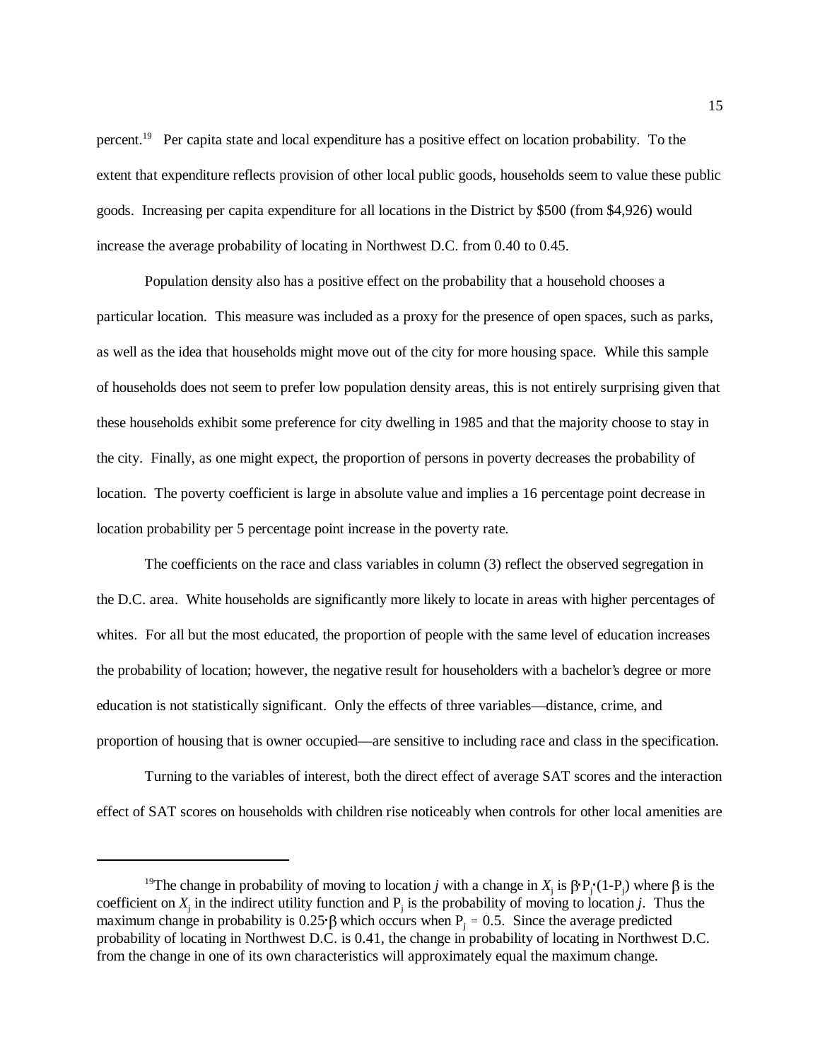percent.[19] Per capita state and local expenditure has a positive effect on location probability. To the extent that expenditure reflects provision of other local public goods, households seem to value these public goods. Increasing per capita expenditure for all locations in the District by \$500 (from \$4,926) would increase the average probability of locating in Northwest D.C. from 0.40 to 0.45.

Population density also has a positive effect on the probability that a household chooses a particular location. This measure was included as a proxy for the presence of open spaces, such as parks, as well as the idea that households might move out of the city for more housing space. While this sample of households does not seem to prefer low population density areas, this is not entirely surprising given that these households exhibit some preference for city dwelling in 1985 and that the majority choose to stay in the city. Finally, as one might expect, the proportion of persons in poverty decreases the probability of location. The poverty coefficient is large in absolute value and implies a 16 percentage point decrease in location probability per 5 percentage point increase in the poverty rate.

The coefficients on the race and class variables in column (3) reflect the observed segregation in the D.C. area. White households are significantly more likely to locate in areas with higher percentages of whites. For all but the most educated, the proportion of people with the same level of education increases the probability of location; however, the negative result for householders with a bachelor's degree or more education is not statistically significant. Only the effects of three variables—distance, crime, and proportion of housing that is owner occupied—are sensitive to including race and class in the specification.

Turning to the variables of interest, both the direct effect of average SAT scores and the interaction effect of SAT scores on households with children rise noticeably when controls for other local amenities are

---

[19] The change in probability of moving to location $j$ with a change in $X_j$ is $\beta \cdot P_j \cdot (1-P_j)$ where $\beta$ is the coefficient on $X_j$ in the indirect utility function and $P_j$ is the probability of moving to location $j$. Thus the maximum change in probability is $0.25 \cdot \beta$ which occurs when $P_j = 0.5$. Since the average predicted probability of locating in Northwest D.C. is 0.41, the change in probability of locating in Northwest D.C. from the change in one of its own characteristics will approximately equal the maximum change.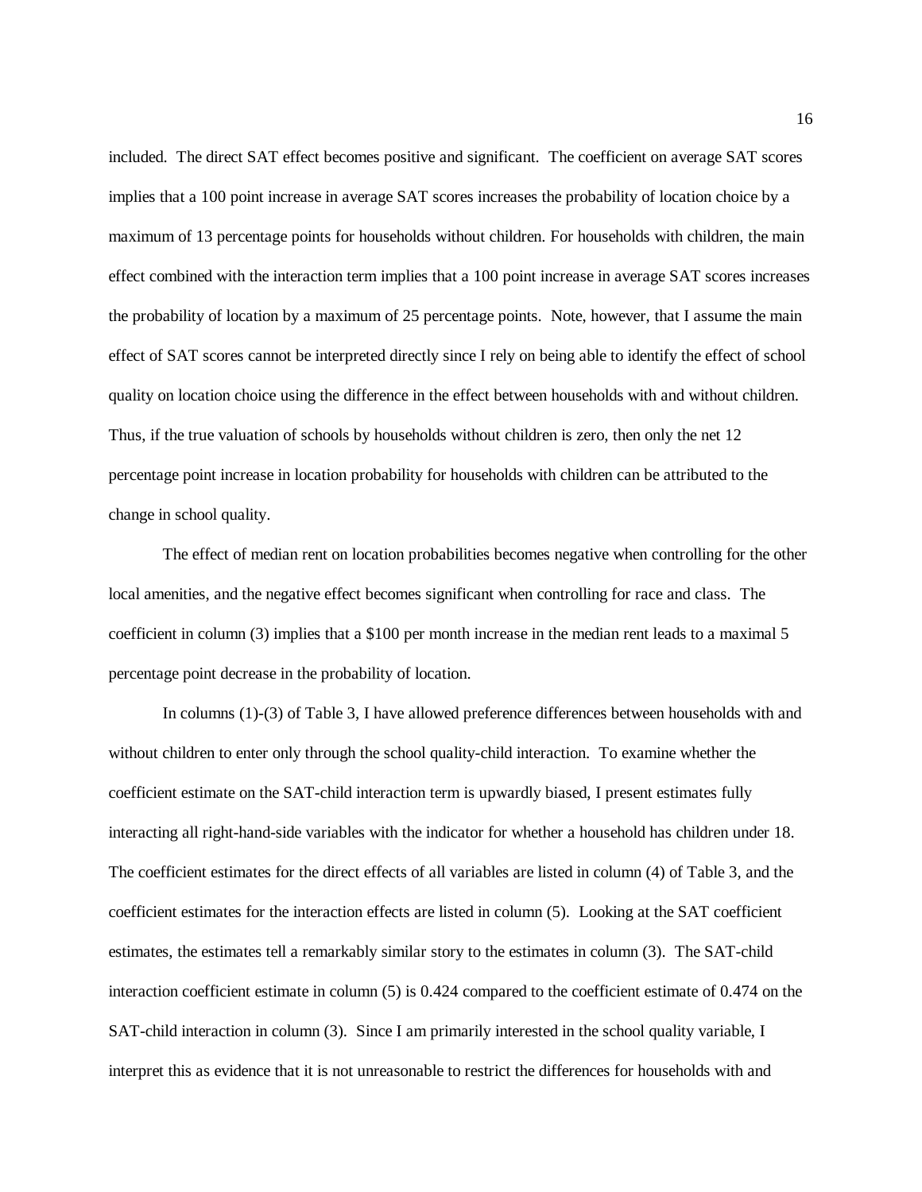included. The direct SAT effect becomes positive and significant. The coefficient on average SAT scores implies that a 100 point increase in average SAT scores increases the probability of location choice by a maximum of 13 percentage points for households without children. For households with children, the main effect combined with the interaction term implies that a 100 point increase in average SAT scores increases the probability of location by a maximum of 25 percentage points. Note, however, that I assume the main effect of SAT scores cannot be interpreted directly since I rely on being able to identify the effect of school quality on location choice using the difference in the effect between households with and without children. Thus, if the true valuation of schools by households without children is zero, then only the net 12 percentage point increase in location probability for households with children can be attributed to the change in school quality.

The effect of median rent on location probabilities becomes negative when controlling for the other local amenities, and the negative effect becomes significant when controlling for race and class. The coefficient in column (3) implies that a $100 per month increase in the median rent leads to a maximal 5 percentage point decrease in the probability of location.

In columns (1)-(3) of Table 3, I have allowed preference differences between households with and without children to enter only through the school quality-child interaction. To examine whether the coefficient estimate on the SAT-child interaction term is upwardly biased, I present estimates fully interacting all right-hand-side variables with the indicator for whether a household has children under 18. The coefficient estimates for the direct effects of all variables are listed in column (4) of Table 3, and the coefficient estimates for the interaction effects are listed in column (5). Looking at the SAT coefficient estimates, the estimates tell a remarkably similar story to the estimates in column (3). The SAT-child interaction coefficient estimate in column (5) is 0.424 compared to the coefficient estimate of 0.474 on the SAT-child interaction in column (3). Since I am primarily interested in the school quality variable, I interpret this as evidence that it is not unreasonable to restrict the differences for households with and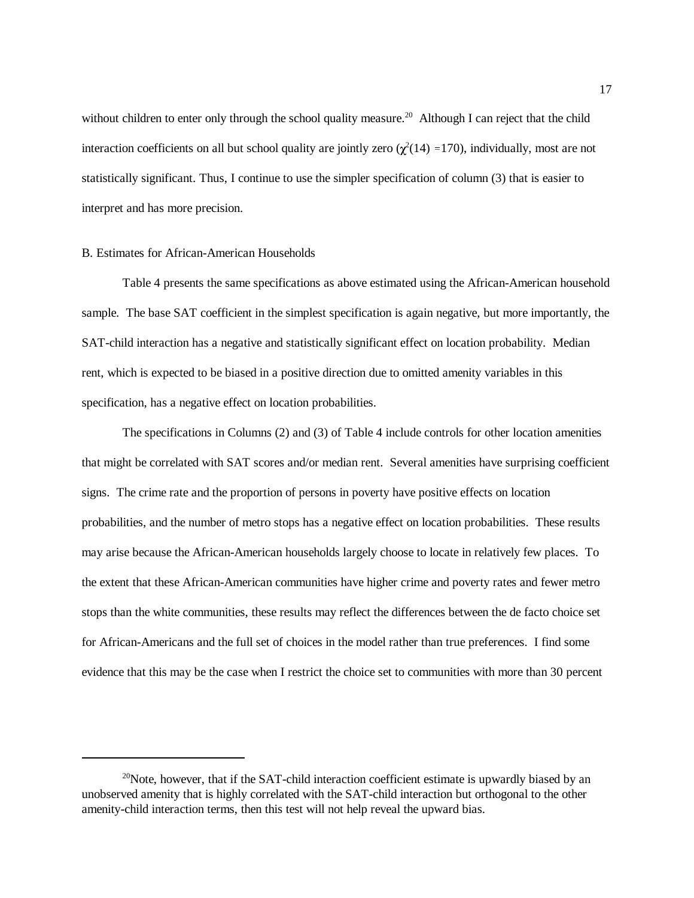without children to enter only through the school quality measure.[20] Although I can reject that the child interaction coefficients on all but school quality are jointly zero ($\chi^2(14) = 170$), individually, most are not statistically significant. Thus, I continue to use the simpler specification of column (3) that is easier to interpret and has more precision.

B. Estimates for African-American Households

Table 4 presents the same specifications as above estimated using the African-American household sample. The base SAT coefficient in the simplest specification is again negative, but more importantly, the SAT-child interaction has a negative and statistically significant effect on location probability. Median rent, which is expected to be biased in a positive direction due to omitted amenity variables in this specification, has a negative effect on location probabilities.

The specifications in Columns (2) and (3) of Table 4 include controls for other location amenities that might be correlated with SAT scores and/or median rent. Several amenities have surprising coefficient signs. The crime rate and the proportion of persons in poverty have positive effects on location probabilities, and the number of metro stops has a negative effect on location probabilities. These results may arise because the African-American households largely choose to locate in relatively few places. To the extent that these African-American communities have higher crime and poverty rates and fewer metro stops than the white communities, these results may reflect the differences between the de facto choice set for African-Americans and the full set of choices in the model rather than true preferences. I find some evidence that this may be the case when I restrict the choice set to communities with more than 30 percent

[20]Note, however, that if the SAT-child interaction coefficient estimate is upwardly biased by an unobserved amenity that is highly correlated with the SAT-child interaction but orthogonal to the other amenity-child interaction terms, then this test will not help reveal the upward bias.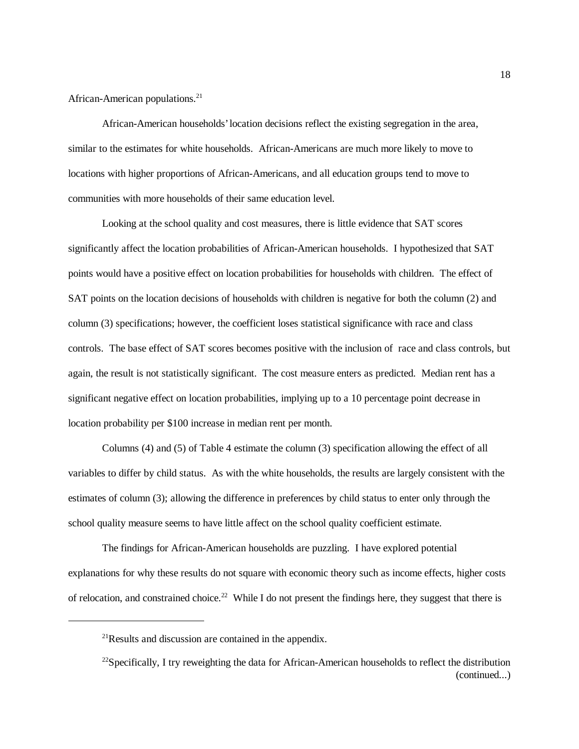African-American populations.[21]

African-American households' location decisions reflect the existing segregation in the area, similar to the estimates for white households. African-Americans are much more likely to move to locations with higher proportions of African-Americans, and all education groups tend to move to communities with more households of their same education level.

Looking at the school quality and cost measures, there is little evidence that SAT scores significantly affect the location probabilities of African-American households. I hypothesized that SAT points would have a positive effect on location probabilities for households with children. The effect of SAT points on the location decisions of households with children is negative for both the column (2) and column (3) specifications; however, the coefficient loses statistical significance with race and class controls. The base effect of SAT scores becomes positive with the inclusion of race and class controls, but again, the result is not statistically significant. The cost measure enters as predicted. Median rent has a significant negative effect on location probabilities, implying up to a 10 percentage point decrease in location probability per $100 increase in median rent per month.

Columns (4) and (5) of Table 4 estimate the column (3) specification allowing the effect of all variables to differ by child status. As with the white households, the results are largely consistent with the estimates of column (3); allowing the difference in preferences by child status to enter only through the school quality measure seems to have little affect on the school quality coefficient estimate.

The findings for African-American households are puzzling. I have explored potential explanations for why these results do not square with economic theory such as income effects, higher costs of relocation, and constrained choice.[22] While I do not present the findings here, they suggest that there is

---

[21]Results and discussion are contained in the appendix.

[22]Specifically, I try reweighting the data for African-American households to reflect the distribution (continued...)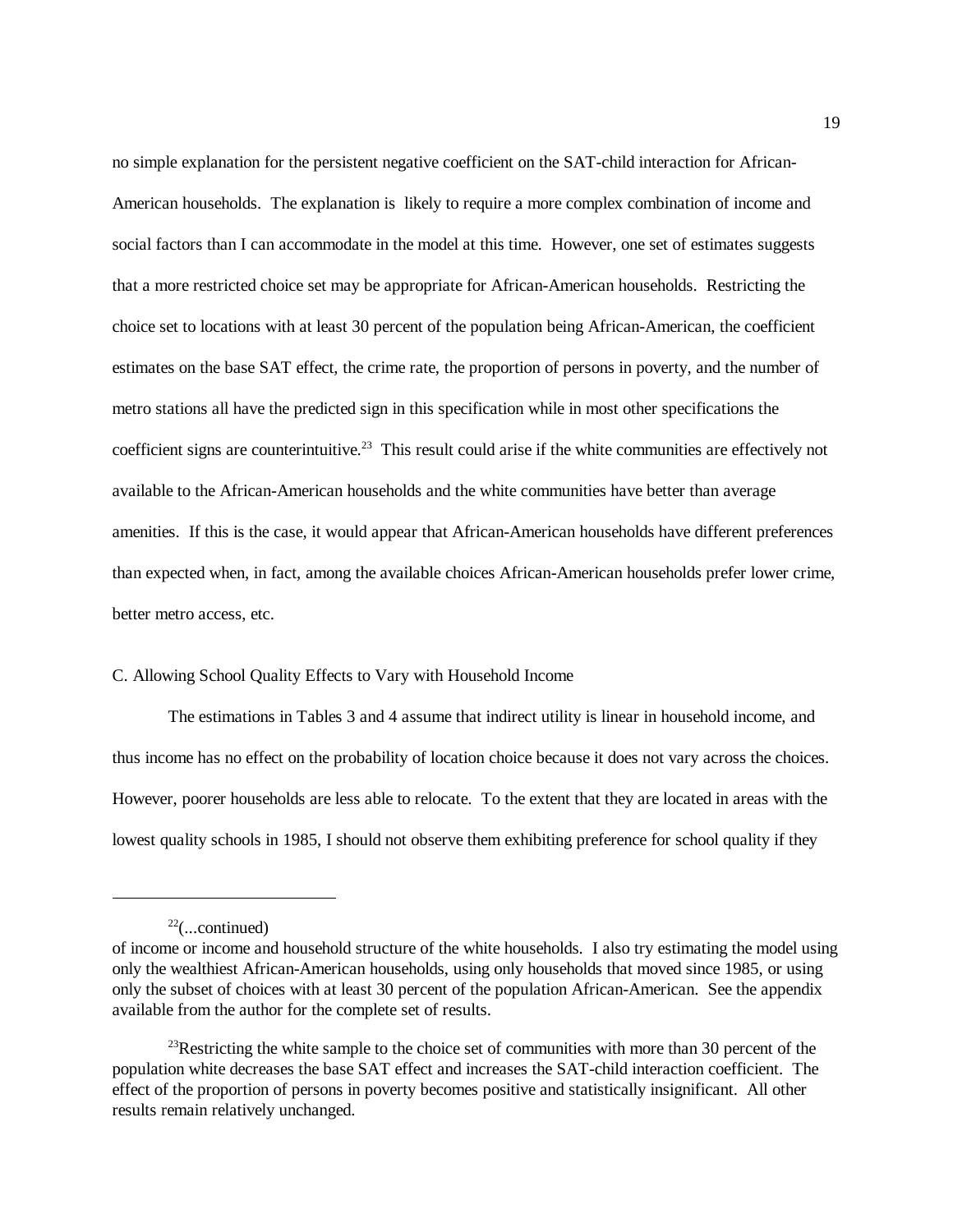no simple explanation for the persistent negative coefficient on the SAT-child interaction for African-American households. The explanation is likely to require a more complex combination of income and social factors than I can accommodate in the model at this time. However, one set of estimates suggests that a more restricted choice set may be appropriate for African-American households. Restricting the choice set to locations with at least 30 percent of the population being African-American, the coefficient estimates on the base SAT effect, the crime rate, the proportion of persons in poverty, and the number of metro stations all have the predicted sign in this specification while in most other specifications the coefficient signs are counterintuitive.[23] This result could arise if the white communities are effectively not available to the African-American households and the white communities have better than average amenities. If this is the case, it would appear that African-American households have different preferences than expected when, in fact, among the available choices African-American households prefer lower crime, better metro access, etc.

C. Allowing School Quality Effects to Vary with Household Income

The estimations in Tables 3 and 4 assume that indirect utility is linear in household income, and thus income has no effect on the probability of location choice because it does not vary across the choices. However, poorer households are less able to relocate. To the extent that they are located in areas with the lowest quality schools in 1985, I should not observe them exhibiting preference for school quality if they

---

[22](...continued)
of income or income and household structure of the white households. I also try estimating the model using only the wealthiest African-American households, using only households that moved since 1985, or using only the subset of choices with at least 30 percent of the population African-American. See the appendix available from the author for the complete set of results.

[23]Restricting the white sample to the choice set of communities with more than 30 percent of the population white decreases the base SAT effect and increases the SAT-child interaction coefficient. The effect of the proportion of persons in poverty becomes positive and statistically insignificant. All other results remain relatively unchanged.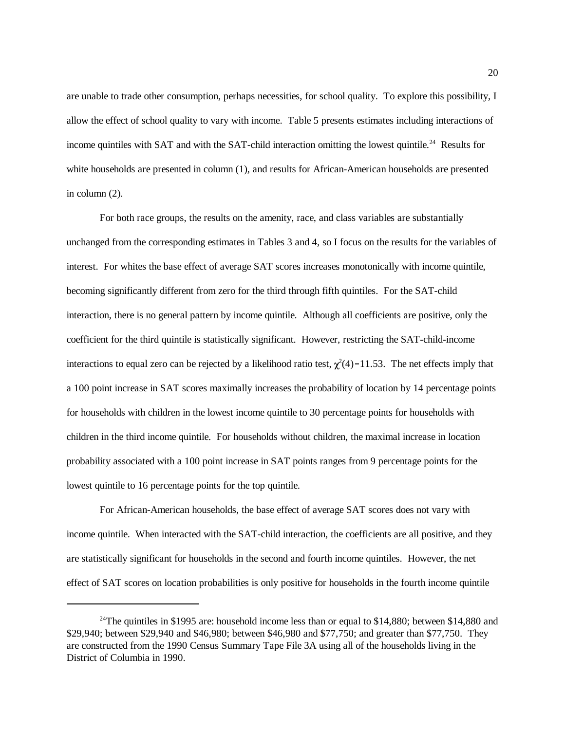are unable to trade other consumption, perhaps necessities, for school quality. To explore this possibility, I allow the effect of school quality to vary with income. Table 5 presents estimates including interactions of income quintiles with SAT and with the SAT-child interaction omitting the lowest quintile.[24] Results for white households are presented in column (1), and results for African-American households are presented in column (2).

For both race groups, the results on the amenity, race, and class variables are substantially unchanged from the corresponding estimates in Tables 3 and 4, so I focus on the results for the variables of interest. For whites the base effect of average SAT scores increases monotonically with income quintile, becoming significantly different from zero for the third through fifth quintiles. For the SAT-child interaction, there is no general pattern by income quintile. Although all coefficients are positive, only the coefficient for the third quintile is statistically significant. However, restricting the SAT-child-income interactions to equal zero can be rejected by a likelihood ratio test, $\chi^2(4)=11.53$. The net effects imply that a 100 point increase in SAT scores maximally increases the probability of location by 14 percentage points for households with children in the lowest income quintile to 30 percentage points for households with children in the third income quintile. For households without children, the maximal increase in location probability associated with a 100 point increase in SAT points ranges from 9 percentage points for the lowest quintile to 16 percentage points for the top quintile.

For African-American households, the base effect of average SAT scores does not vary with income quintile. When interacted with the SAT-child interaction, the coefficients are all positive, and they are statistically significant for households in the second and fourth income quintiles. However, the net effect of SAT scores on location probabilities is only positive for households in the fourth income quintile

[24] The quintiles in \$1995 are: household income less than or equal to \$14,880; between \$14,880 and \$29,940; between \$29,940 and \$46,980; between \$46,980 and \$77,750; and greater than \$77,750. They are constructed from the 1990 Census Summary Tape File 3A using all of the households living in the District of Columbia in 1990.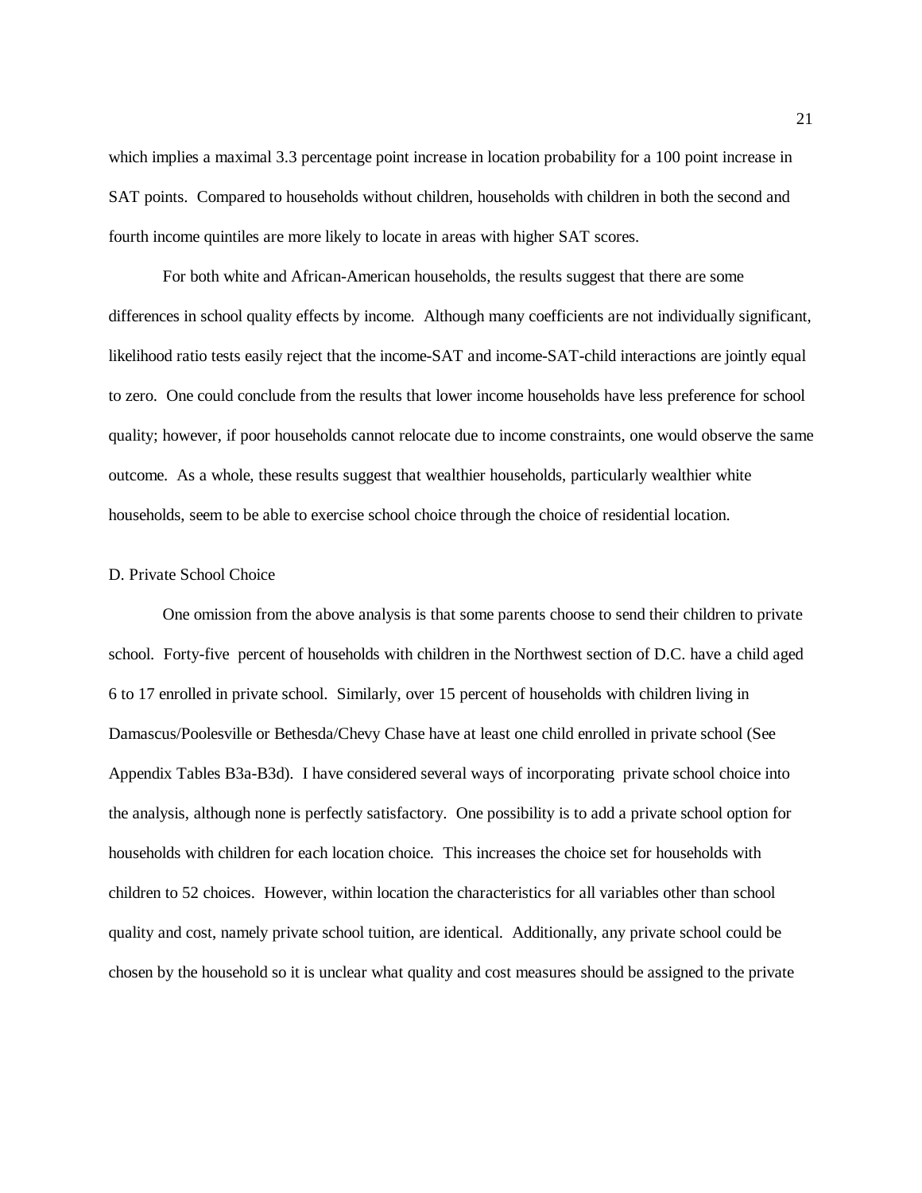which implies a maximal 3.3 percentage point increase in location probability for a 100 point increase in SAT points. Compared to households without children, households with children in both the second and fourth income quintiles are more likely to locate in areas with higher SAT scores.

For both white and African-American households, the results suggest that there are some differences in school quality effects by income. Although many coefficients are not individually significant, likelihood ratio tests easily reject that the income-SAT and income-SAT-child interactions are jointly equal to zero. One could conclude from the results that lower income households have less preference for school quality; however, if poor households cannot relocate due to income constraints, one would observe the same outcome. As a whole, these results suggest that wealthier households, particularly wealthier white households, seem to be able to exercise school choice through the choice of residential location.

### D. Private School Choice

One omission from the above analysis is that some parents choose to send their children to private school. Forty-five percent of households with children in the Northwest section of D.C. have a child aged 6 to 17 enrolled in private school. Similarly, over 15 percent of households with children living in Damascus/Poolesville or Bethesda/Chevy Chase have at least one child enrolled in private school (See Appendix Tables B3a-B3d). I have considered several ways of incorporating private school choice into the analysis, although none is perfectly satisfactory. One possibility is to add a private school option for households with children for each location choice. This increases the choice set for households with children to 52 choices. However, within location the characteristics for all variables other than school quality and cost, namely private school tuition, are identical. Additionally, any private school could be chosen by the household so it is unclear what quality and cost measures should be assigned to the private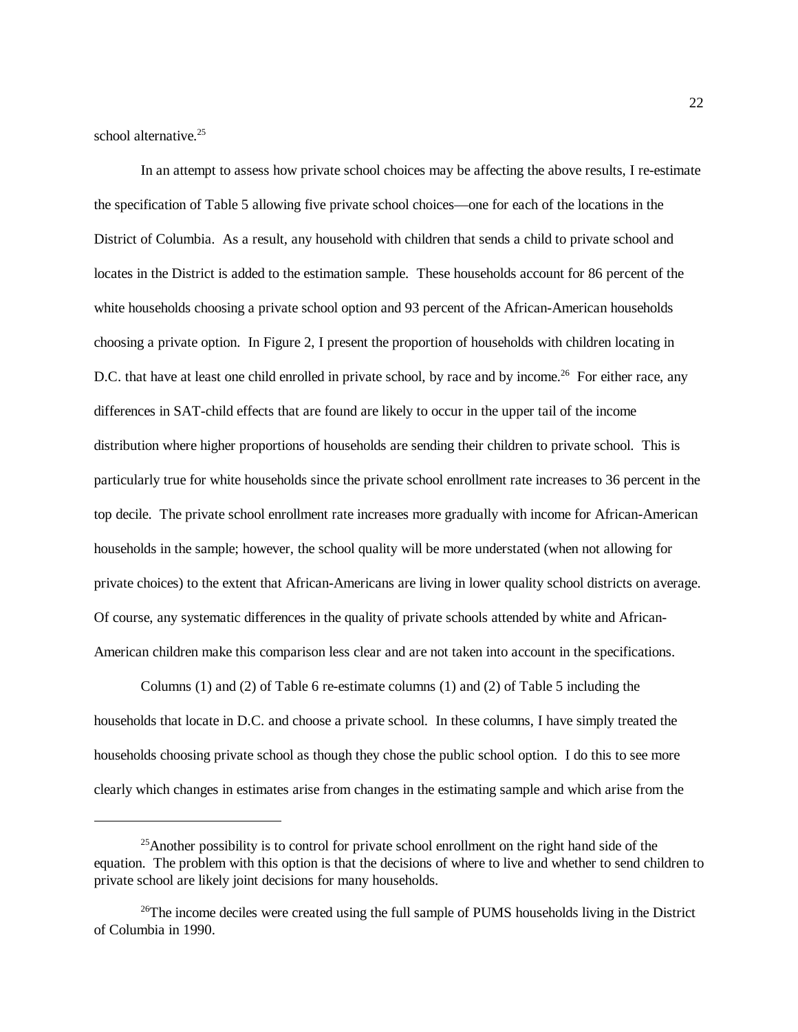school alternative.[25]

In an attempt to assess how private school choices may be affecting the above results, I re-estimate the specification of Table 5 allowing five private school choices—one for each of the locations in the District of Columbia. As a result, any household with children that sends a child to private school and locates in the District is added to the estimation sample. These households account for 86 percent of the white households choosing a private school option and 93 percent of the African-American households choosing a private option. In Figure 2, I present the proportion of households with children locating in D.C. that have at least one child enrolled in private school, by race and by income.[26] For either race, any differences in SAT-child effects that are found are likely to occur in the upper tail of the income distribution where higher proportions of households are sending their children to private school. This is particularly true for white households since the private school enrollment rate increases to 36 percent in the top decile. The private school enrollment rate increases more gradually with income for African-American households in the sample; however, the school quality will be more understated (when not allowing for private choices) to the extent that African-Americans are living in lower quality school districts on average. Of course, any systematic differences in the quality of private schools attended by white and African-American children make this comparison less clear and are not taken into account in the specifications.

Columns (1) and (2) of Table 6 re-estimate columns (1) and (2) of Table 5 including the households that locate in D.C. and choose a private school. In these columns, I have simply treated the households choosing private school as though they chose the public school option. I do this to see more clearly which changes in estimates arise from changes in the estimating sample and which arise from the

---

[25] Another possibility is to control for private school enrollment on the right hand side of the equation. The problem with this option is that the decisions of where to live and whether to send children to private school are likely joint decisions for many households.

[26] The income deciles were created using the full sample of PUMS households living in the District of Columbia in 1990.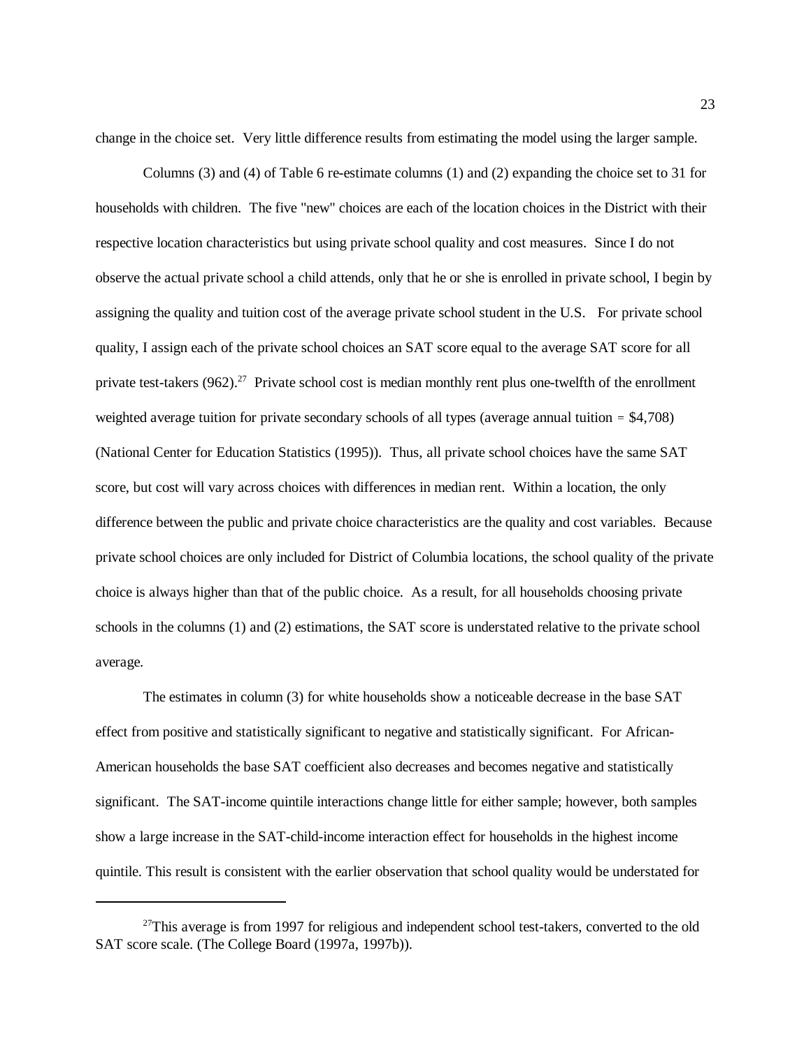change in the choice set. Very little difference results from estimating the model using the larger sample.

Columns (3) and (4) of Table 6 re-estimate columns (1) and (2) expanding the choice set to 31 for households with children. The five "new" choices are each of the location choices in the District with their respective location characteristics but using private school quality and cost measures. Since I do not observe the actual private school a child attends, only that he or she is enrolled in private school, I begin by assigning the quality and tuition cost of the average private school student in the U.S. For private school quality, I assign each of the private school choices an SAT score equal to the average SAT score for all private test-takers (962).[27] Private school cost is median monthly rent plus one-twelfth of the enrollment weighted average tuition for private secondary schools of all types (average annual tuition = $4,708) (National Center for Education Statistics (1995)). Thus, all private school choices have the same SAT score, but cost will vary across choices with differences in median rent. Within a location, the only difference between the public and private choice characteristics are the quality and cost variables. Because private school choices are only included for District of Columbia locations, the school quality of the private choice is always higher than that of the public choice. As a result, for all households choosing private schools in the columns (1) and (2) estimations, the SAT score is understated relative to the private school average.

The estimates in column (3) for white households show a noticeable decrease in the base SAT effect from positive and statistically significant to negative and statistically significant. For African-American households the base SAT coefficient also decreases and becomes negative and statistically significant. The SAT-income quintile interactions change little for either sample; however, both samples show a large increase in the SAT-child-income interaction effect for households in the highest income quintile. This result is consistent with the earlier observation that school quality would be understated for

[27] This average is from 1997 for religious and independent school test-takers, converted to the old SAT score scale. (The College Board (1997a, 1997b)).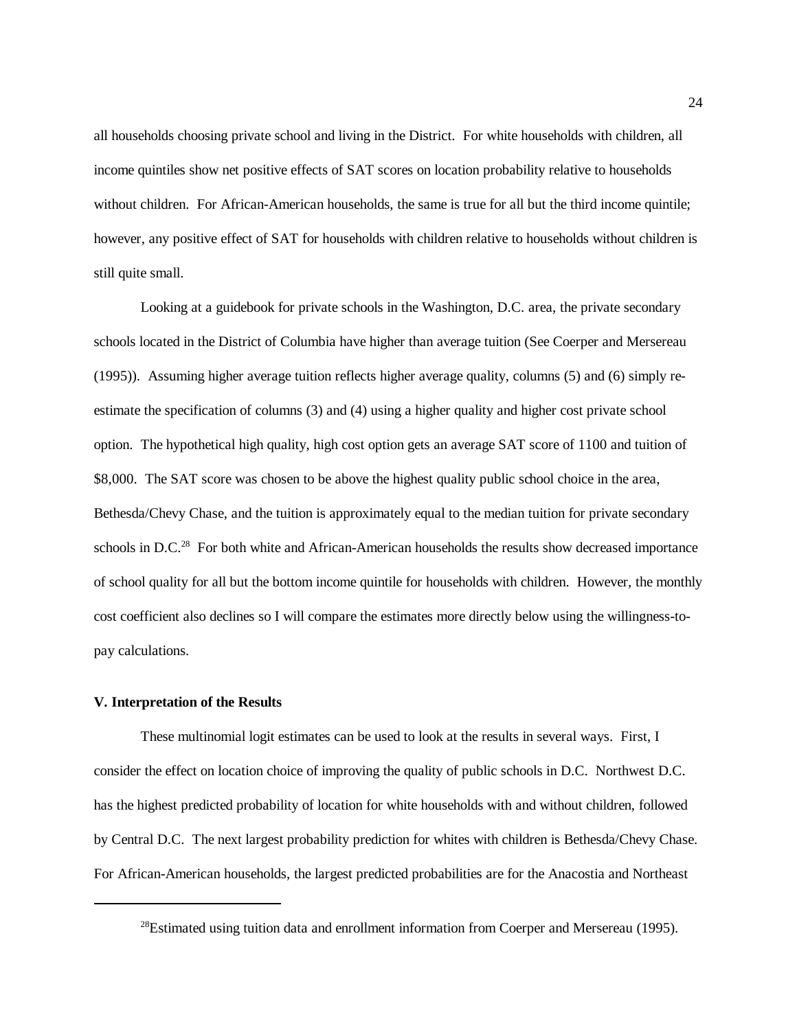all households choosing private school and living in the District. For white households with children, all income quintiles show net positive effects of SAT scores on location probability relative to households without children. For African-American households, the same is true for all but the third income quintile; however, any positive effect of SAT for households with children relative to households without children is still quite small.

Looking at a guidebook for private schools in the Washington, D.C. area, the private secondary schools located in the District of Columbia have higher than average tuition (See Coerper and Mersereau (1995)). Assuming higher average tuition reflects higher average quality, columns (5) and (6) simply re-estimate the specification of columns (3) and (4) using a higher quality and higher cost private school option. The hypothetical high quality, high cost option gets an average SAT score of 1100 and tuition of \$8,000. The SAT score was chosen to be above the highest quality public school choice in the area, Bethesda/Chevy Chase, and the tuition is approximately equal to the median tuition for private secondary schools in D.C.[28] For both white and African-American households the results show decreased importance of school quality for all but the bottom income quintile for households with children. However, the monthly cost coefficient also declines so I will compare the estimates more directly below using the willingness-to-pay calculations.

### V. Interpretation of the Results

These multinomial logit estimates can be used to look at the results in several ways. First, I consider the effect on location choice of improving the quality of public schools in D.C. Northwest D.C. has the highest predicted probability of location for white households with and without children, followed by Central D.C. The next largest probability prediction for whites with children is Bethesda/Chevy Chase. For African-American households, the largest predicted probabilities are for the Anacostia and Northeast

---

[28]Estimated using tuition data and enrollment information from Coerper and Mersereau (1995).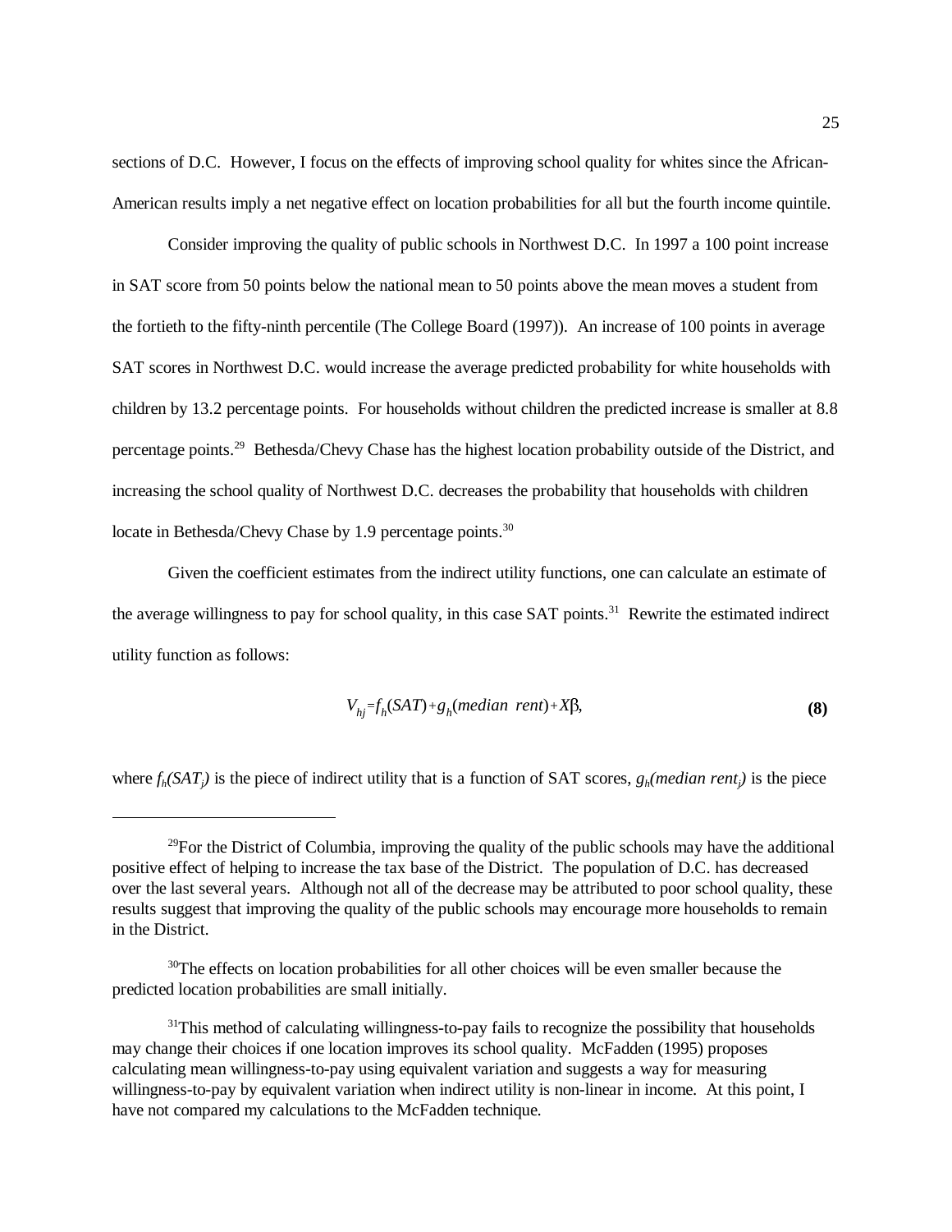sections of D.C. However, I focus on the effects of improving school quality for whites since the African-American results imply a net negative effect on location probabilities for all but the fourth income quintile.

Consider improving the quality of public schools in Northwest D.C. In 1997 a 100 point increase in SAT score from 50 points below the national mean to 50 points above the mean moves a student from the fortieth to the fifty-ninth percentile (The College Board (1997)). An increase of 100 points in average SAT scores in Northwest D.C. would increase the average predicted probability for white households with children by 13.2 percentage points. For households without children the predicted increase is smaller at 8.8 percentage points.[29] Bethesda/Chevy Chase has the highest location probability outside of the District, and increasing the school quality of Northwest D.C. decreases the probability that households with children locate in Bethesda/Chevy Chase by 1.9 percentage points.[30]

Given the coefficient estimates from the indirect utility functions, one can calculate an estimate of the average willingness to pay for school quality, in this case SAT points.[31] Rewrite the estimated indirect utility function as follows:

$$V_{hj} = f_h(SAT) + g_h(median\ \ rent) + X\beta, \tag{8}$$

where $f_h(SAT_j)$ is the piece of indirect utility that is a function of SAT scores, $g_h(median\ rent_j)$ is the piece

---

[29]For the District of Columbia, improving the quality of the public schools may have the additional positive effect of helping to increase the tax base of the District. The population of D.C. has decreased over the last several years. Although not all of the decrease may be attributed to poor school quality, these results suggest that improving the quality of the public schools may encourage more households to remain in the District.

[30]The effects on location probabilities for all other choices will be even smaller because the predicted location probabilities are small initially.

[31]This method of calculating willingness-to-pay fails to recognize the possibility that households may change their choices if one location improves its school quality. McFadden (1995) proposes calculating mean willingness-to-pay using equivalent variation and suggests a way for measuring willingness-to-pay by equivalent variation when indirect utility is non-linear in income. At this point, I have not compared my calculations to the McFadden technique.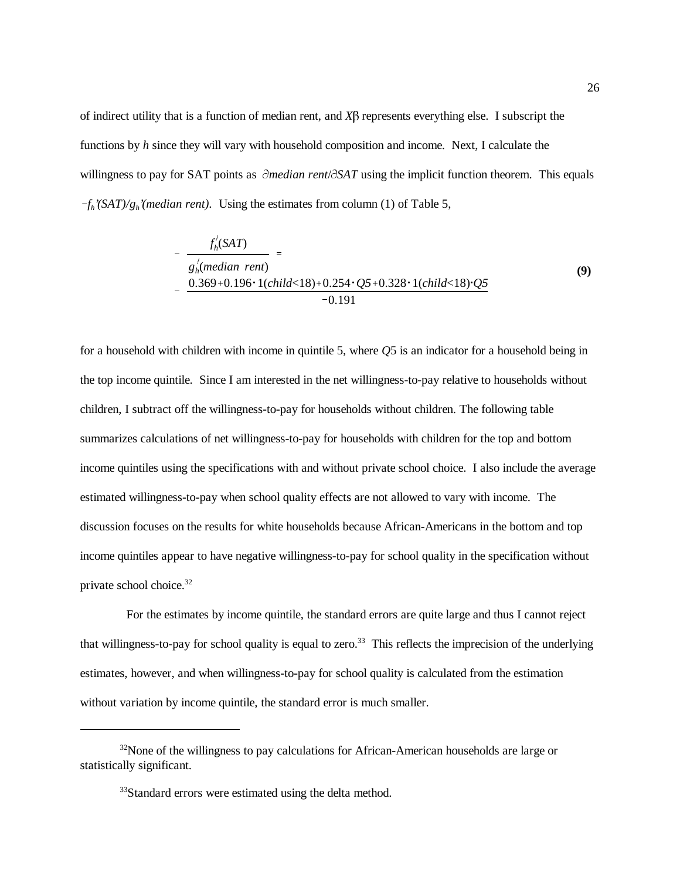of indirect utility that is a function of median rent, and $X\beta$ represents everything else. I subscript the functions by $h$ since they will vary with household composition and income. Next, I calculate the willingness to pay for SAT points as $\partial median\ rent/\partial SAT$ using the implicit function theorem. This equals $-f_h'(SAT)/g_h'(median\ rent)$. Using the estimates from column (1) of Table 5,

$$-\frac{f_h'(SAT)}{g_h'(median\ rent)} = -\frac{0.369+0.196\cdot 1(child<18)+0.254\cdot Q5+0.328\cdot 1(child<18)\cdot Q5}{-0.191} \qquad \textbf{(9)}$$

for a household with children with income in quintile 5, where $Q5$ is an indicator for a household being in the top income quintile. Since I am interested in the net willingness-to-pay relative to households without children, I subtract off the willingness-to-pay for households without children. The following table summarizes calculations of net willingness-to-pay for households with children for the top and bottom income quintiles using the specifications with and without private school choice. I also include the average estimated willingness-to-pay when school quality effects are not allowed to vary with income. The discussion focuses on the results for white households because African-Americans in the bottom and top income quintiles appear to have negative willingness-to-pay for school quality in the specification without private school choice.[32]

For the estimates by income quintile, the standard errors are quite large and thus I cannot reject that willingness-to-pay for school quality is equal to zero.[33] This reflects the imprecision of the underlying estimates, however, and when willingness-to-pay for school quality is calculated from the estimation without variation by income quintile, the standard error is much smaller.

---

[32]None of the willingness to pay calculations for African-American households are large or statistically significant.

[33]Standard errors were estimated using the delta method.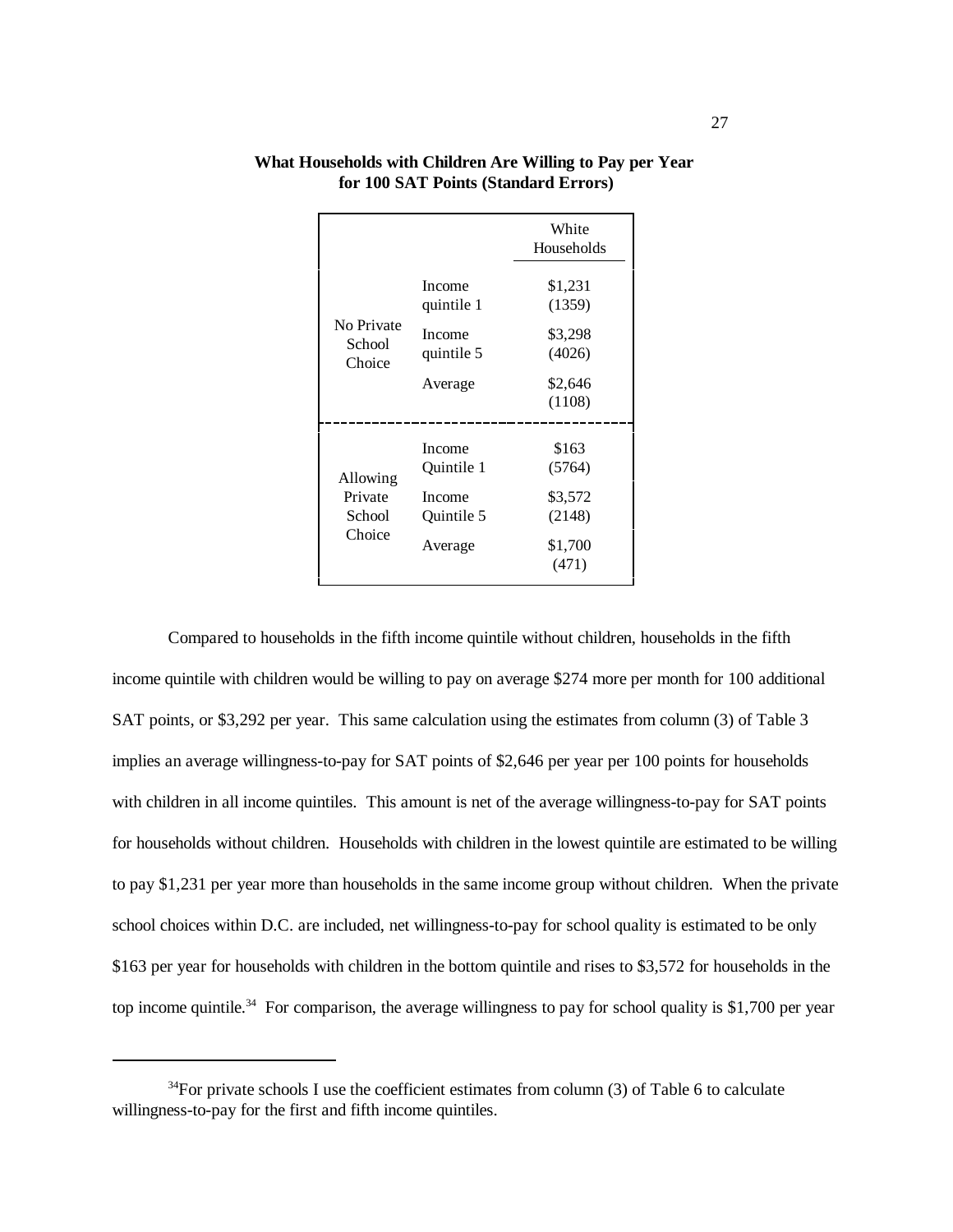**What Households with Children Are Willing to Pay per Year for 100 SAT Points (Standard Errors)**

| | | White Households |
|---|---|---|
| No Private School Choice | Income quintile 1 | \$1,231 (1359) |
| | Income quintile 5 | \$3,298 (4026) |
| | Average | \$2,646 (1108) |
| Allowing Private School Choice | Income Quintile 1 | \$163 (5764) |
| | Income Quintile 5 | \$3,572 (2148) |
| | Average | \$1,700 (471) |

Compared to households in the fifth income quintile without children, households in the fifth income quintile with children would be willing to pay on average \$274 more per month for 100 additional SAT points, or \$3,292 per year. This same calculation using the estimates from column (3) of Table 3 implies an average willingness-to-pay for SAT points of \$2,646 per year per 100 points for households with children in all income quintiles. This amount is net of the average willingness-to-pay for SAT points for households without children. Households with children in the lowest quintile are estimated to be willing to pay \$1,231 per year more than households in the same income group without children. When the private school choices within D.C. are included, net willingness-to-pay for school quality is estimated to be only \$163 per year for households with children in the bottom quintile and rises to \$3,572 for households in the top income quintile.[34] For comparison, the average willingness to pay for school quality is \$1,700 per year

[34]For private schools I use the coefficient estimates from column (3) of Table 6 to calculate willingness-to-pay for the first and fifth income quintiles.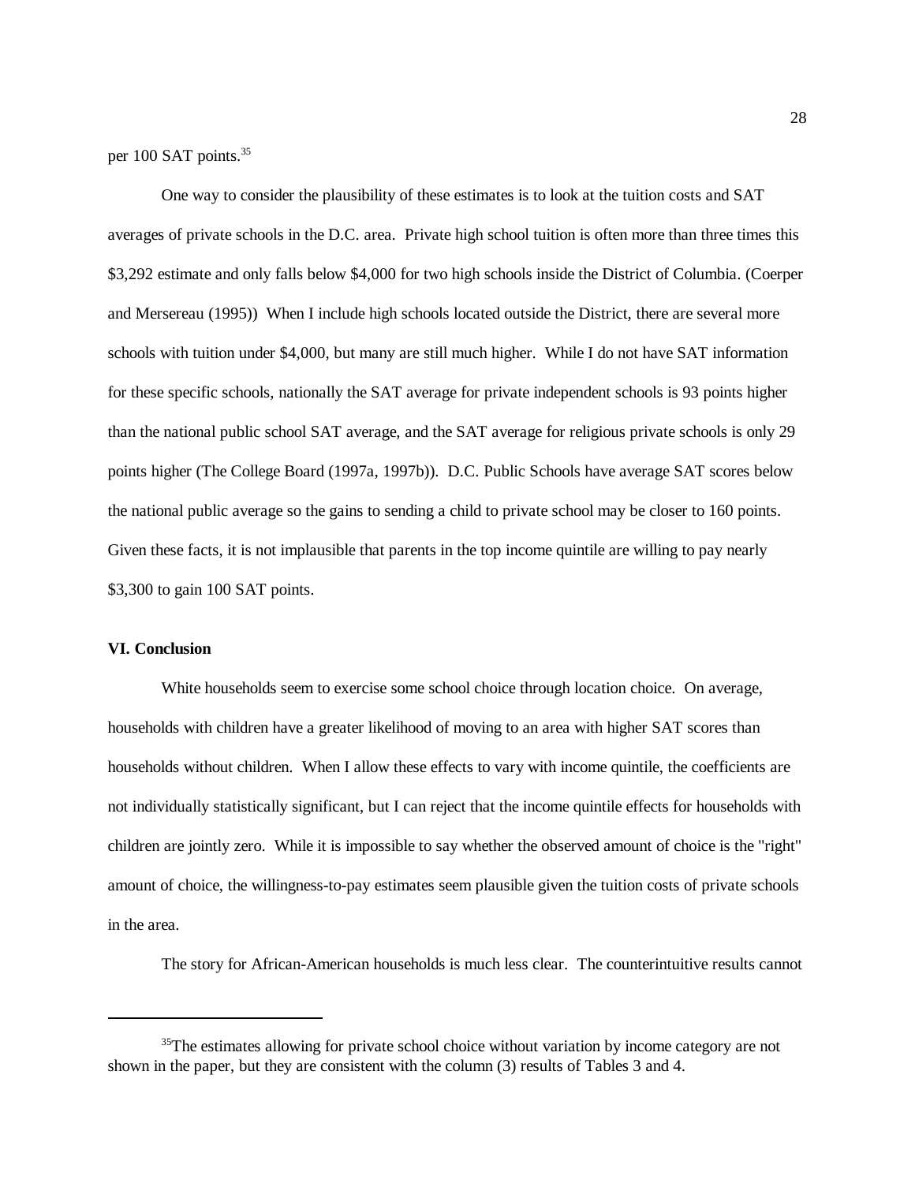per 100 SAT points.[35]

One way to consider the plausibility of these estimates is to look at the tuition costs and SAT averages of private schools in the D.C. area. Private high school tuition is often more than three times this $3,292 estimate and only falls below $4,000 for two high schools inside the District of Columbia. (Coerper and Mersereau (1995)) When I include high schools located outside the District, there are several more schools with tuition under $4,000, but many are still much higher. While I do not have SAT information for these specific schools, nationally the SAT average for private independent schools is 93 points higher than the national public school SAT average, and the SAT average for religious private schools is only 29 points higher (The College Board (1997a, 1997b)). D.C. Public Schools have average SAT scores below the national public average so the gains to sending a child to private school may be closer to 160 points. Given these facts, it is not implausible that parents in the top income quintile are willing to pay nearly $3,300 to gain 100 SAT points.

**VI. Conclusion**

White households seem to exercise some school choice through location choice. On average, households with children have a greater likelihood of moving to an area with higher SAT scores than households without children. When I allow these effects to vary with income quintile, the coefficients are not individually statistically significant, but I can reject that the income quintile effects for households with children are jointly zero. While it is impossible to say whether the observed amount of choice is the "right" amount of choice, the willingness-to-pay estimates seem plausible given the tuition costs of private schools in the area.

The story for African-American households is much less clear. The counterintuitive results cannot

[35]The estimates allowing for private school choice without variation by income category are not shown in the paper, but they are consistent with the column (3) results of Tables 3 and 4.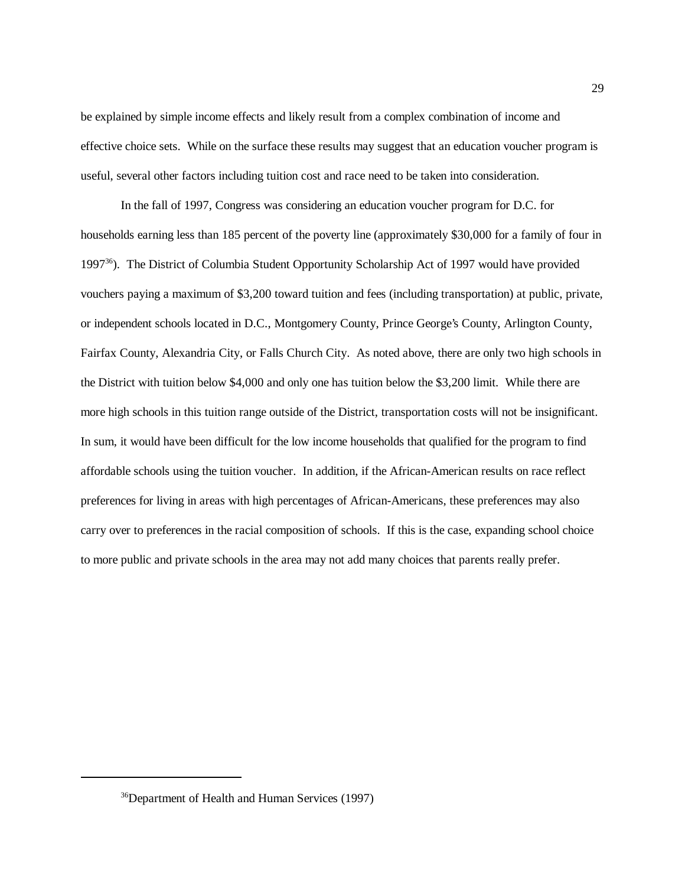be explained by simple income effects and likely result from a complex combination of income and effective choice sets. While on the surface these results may suggest that an education voucher program is useful, several other factors including tuition cost and race need to be taken into consideration.

In the fall of 1997, Congress was considering an education voucher program for D.C. for households earning less than 185 percent of the poverty line (approximately $30,000 for a family of four in 1997[36]). The District of Columbia Student Opportunity Scholarship Act of 1997 would have provided vouchers paying a maximum of $3,200 toward tuition and fees (including transportation) at public, private, or independent schools located in D.C., Montgomery County, Prince George's County, Arlington County, Fairfax County, Alexandria City, or Falls Church City. As noted above, there are only two high schools in the District with tuition below $4,000 and only one has tuition below the $3,200 limit. While there are more high schools in this tuition range outside of the District, transportation costs will not be insignificant. In sum, it would have been difficult for the low income households that qualified for the program to find affordable schools using the tuition voucher. In addition, if the African-American results on race reflect preferences for living in areas with high percentages of African-Americans, these preferences may also carry over to preferences in the racial composition of schools. If this is the case, expanding school choice to more public and private schools in the area may not add many choices that parents really prefer.

[36]Department of Health and Human Services (1997)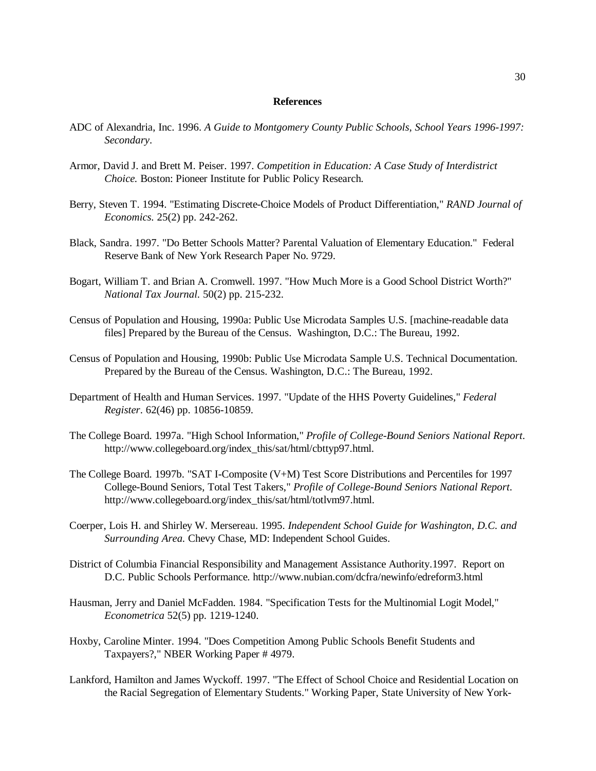## References

ADC of Alexandria, Inc. 1996. *A Guide to Montgomery County Public Schools, School Years 1996-1997: Secondary*.

Armor, David J. and Brett M. Peiser. 1997. *Competition in Education: A Case Study of Interdistrict Choice.* Boston: Pioneer Institute for Public Policy Research.

Berry, Steven T. 1994. "Estimating Discrete-Choice Models of Product Differentiation," *RAND Journal of Economics.* 25(2) pp. 242-262.

Black, Sandra. 1997. "Do Better Schools Matter? Parental Valuation of Elementary Education." Federal Reserve Bank of New York Research Paper No. 9729.

Bogart, William T. and Brian A. Cromwell. 1997. "How Much More is a Good School District Worth?" *National Tax Journal.* 50(2) pp. 215-232.

Census of Population and Housing, 1990a: Public Use Microdata Samples U.S. [machine-readable data files] Prepared by the Bureau of the Census. Washington, D.C.: The Bureau, 1992.

Census of Population and Housing, 1990b: Public Use Microdata Sample U.S. Technical Documentation. Prepared by the Bureau of the Census. Washington, D.C.: The Bureau, 1992.

Department of Health and Human Services. 1997. "Update of the HHS Poverty Guidelines," *Federal Register*. 62(46) pp. 10856-10859.

The College Board. 1997a. "High School Information," *Profile of College-Bound Seniors National Report*. http://www.collegeboard.org/index_this/sat/html/cbttyp97.html.

The College Board. 1997b. "SAT I-Composite (V+M) Test Score Distributions and Percentiles for 1997 College-Bound Seniors, Total Test Takers," *Profile of College-Bound Seniors National Report*. http://www.collegeboard.org/index_this/sat/html/totlvm97.html.

Coerper, Lois H. and Shirley W. Mersereau. 1995. *Independent School Guide for Washington, D.C. and Surrounding Area.* Chevy Chase, MD: Independent School Guides.

District of Columbia Financial Responsibility and Management Assistance Authority.1997. Report on D.C. Public Schools Performance. http://www.nubian.com/dcfra/newinfo/edreform3.html

Hausman, Jerry and Daniel McFadden. 1984. "Specification Tests for the Multinomial Logit Model," *Econometrica* 52(5) pp. 1219-1240.

Hoxby, Caroline Minter. 1994. "Does Competition Among Public Schools Benefit Students and Taxpayers?," NBER Working Paper # 4979.

Lankford, Hamilton and James Wyckoff. 1997. "The Effect of School Choice and Residential Location on the Racial Segregation of Elementary Students." Working Paper, State University of New York-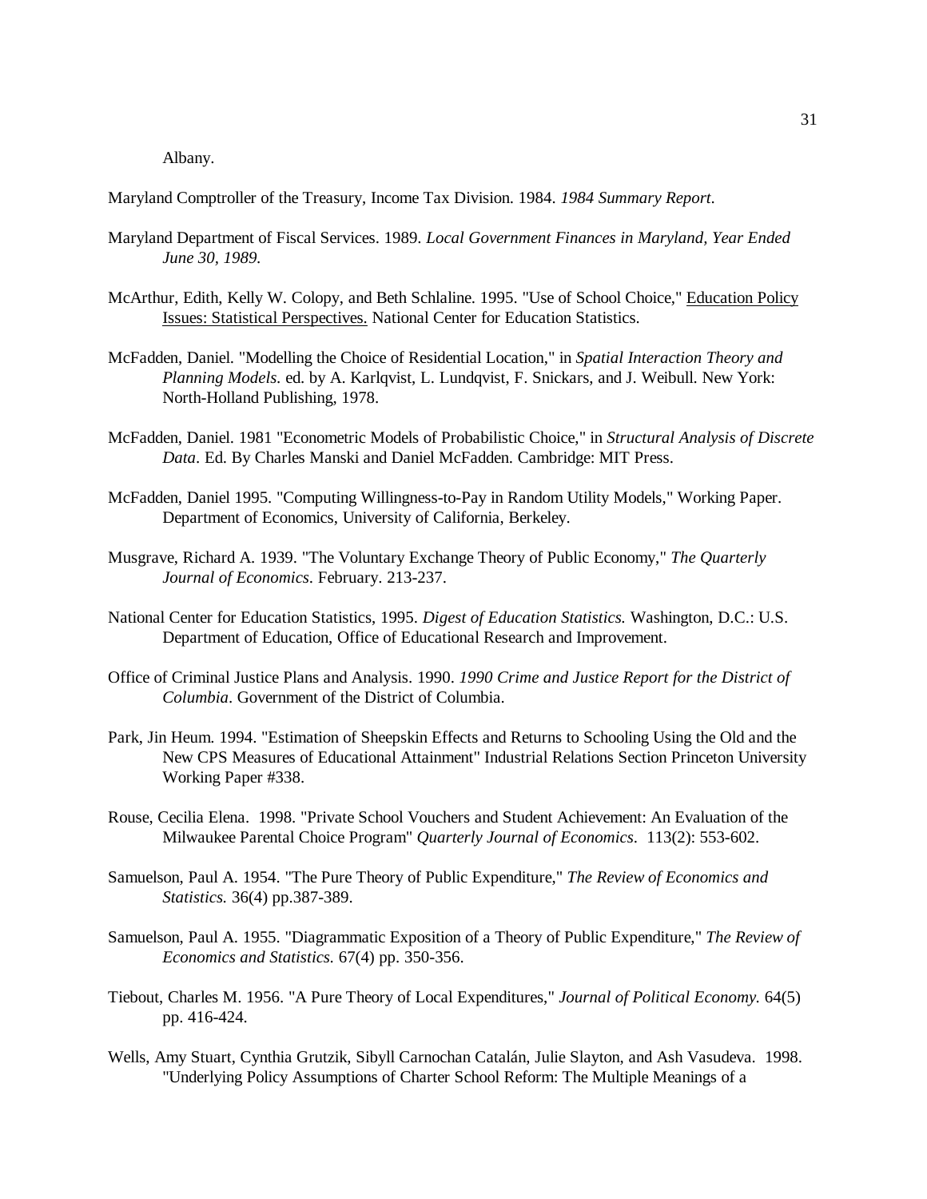Albany.

Maryland Comptroller of the Treasury, Income Tax Division. 1984. *1984 Summary Report*.

Maryland Department of Fiscal Services. 1989. *Local Government Finances in Maryland, Year Ended June 30, 1989.*

McArthur, Edith, Kelly W. Colopy, and Beth Schlaline. 1995. "Use of School Choice," Education Policy Issues: Statistical Perspectives. National Center for Education Statistics.

McFadden, Daniel. "Modelling the Choice of Residential Location," in *Spatial Interaction Theory and Planning Models.* ed. by A. Karlqvist, L. Lundqvist, F. Snickars, and J. Weibull. New York: North-Holland Publishing, 1978.

McFadden, Daniel. 1981 "Econometric Models of Probabilistic Choice," in *Structural Analysis of Discrete Data*. Ed. By Charles Manski and Daniel McFadden. Cambridge: MIT Press.

McFadden, Daniel 1995. "Computing Willingness-to-Pay in Random Utility Models," Working Paper. Department of Economics, University of California, Berkeley.

Musgrave, Richard A. 1939. "The Voluntary Exchange Theory of Public Economy," *The Quarterly Journal of Economics*. February. 213-237.

National Center for Education Statistics, 1995. *Digest of Education Statistics.* Washington, D.C.: U.S. Department of Education, Office of Educational Research and Improvement.

Office of Criminal Justice Plans and Analysis. 1990. *1990 Crime and Justice Report for the District of Columbia*. Government of the District of Columbia.

Park, Jin Heum. 1994. "Estimation of Sheepskin Effects and Returns to Schooling Using the Old and the New CPS Measures of Educational Attainment" Industrial Relations Section Princeton University Working Paper #338.

Rouse, Cecilia Elena. 1998. "Private School Vouchers and Student Achievement: An Evaluation of the Milwaukee Parental Choice Program" *Quarterly Journal of Economics*. 113(2): 553-602.

Samuelson, Paul A. 1954. "The Pure Theory of Public Expenditure," *The Review of Economics and Statistics.* 36(4) pp.387-389.

Samuelson, Paul A. 1955. "Diagrammatic Exposition of a Theory of Public Expenditure," *The Review of Economics and Statistics.* 67(4) pp. 350-356.

Tiebout, Charles M. 1956. "A Pure Theory of Local Expenditures," *Journal of Political Economy.* 64(5) pp. 416-424.

Wells, Amy Stuart, Cynthia Grutzik, Sibyll Carnochan Catalán, Julie Slayton, and Ash Vasudeva. 1998. "Underlying Policy Assumptions of Charter School Reform: The Multiple Meanings of a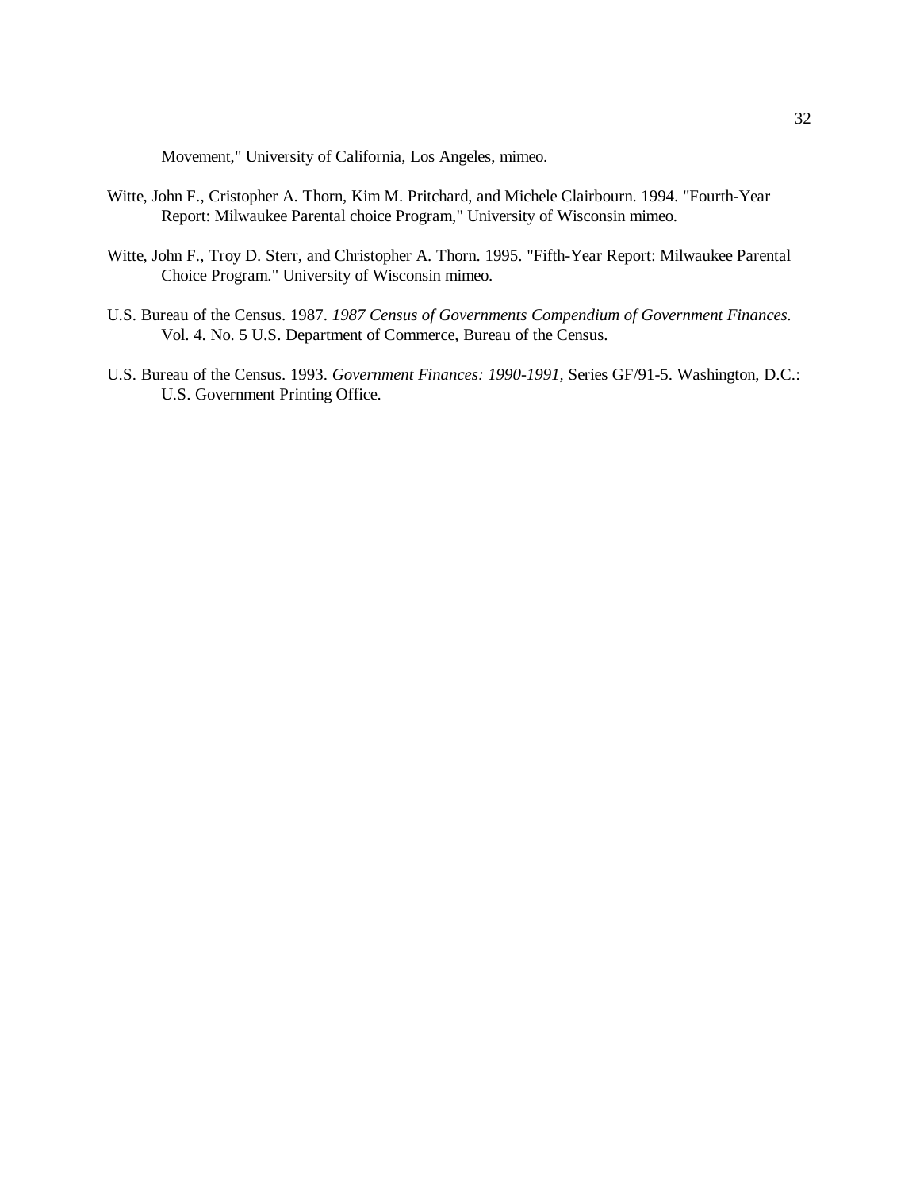Movement," University of California, Los Angeles, mimeo.

Witte, John F., Cristopher A. Thorn, Kim M. Pritchard, and Michele Clairbourn. 1994. "Fourth-Year Report: Milwaukee Parental choice Program," University of Wisconsin mimeo.

Witte, John F., Troy D. Sterr, and Christopher A. Thorn. 1995. "Fifth-Year Report: Milwaukee Parental Choice Program." University of Wisconsin mimeo.

U.S. Bureau of the Census. 1987. *1987 Census of Governments Compendium of Government Finances.* Vol. 4. No. 5 U.S. Department of Commerce, Bureau of the Census.

U.S. Bureau of the Census. 1993. *Government Finances: 1990-1991,* Series GF/91-5. Washington, D.C.: U.S. Government Printing Office.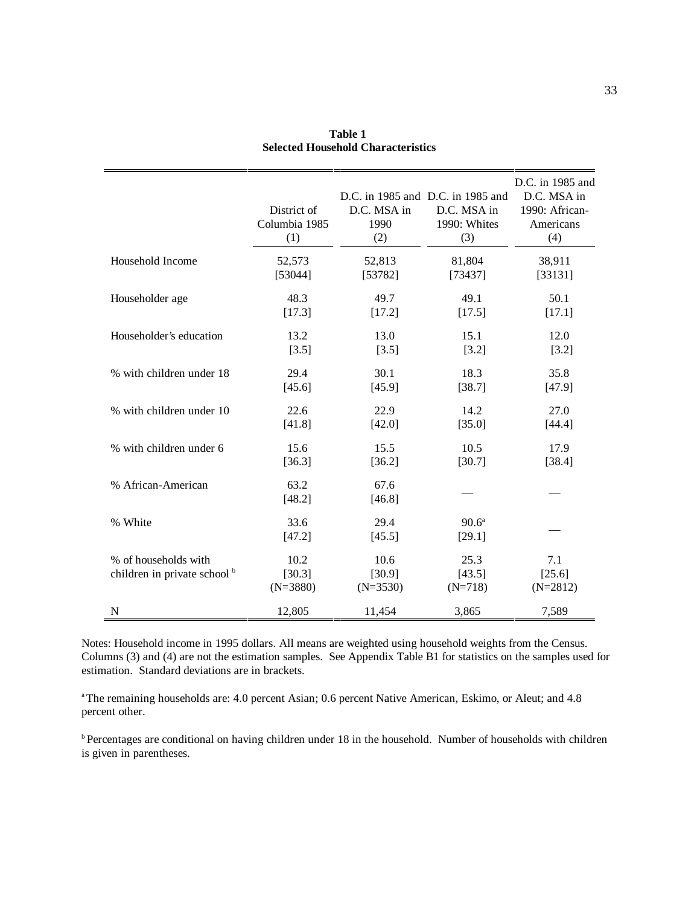**Table 1**
**Selected Household Characteristics**

| | District of Columbia 1985 (1) | D.C. in 1985 and D.C. MSA in 1990 (2) | D.C. in 1985 and D.C. MSA in 1990: Whites (3) | D.C. in 1985 and D.C. MSA in 1990: African-Americans (4) |
|---|---|---|---|---|
| Household Income | 52,573 | 52,813 | 81,804 | 38,911 |
| | [53044] | [53782] | [73437] | [33131] |
| Householder age | 48.3 | 49.7 | 49.1 | 50.1 |
| | [17.3] | [17.2] | [17.5] | [17.1] |
| Householder's education | 13.2 | 13.0 | 15.1 | 12.0 |
| | [3.5] | [3.5] | [3.2] | [3.2] |
| % with children under 18 | 29.4 | 30.1 | 18.3 | 35.8 |
| | [45.6] | [45.9] | [38.7] | [47.9] |
| % with children under 10 | 22.6 | 22.9 | 14.2 | 27.0 |
| | [41.8] | [42.0] | [35.0] | [44.4] |
| % with children under 6 | 15.6 | 15.5 | 10.5 | 17.9 |
| | [36.3] | [36.2] | [30.7] | [38.4] |
| % African-American | 63.2 | 67.6 | — | — |
| | [48.2] | [46.8] | | |
| % White | 33.6 | 29.4 | 90.6[a] | — |
| | [47.2] | [45.5] | [29.1] | |
| % of households with children in private school [b] | 10.2 | 10.6 | 25.3 | 7.1 |
| | [30.3] | [30.9] | [43.5] | [25.6] |
| | (N=3880) | (N=3530) | (N=718) | (N=2812) |
| N | 12,805 | 11,454 | 3,865 | 7,589 |

Notes: Household income in 1995 dollars. All means are weighted using household weights from the Census. Columns (3) and (4) are not the estimation samples. See Appendix Table B1 for statistics on the samples used for estimation. Standard deviations are in brackets.

[a] The remaining households are: 4.0 percent Asian; 0.6 percent Native American, Eskimo, or Aleut; and 4.8 percent other.

[b] Percentages are conditional on having children under 18 in the household. Number of households with children is given in parentheses.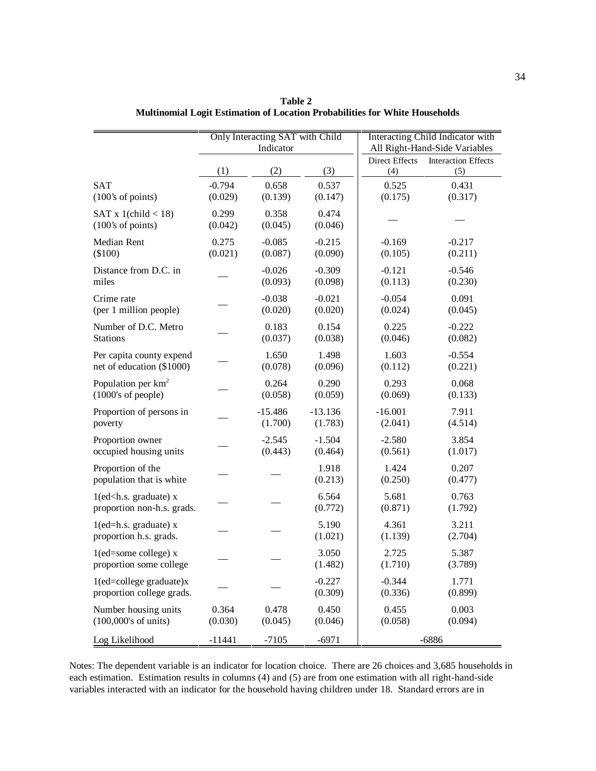**Table 2**
**Multinomial Logit Estimation of Location Probabilities for White Households**

| | Only Interacting SAT with Child Indicator | | | Interacting Child Indicator with All Right-Hand-Side Variables | |
|---|---|---|---|---|---|
| | | | | Direct Effects | Interaction Effects |
| | (1) | (2) | (3) | (4) | (5) |
| SAT<br>(100's of points) | -0.794<br>(0.029) | 0.658<br>(0.139) | 0.537<br>(0.147) | 0.525<br>(0.175) | 0.431<br>(0.317) |
| SAT x 1(child < 18)<br>(100's of points) | 0.299<br>(0.042) | 0.358<br>(0.045) | 0.474<br>(0.046) | — | — |
| Median Rent<br>($100) | 0.275<br>(0.021) | -0.085<br>(0.087) | -0.215<br>(0.090) | -0.169<br>(0.105) | -0.217<br>(0.211) |
| Distance from D.C. in miles | — | -0.026<br>(0.093) | -0.309<br>(0.098) | -0.121<br>(0.113) | -0.546<br>(0.230) |
| Crime rate<br>(per 1 million people) | — | -0.038<br>(0.020) | -0.021<br>(0.020) | -0.054<br>(0.024) | 0.091<br>(0.045) |
| Number of D.C. Metro Stations | — | 0.183<br>(0.037) | 0.154<br>(0.038) | 0.225<br>(0.046) | -0.222<br>(0.082) |
| Per capita county expend net of education ($1000) | — | 1.650<br>(0.078) | 1.498<br>(0.096) | 1.603<br>(0.112) | -0.554<br>(0.221) |
| Population per km$^2$<br>(1000's of people) | — | 0.264<br>(0.058) | 0.290<br>(0.059) | 0.293<br>(0.069) | 0.068<br>(0.133) |
| Proportion of persons in poverty | — | -15.486<br>(1.700) | -13.136<br>(1.783) | -16.001<br>(2.041) | 7.911<br>(4.514) |
| Proportion owner occupied housing units | — | -2.545<br>(0.443) | -1.504<br>(0.464) | -2.580<br>(0.561) | 3.854<br>(1.017) |
| Proportion of the population that is white | — | — | 1.918<br>(0.213) | 1.424<br>(0.250) | 0.207<br>(0.477) |
| 1(ed<h.s. graduate) x proportion non-h.s. grads. | — | — | 6.564<br>(0.772) | 5.681<br>(0.871) | 0.763<br>(1.792) |
| 1(ed=h.s. graduate) x proportion h.s. grads. | — | — | 5.190<br>(1.021) | 4.361<br>(1.139) | 3.211<br>(2.704) |
| 1(ed=some college) x proportion some college | — | — | 3.050<br>(1.482) | 2.725<br>(1.710) | 5.387<br>(3.789) |
| 1(ed=college graduate)x proportion college grads. | — | — | -0.227<br>(0.309) | -0.344<br>(0.336) | 1.771<br>(0.899) |
| Number housing units<br>(100,000's of units) | 0.364<br>(0.030) | 0.478<br>(0.045) | 0.450<br>(0.046) | 0.455<br>(0.058) | 0.003<br>(0.094) |
| Log Likelihood | -11441 | -7105 | -6971 | -6886 | |

Notes: The dependent variable is an indicator for location choice. There are 26 choices and 3,685 households in each estimation. Estimation results in columns (4) and (5) are from one estimation with all right-hand-side variables interacted with an indicator for the household having children under 18. Standard errors are in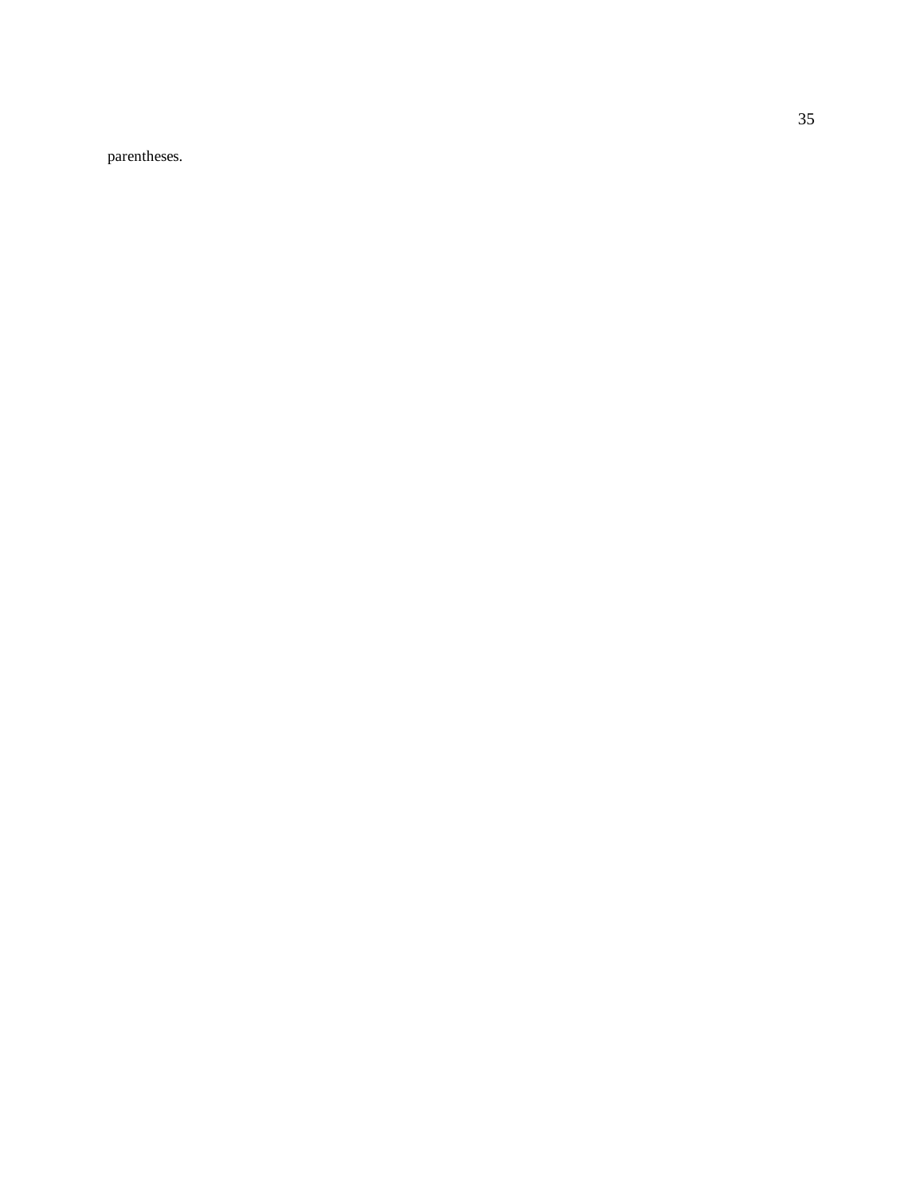parentheses.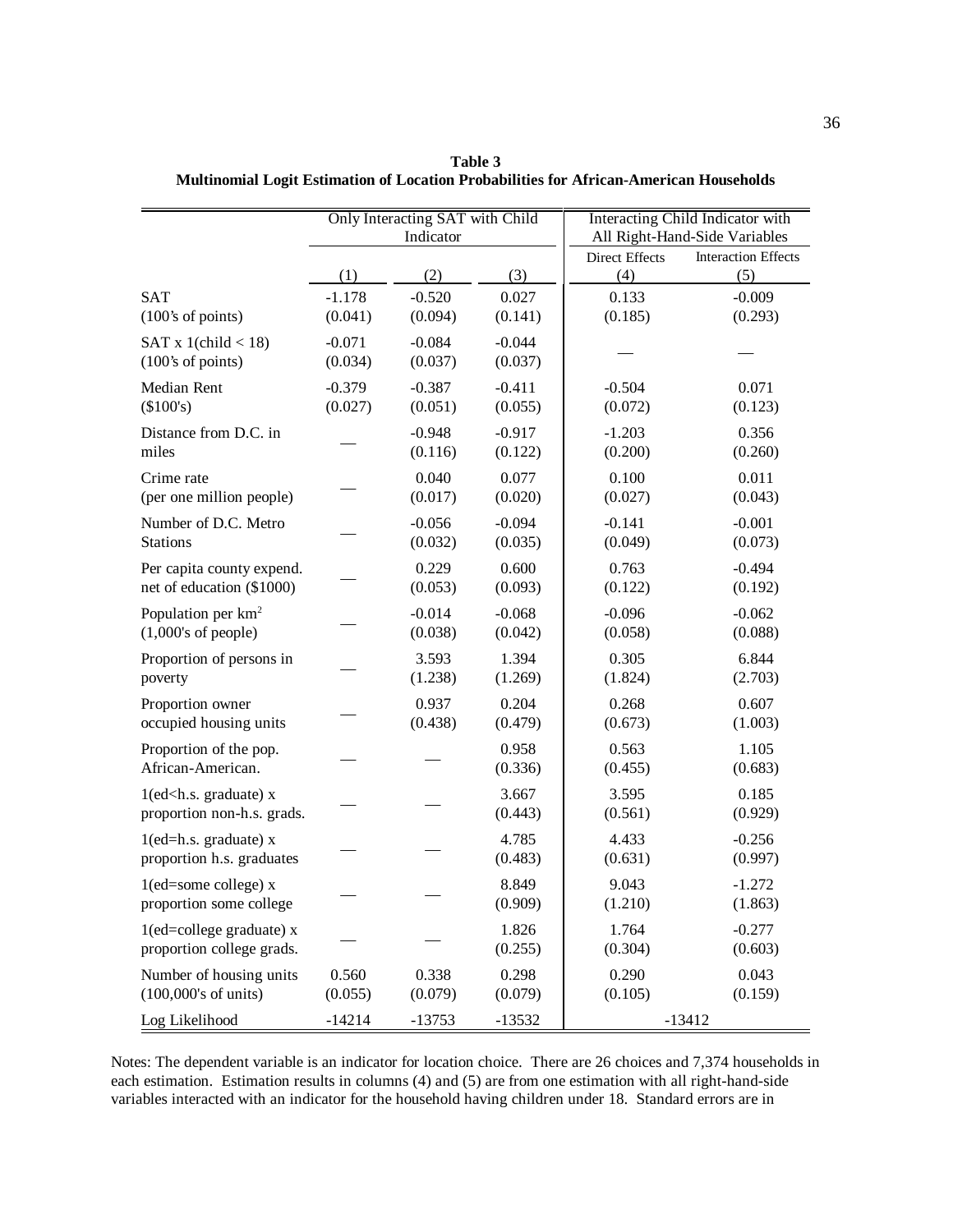**Table 3**
**Multinomial Logit Estimation of Location Probabilities for African-American Households**

| | Only Interacting SAT with Child Indicator | | | Interacting Child Indicator with All Right-Hand-Side Variables | |
|---|---|---|---|---|---|
| | | | | Direct Effects | Interaction Effects |
| | (1) | (2) | (3) | (4) | (5) |
| SAT (100's of points) | -1.178 (0.041) | -0.520 (0.094) | 0.027 (0.141) | 0.133 (0.185) | -0.009 (0.293) |
| SAT x 1(child < 18) (100's of points) | -0.071 (0.034) | -0.084 (0.037) | -0.044 (0.037) | — | — |
| Median Rent ($100's) | -0.379 (0.027) | -0.387 (0.051) | -0.411 (0.055) | -0.504 (0.072) | 0.071 (0.123) |
| Distance from D.C. in miles | — | -0.948 (0.116) | -0.917 (0.122) | -1.203 (0.200) | 0.356 (0.260) |
| Crime rate (per one million people) | — | 0.040 (0.017) | 0.077 (0.020) | 0.100 (0.027) | 0.011 (0.043) |
| Number of D.C. Metro Stations | — | -0.056 (0.032) | -0.094 (0.035) | -0.141 (0.049) | -0.001 (0.073) |
| Per capita county expend. net of education ($1000) | — | 0.229 (0.053) | 0.600 (0.093) | 0.763 (0.122) | -0.494 (0.192) |
| Population per km$^2$ (1,000's of people) | — | -0.014 (0.038) | -0.068 (0.042) | -0.096 (0.058) | -0.062 (0.088) |
| Proportion of persons in poverty | — | 3.593 (1.238) | 1.394 (1.269) | 0.305 (1.824) | 6.844 (2.703) |
| Proportion owner occupied housing units | — | 0.937 (0.438) | 0.204 (0.479) | 0.268 (0.673) | 0.607 (1.003) |
| Proportion of the pop. African-American. | — | — | 0.958 (0.336) | 0.563 (0.455) | 1.105 (0.683) |
| 1(ed<h.s. graduate) x proportion non-h.s. grads. | — | — | 3.667 (0.443) | 3.595 (0.561) | 0.185 (0.929) |
| 1(ed=h.s. graduate) x proportion h.s. graduates | — | — | 4.785 (0.483) | 4.433 (0.631) | -0.256 (0.997) |
| 1(ed=some college) x proportion some college | — | — | 8.849 (0.909) | 9.043 (1.210) | -1.272 (1.863) |
| 1(ed=college graduate) x proportion college grads. | — | — | 1.826 (0.255) | 1.764 (0.304) | -0.277 (0.603) |
| Number of housing units (100,000's of units) | 0.560 (0.055) | 0.338 (0.079) | 0.298 (0.079) | 0.290 (0.105) | 0.043 (0.159) |
| Log Likelihood | -14214 | -13753 | -13532 | -13412 | |

Notes: The dependent variable is an indicator for location choice. There are 26 choices and 7,374 households in each estimation. Estimation results in columns (4) and (5) are from one estimation with all right-hand-side variables interacted with an indicator for the household having children under 18. Standard errors are in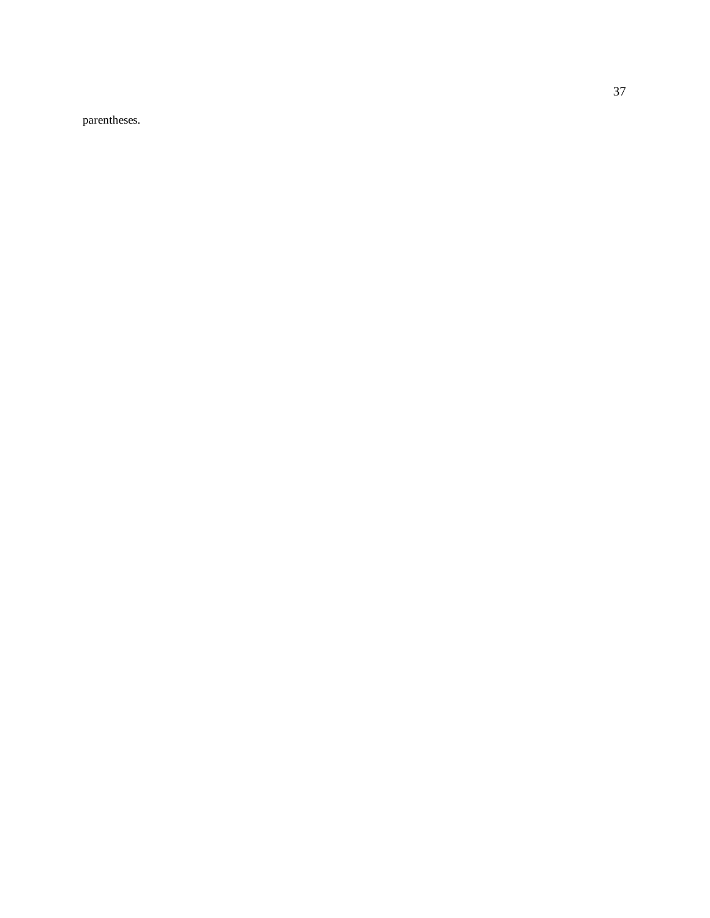parentheses.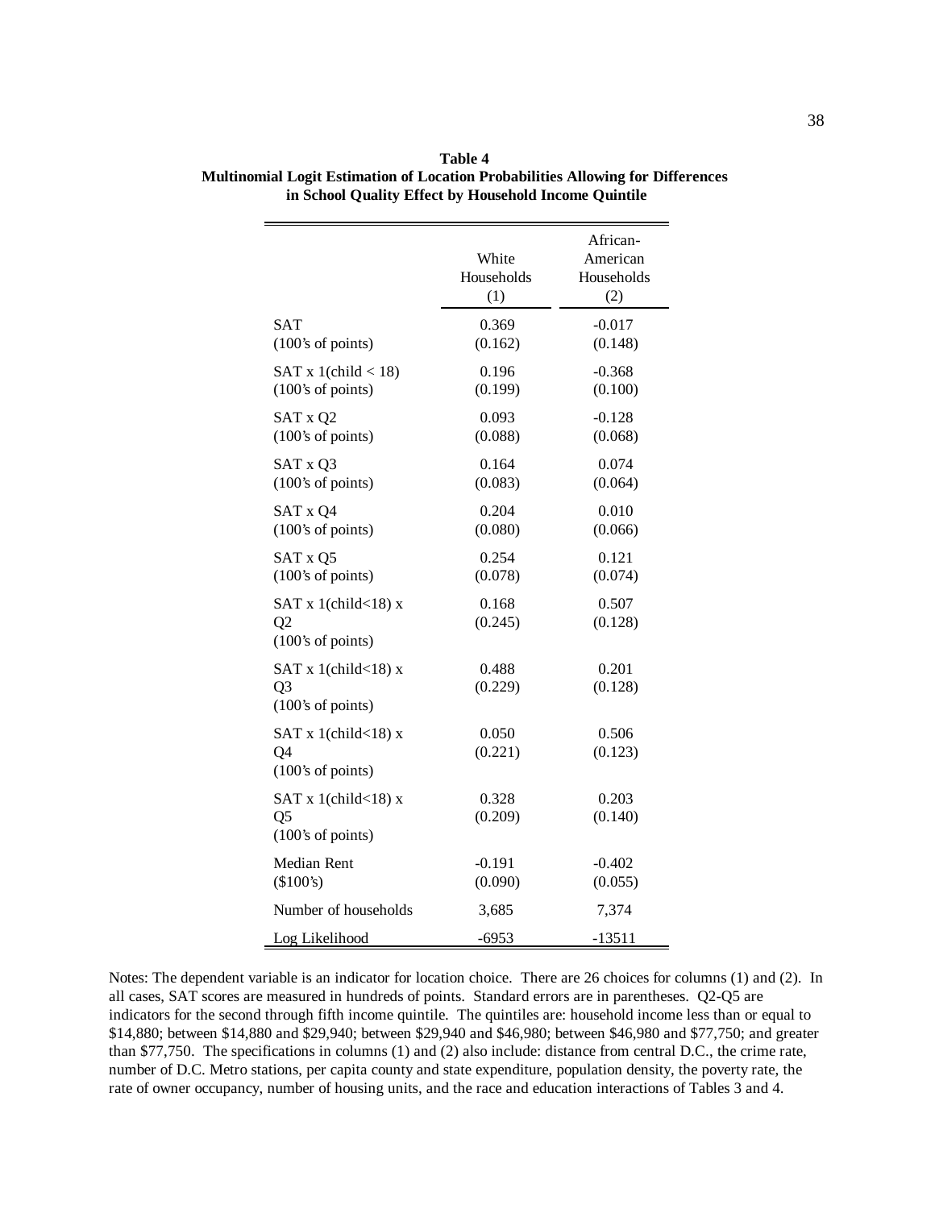**Table 4**
**Multinomial Logit Estimation of Location Probabilities Allowing for Differences in School Quality Effect by Household Income Quintile**

| | White Households (1) | African-American Households (2) |
|---|---|---|
| SAT (100's of points) | 0.369 (0.162) | -0.017 (0.148) |
| SAT x 1(child < 18) (100's of points) | 0.196 (0.199) | -0.368 (0.100) |
| SAT x Q2 (100's of points) | 0.093 (0.088) | -0.128 (0.068) |
| SAT x Q3 (100's of points) | 0.164 (0.083) | 0.074 (0.064) |
| SAT x Q4 (100's of points) | 0.204 (0.080) | 0.010 (0.066) |
| SAT x Q5 (100's of points) | 0.254 (0.078) | 0.121 (0.074) |
| SAT x 1(child<18) x Q2 (100's of points) | 0.168 (0.245) | 0.507 (0.128) |
| SAT x 1(child<18) x Q3 (100's of points) | 0.488 (0.229) | 0.201 (0.128) |
| SAT x 1(child<18) x Q4 (100's of points) | 0.050 (0.221) | 0.506 (0.123) |
| SAT x 1(child<18) x Q5 (100's of points) | 0.328 (0.209) | 0.203 (0.140) |
| Median Rent ($100's) | -0.191 (0.090) | -0.402 (0.055) |
| Number of households | 3,685 | 7,374 |
| Log Likelihood | -6953 | -13511 |

Notes: The dependent variable is an indicator for location choice. There are 26 choices for columns (1) and (2). In all cases, SAT scores are measured in hundreds of points. Standard errors are in parentheses. Q2-Q5 are indicators for the second through fifth income quintile. The quintiles are: household income less than or equal to $14,880; between $14,880 and $29,940; between $29,940 and $46,980; between $46,980 and $77,750; and greater than $77,750. The specifications in columns (1) and (2) also include: distance from central D.C., the crime rate, number of D.C. Metro stations, per capita county and state expenditure, population density, the poverty rate, the rate of owner occupancy, number of housing units, and the race and education interactions of Tables 3 and 4.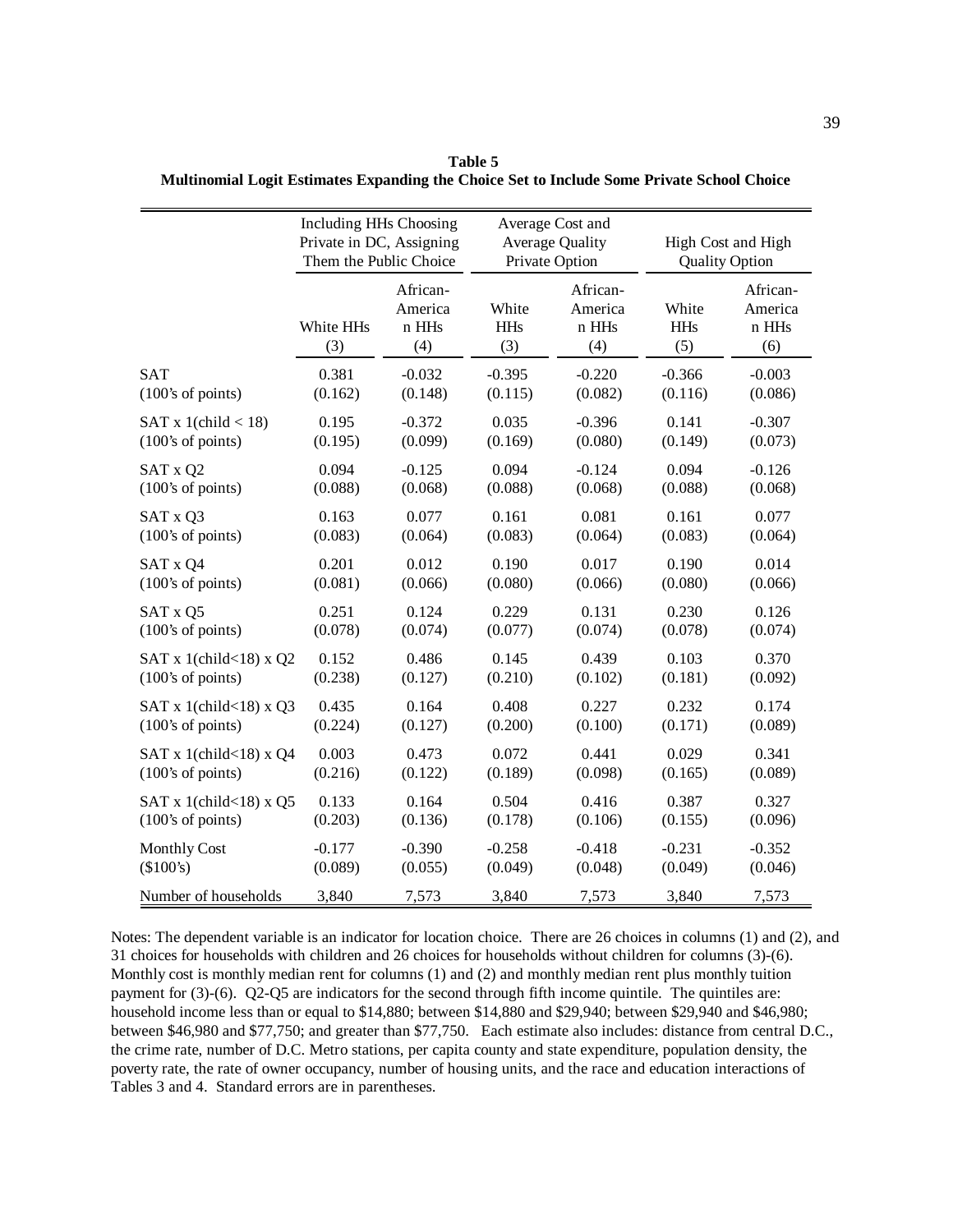**Table 5**
**Multinomial Logit Estimates Expanding the Choice Set to Include Some Private School Choice**

| | Including HHs Choosing Private in DC, Assigning Them the Public Choice | | Average Cost and Average Quality Private Option | | High Cost and High Quality Option | |
|---|---|---|---|---|---|---|
| | White HHs (3) | African-America n HHs (4) | White HHs (3) | African-America n HHs (4) | White HHs (5) | African-America n HHs (6) |
| SAT | 0.381 | -0.032 | -0.395 | -0.220 | -0.366 | -0.003 |
| (100's of points) | (0.162) | (0.148) | (0.115) | (0.082) | (0.116) | (0.086) |
| SAT x 1(child < 18) | 0.195 | -0.372 | 0.035 | -0.396 | 0.141 | -0.307 |
| (100's of points) | (0.195) | (0.099) | (0.169) | (0.080) | (0.149) | (0.073) |
| SAT x Q2 | 0.094 | -0.125 | 0.094 | -0.124 | 0.094 | -0.126 |
| (100's of points) | (0.088) | (0.068) | (0.088) | (0.068) | (0.088) | (0.068) |
| SAT x Q3 | 0.163 | 0.077 | 0.161 | 0.081 | 0.161 | 0.077 |
| (100's of points) | (0.083) | (0.064) | (0.083) | (0.064) | (0.083) | (0.064) |
| SAT x Q4 | 0.201 | 0.012 | 0.190 | 0.017 | 0.190 | 0.014 |
| (100's of points) | (0.081) | (0.066) | (0.080) | (0.066) | (0.080) | (0.066) |
| SAT x Q5 | 0.251 | 0.124 | 0.229 | 0.131 | 0.230 | 0.126 |
| (100's of points) | (0.078) | (0.074) | (0.077) | (0.074) | (0.078) | (0.074) |
| SAT x 1(child<18) x Q2 | 0.152 | 0.486 | 0.145 | 0.439 | 0.103 | 0.370 |
| (100's of points) | (0.238) | (0.127) | (0.210) | (0.102) | (0.181) | (0.092) |
| SAT x 1(child<18) x Q3 | 0.435 | 0.164 | 0.408 | 0.227 | 0.232 | 0.174 |
| (100's of points) | (0.224) | (0.127) | (0.200) | (0.100) | (0.171) | (0.089) |
| SAT x 1(child<18) x Q4 | 0.003 | 0.473 | 0.072 | 0.441 | 0.029 | 0.341 |
| (100's of points) | (0.216) | (0.122) | (0.189) | (0.098) | (0.165) | (0.089) |
| SAT x 1(child<18) x Q5 | 0.133 | 0.164 | 0.504 | 0.416 | 0.387 | 0.327 |
| (100's of points) | (0.203) | (0.136) | (0.178) | (0.106) | (0.155) | (0.096) |
| Monthly Cost | -0.177 | -0.390 | -0.258 | -0.418 | -0.231 | -0.352 |
| ($100's) | (0.089) | (0.055) | (0.049) | (0.048) | (0.049) | (0.046) |
| Number of households | 3,840 | 7,573 | 3,840 | 7,573 | 3,840 | 7,573 |

Notes: The dependent variable is an indicator for location choice. There are 26 choices in columns (1) and (2), and 31 choices for households with children and 26 choices for households without children for columns (3)-(6). Monthly cost is monthly median rent for columns (1) and (2) and monthly median rent plus monthly tuition payment for (3)-(6). Q2-Q5 are indicators for the second through fifth income quintile. The quintiles are: household income less than or equal to $14,880; between $14,880 and $29,940; between $29,940 and $46,980; between $46,980 and $77,750; and greater than $77,750. Each estimate also includes: distance from central D.C., the crime rate, number of D.C. Metro stations, per capita county and state expenditure, population density, the poverty rate, the rate of owner occupancy, number of housing units, and the race and education interactions of Tables 3 and 4. Standard errors are in parentheses.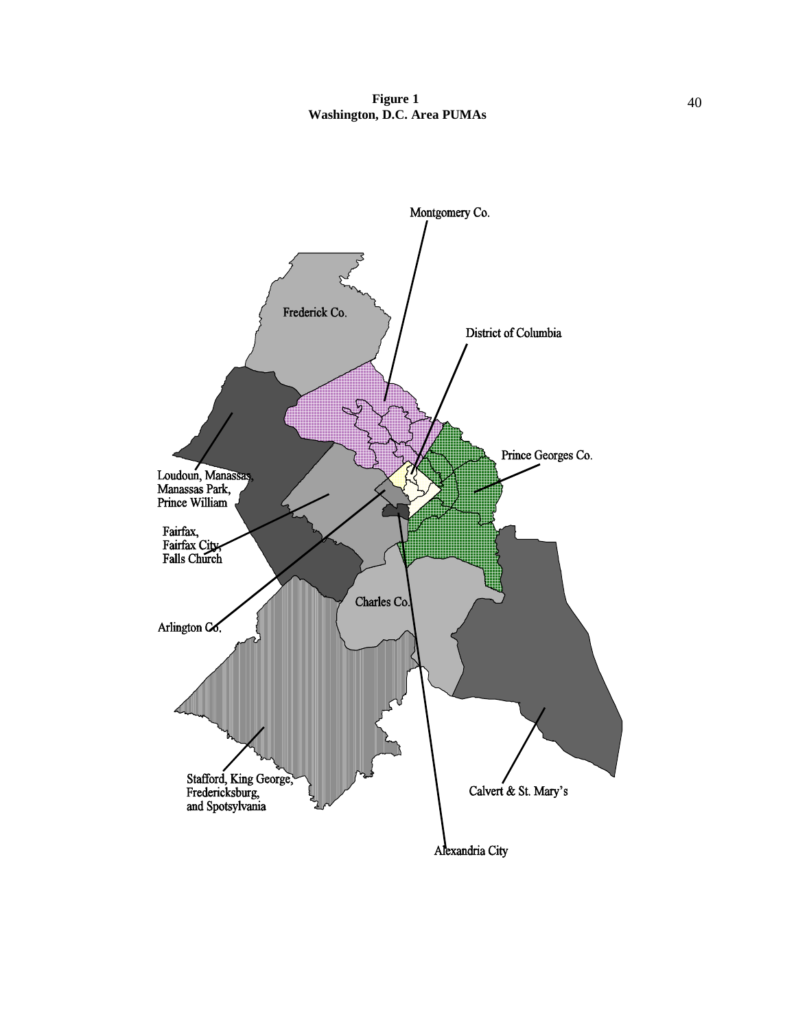**Figure 1**
**Washington, D.C. Area PUMAs**

Montgomery Co.

Frederick Co.

District of Columbia

Prince Georges Co.

Loudoun, Manassas, Manassas Park, Prince William

Fairfax, Fairfax City, Falls Church

Charles Co.

Arlington Co.

Stafford, King George, Fredericksburg, and Spotsylvania

Calvert & St. Mary's

Alexandria City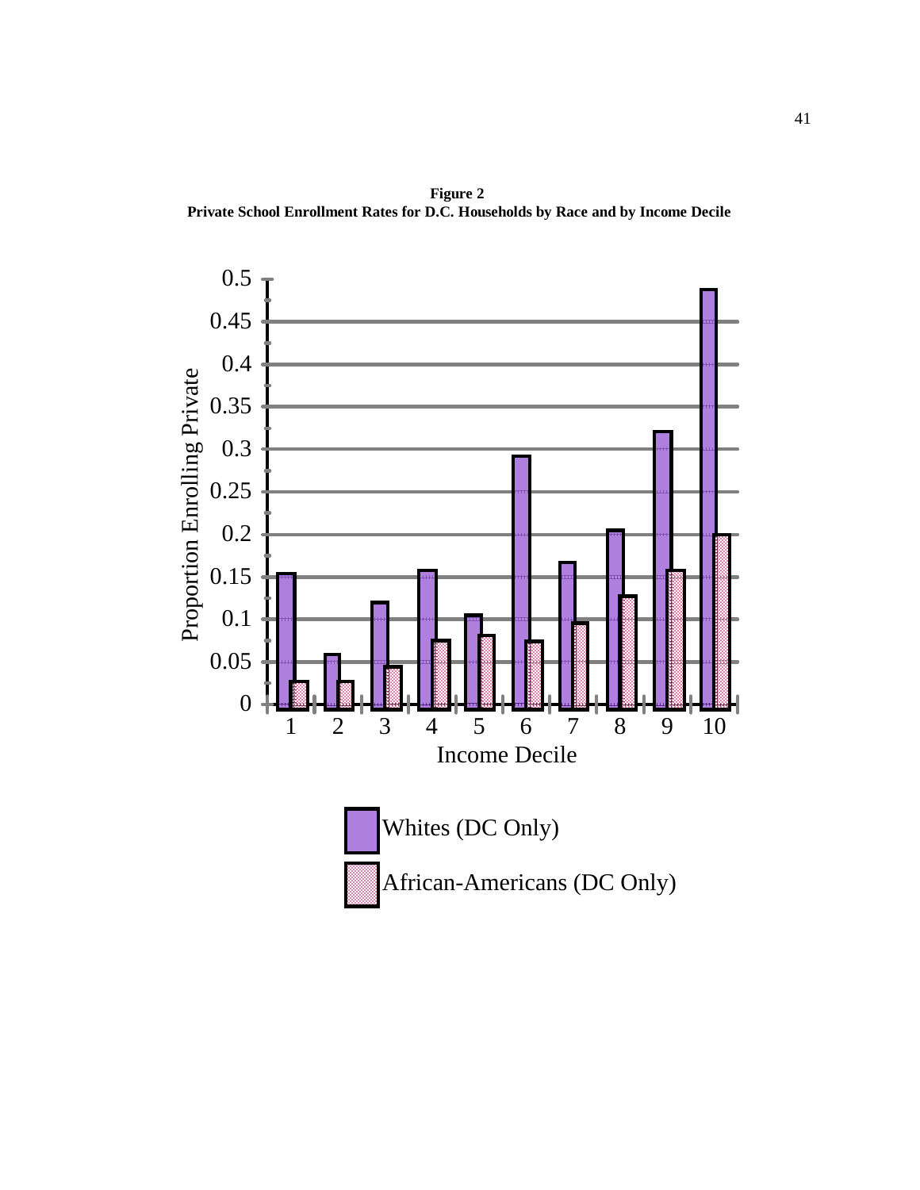**Figure 2**
**Private School Enrollment Rates for D.C. Households by Race and by Income Decile**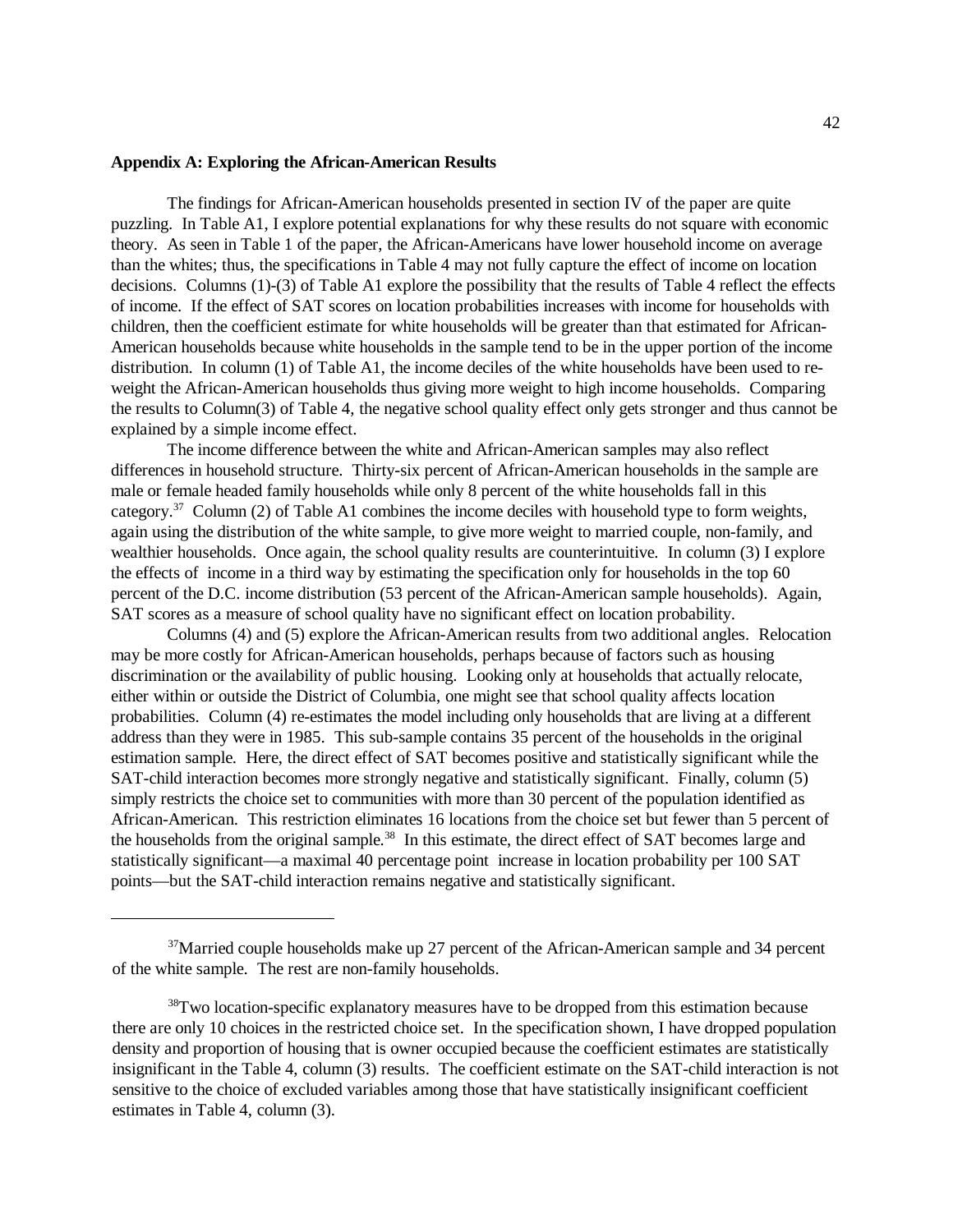**Appendix A: Exploring the African-American Results**

The findings for African-American households presented in section IV of the paper are quite puzzling. In Table A1, I explore potential explanations for why these results do not square with economic theory. As seen in Table 1 of the paper, the African-Americans have lower household income on average than the whites; thus, the specifications in Table 4 may not fully capture the effect of income on location decisions. Columns (1)-(3) of Table A1 explore the possibility that the results of Table 4 reflect the effects of income. If the effect of SAT scores on location probabilities increases with income for households with children, then the coefficient estimate for white households will be greater than that estimated for African-American households because white households in the sample tend to be in the upper portion of the income distribution. In column (1) of Table A1, the income deciles of the white households have been used to re-weight the African-American households thus giving more weight to high income households. Comparing the results to Column(3) of Table 4, the negative school quality effect only gets stronger and thus cannot be explained by a simple income effect.

The income difference between the white and African-American samples may also reflect differences in household structure. Thirty-six percent of African-American households in the sample are male or female headed family households while only 8 percent of the white households fall in this category.[37] Column (2) of Table A1 combines the income deciles with household type to form weights, again using the distribution of the white sample, to give more weight to married couple, non-family, and wealthier households. Once again, the school quality results are counterintuitive. In column (3) I explore the effects of income in a third way by estimating the specification only for households in the top 60 percent of the D.C. income distribution (53 percent of the African-American sample households). Again, SAT scores as a measure of school quality have no significant effect on location probability.

Columns (4) and (5) explore the African-American results from two additional angles. Relocation may be more costly for African-American households, perhaps because of factors such as housing discrimination or the availability of public housing. Looking only at households that actually relocate, either within or outside the District of Columbia, one might see that school quality affects location probabilities. Column (4) re-estimates the model including only households that are living at a different address than they were in 1985. This sub-sample contains 35 percent of the households in the original estimation sample. Here, the direct effect of SAT becomes positive and statistically significant while the SAT-child interaction becomes more strongly negative and statistically significant. Finally, column (5) simply restricts the choice set to communities with more than 30 percent of the population identified as African-American. This restriction eliminates 16 locations from the choice set but fewer than 5 percent of the households from the original sample.[38] In this estimate, the direct effect of SAT becomes large and statistically significant—a maximal 40 percentage point increase in location probability per 100 SAT points—but the SAT-child interaction remains negative and statistically significant.

---

[37] Married couple households make up 27 percent of the African-American sample and 34 percent of the white sample. The rest are non-family households.

[38] Two location-specific explanatory measures have to be dropped from this estimation because there are only 10 choices in the restricted choice set. In the specification shown, I have dropped population density and proportion of housing that is owner occupied because the coefficient estimates are statistically insignificant in the Table 4, column (3) results. The coefficient estimate on the SAT-child interaction is not sensitive to the choice of excluded variables among those that have statistically insignificant coefficient estimates in Table 4, column (3).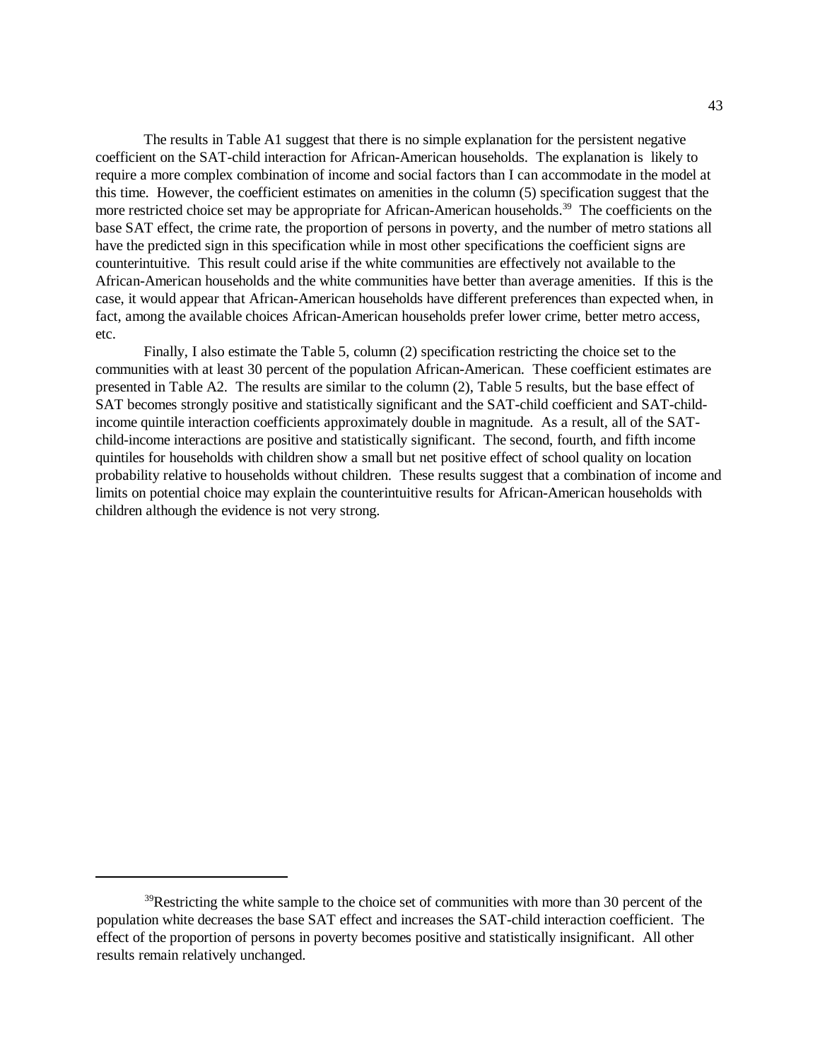The results in Table A1 suggest that there is no simple explanation for the persistent negative coefficient on the SAT-child interaction for African-American households. The explanation is likely to require a more complex combination of income and social factors than I can accommodate in the model at this time. However, the coefficient estimates on amenities in the column (5) specification suggest that the more restricted choice set may be appropriate for African-American households.[39] The coefficients on the base SAT effect, the crime rate, the proportion of persons in poverty, and the number of metro stations all have the predicted sign in this specification while in most other specifications the coefficient signs are counterintuitive. This result could arise if the white communities are effectively not available to the African-American households and the white communities have better than average amenities. If this is the case, it would appear that African-American households have different preferences than expected when, in fact, among the available choices African-American households prefer lower crime, better metro access, etc.

Finally, I also estimate the Table 5, column (2) specification restricting the choice set to the communities with at least 30 percent of the population African-American. These coefficient estimates are presented in Table A2. The results are similar to the column (2), Table 5 results, but the base effect of SAT becomes strongly positive and statistically significant and the SAT-child coefficient and SAT-child-income quintile interaction coefficients approximately double in magnitude. As a result, all of the SAT-child-income interactions are positive and statistically significant. The second, fourth, and fifth income quintiles for households with children show a small but net positive effect of school quality on location probability relative to households without children. These results suggest that a combination of income and limits on potential choice may explain the counterintuitive results for African-American households with children although the evidence is not very strong.

---

[39]Restricting the white sample to the choice set of communities with more than 30 percent of the population white decreases the base SAT effect and increases the SAT-child interaction coefficient. The effect of the proportion of persons in poverty becomes positive and statistically insignificant. All other results remain relatively unchanged.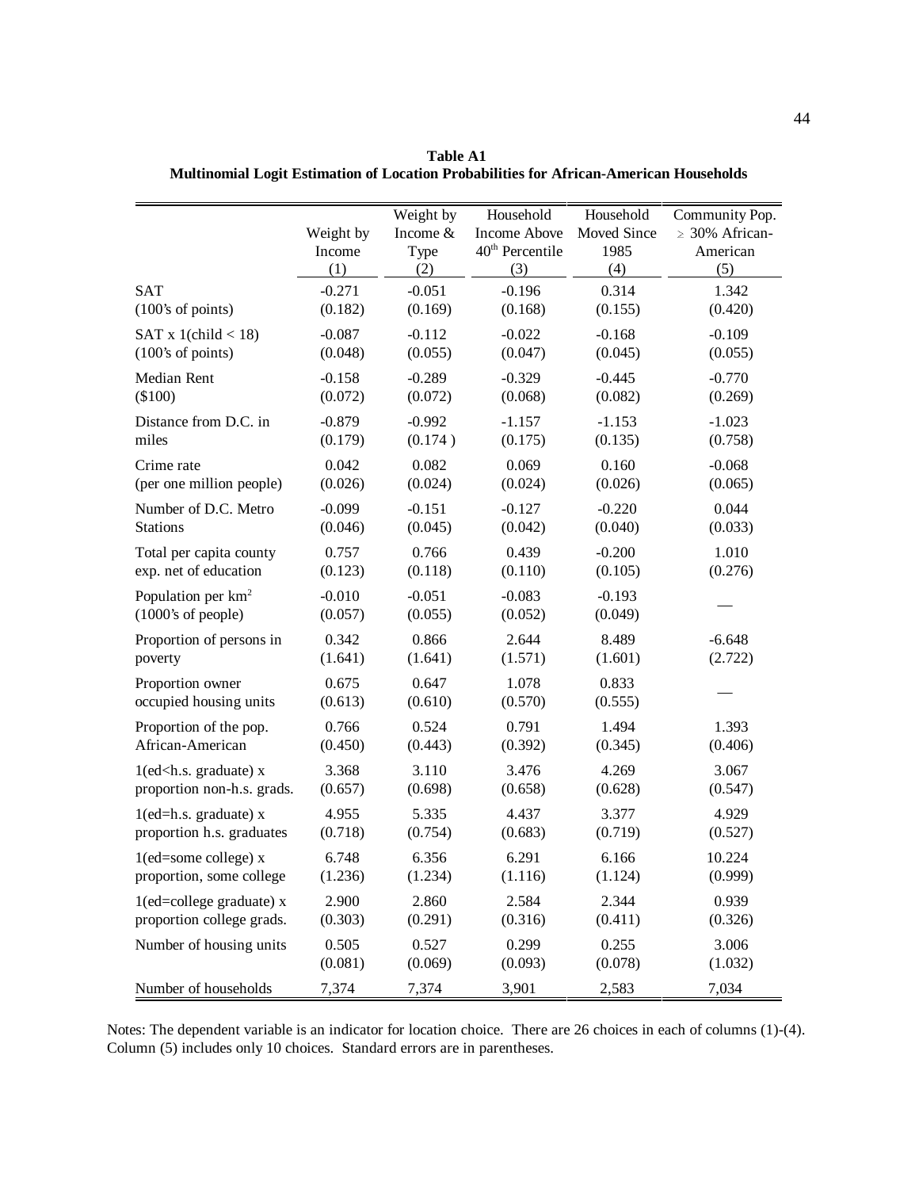**Table A1**
**Multinomial Logit Estimation of Location Probabilities for African-American Households**

| | Weight by Income (1) | Weight by Income & Type (2) | Household Income Above 40th Percentile (3) | Household Moved Since 1985 (4) | Community Pop. ≥ 30% African-American (5) |
|---|---|---|---|---|---|
| SAT | -0.271 | -0.051 | -0.196 | 0.314 | 1.342 |
| (100's of points) | (0.182) | (0.169) | (0.168) | (0.155) | (0.420) |
| SAT x 1(child < 18) | -0.087 | -0.112 | -0.022 | -0.168 | -0.109 |
| (100's of points) | (0.048) | (0.055) | (0.047) | (0.045) | (0.055) |
| Median Rent | -0.158 | -0.289 | -0.329 | -0.445 | -0.770 |
| ($100) | (0.072) | (0.072) | (0.068) | (0.082) | (0.269) |
| Distance from D.C. in | -0.879 | -0.992 | -1.157 | -1.153 | -1.023 |
| miles | (0.179) | (0.174 ) | (0.175) | (0.135) | (0.758) |
| Crime rate | 0.042 | 0.082 | 0.069 | 0.160 | -0.068 |
| (per one million people) | (0.026) | (0.024) | (0.024) | (0.026) | (0.065) |
| Number of D.C. Metro | -0.099 | -0.151 | -0.127 | -0.220 | 0.044 |
| Stations | (0.046) | (0.045) | (0.042) | (0.040) | (0.033) |
| Total per capita county | 0.757 | 0.766 | 0.439 | -0.200 | 1.010 |
| exp. net of education | (0.123) | (0.118) | (0.110) | (0.105) | (0.276) |
| Population per km$^2$ | -0.010 | -0.051 | -0.083 | -0.193 | — |
| (1000's of people) | (0.057) | (0.055) | (0.052) | (0.049) | |
| Proportion of persons in | 0.342 | 0.866 | 2.644 | 8.489 | -6.648 |
| poverty | (1.641) | (1.641) | (1.571) | (1.601) | (2.722) |
| Proportion owner | 0.675 | 0.647 | 1.078 | 0.833 | — |
| occupied housing units | (0.613) | (0.610) | (0.570) | (0.555) | |
| Proportion of the pop. | 0.766 | 0.524 | 0.791 | 1.494 | 1.393 |
| African-American | (0.450) | (0.443) | (0.392) | (0.345) | (0.406) |
| 1(ed<h.s. graduate) x | 3.368 | 3.110 | 3.476 | 4.269 | 3.067 |
| proportion non-h.s. grads. | (0.657) | (0.698) | (0.658) | (0.628) | (0.547) |
| 1(ed=h.s. graduate) x | 4.955 | 5.335 | 4.437 | 3.377 | 4.929 |
| proportion h.s. graduates | (0.718) | (0.754) | (0.683) | (0.719) | (0.527) |
| 1(ed=some college) x | 6.748 | 6.356 | 6.291 | 6.166 | 10.224 |
| proportion, some college | (1.236) | (1.234) | (1.116) | (1.124) | (0.999) |
| 1(ed=college graduate) x | 2.900 | 2.860 | 2.584 | 2.344 | 0.939 |
| proportion college grads. | (0.303) | (0.291) | (0.316) | (0.411) | (0.326) |
| Number of housing units | 0.505 | 0.527 | 0.299 | 0.255 | 3.006 |
| | (0.081) | (0.069) | (0.093) | (0.078) | (1.032) |
| Number of households | 7,374 | 7,374 | 3,901 | 2,583 | 7,034 |

Notes: The dependent variable is an indicator for location choice. There are 26 choices in each of columns (1)-(4). Column (5) includes only 10 choices. Standard errors are in parentheses.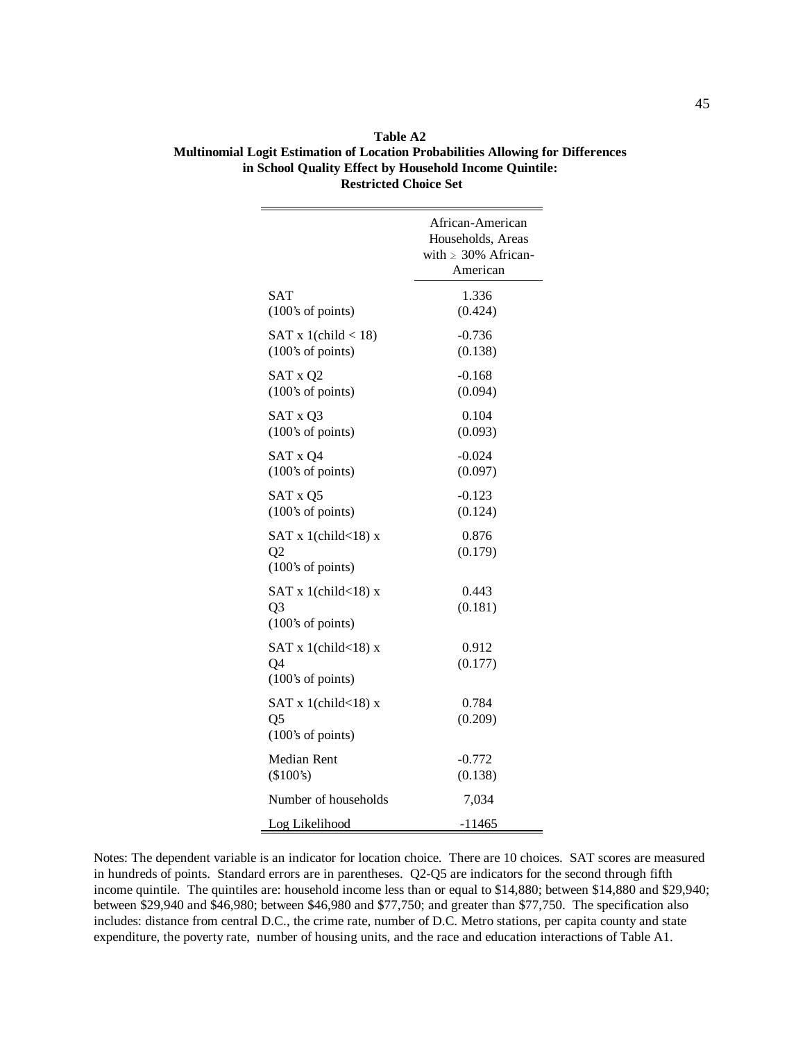**Table A2**
**Multinomial Logit Estimation of Location Probabilities Allowing for Differences in School Quality Effect by Household Income Quintile: Restricted Choice Set**

| | African-American Households, Areas with ≥ 30% African-American |
|---|---|
| SAT (100's of points) | 1.336 (0.424) |
| SAT x 1(child < 18) (100's of points) | -0.736 (0.138) |
| SAT x Q2 (100's of points) | -0.168 (0.094) |
| SAT x Q3 (100's of points) | 0.104 (0.093) |
| SAT x Q4 (100's of points) | -0.024 (0.097) |
| SAT x Q5 (100's of points) | -0.123 (0.124) |
| SAT x 1(child<18) x Q2 (100's of points) | 0.876 (0.179) |
| SAT x 1(child<18) x Q3 (100's of points) | 0.443 (0.181) |
| SAT x 1(child<18) x Q4 (100's of points) | 0.912 (0.177) |
| SAT x 1(child<18) x Q5 (100's of points) | 0.784 (0.209) |
| Median Rent ($100's) | -0.772 (0.138) |
| Number of households | 7,034 |
| Log Likelihood | -11465 |

Notes: The dependent variable is an indicator for location choice. There are 10 choices. SAT scores are measured in hundreds of points. Standard errors are in parentheses. Q2-Q5 are indicators for the second through fifth income quintile. The quintiles are: household income less than or equal to $14,880; between $14,880 and $29,940; between $29,940 and $46,980; between $46,980 and $77,750; and greater than $77,750. The specification also includes: distance from central D.C., the crime rate, number of D.C. Metro stations, per capita county and state expenditure, the poverty rate, number of housing units, and the race and education interactions of Table A1.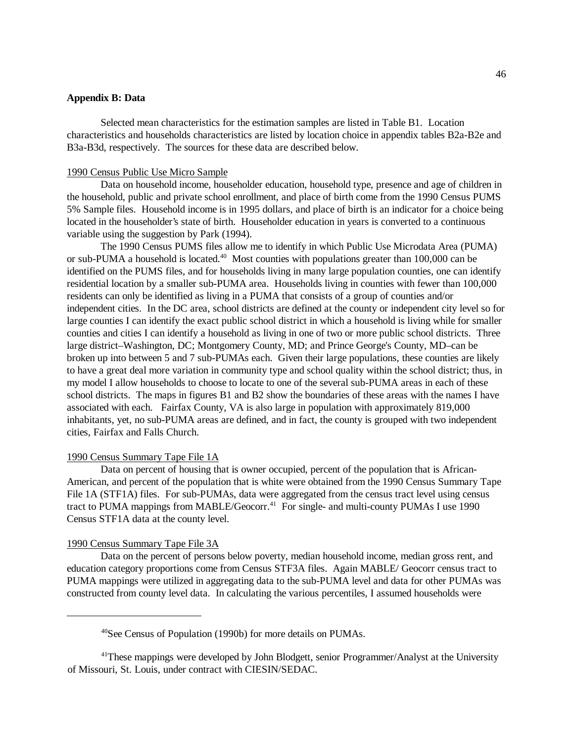**Appendix B: Data**

Selected mean characteristics for the estimation samples are listed in Table B1. Location characteristics and households characteristics are listed by location choice in appendix tables B2a-B2e and B3a-B3d, respectively. The sources for these data are described below.

1990 Census Public Use Micro Sample

Data on household income, householder education, household type, presence and age of children in the household, public and private school enrollment, and place of birth come from the 1990 Census PUMS 5% Sample files. Household income is in 1995 dollars, and place of birth is an indicator for a choice being located in the householder's state of birth. Householder education in years is converted to a continuous variable using the suggestion by Park (1994).

The 1990 Census PUMS files allow me to identify in which Public Use Microdata Area (PUMA) or sub-PUMA a household is located.[40] Most counties with populations greater than 100,000 can be identified on the PUMS files, and for households living in many large population counties, one can identify residential location by a smaller sub-PUMA area. Households living in counties with fewer than 100,000 residents can only be identified as living in a PUMA that consists of a group of counties and/or independent cities. In the DC area, school districts are defined at the county or independent city level so for large counties I can identify the exact public school district in which a household is living while for smaller counties and cities I can identify a household as living in one of two or more public school districts. Three large district–Washington, DC; Montgomery County, MD; and Prince George's County, MD–can be broken up into between 5 and 7 sub-PUMAs each. Given their large populations, these counties are likely to have a great deal more variation in community type and school quality within the school district; thus, in my model I allow households to choose to locate to one of the several sub-PUMA areas in each of these school districts. The maps in figures B1 and B2 show the boundaries of these areas with the names I have associated with each. Fairfax County, VA is also large in population with approximately 819,000 inhabitants, yet, no sub-PUMA areas are defined, and in fact, the county is grouped with two independent cities, Fairfax and Falls Church.

1990 Census Summary Tape File 1A

Data on percent of housing that is owner occupied, percent of the population that is African-American, and percent of the population that is white were obtained from the 1990 Census Summary Tape File 1A (STF1A) files. For sub-PUMAs, data were aggregated from the census tract level using census tract to PUMA mappings from MABLE/Geocorr.[41] For single- and multi-county PUMAs I use 1990 Census STF1A data at the county level.

1990 Census Summary Tape File 3A

Data on the percent of persons below poverty, median household income, median gross rent, and education category proportions come from Census STF3A files. Again MABLE/ Geocorr census tract to PUMA mappings were utilized in aggregating data to the sub-PUMA level and data for other PUMAs was constructed from county level data. In calculating the various percentiles, I assumed households were

---

[40] See Census of Population (1990b) for more details on PUMAs.

[41] These mappings were developed by John Blodgett, senior Programmer/Analyst at the University of Missouri, St. Louis, under contract with CIESIN/SEDAC.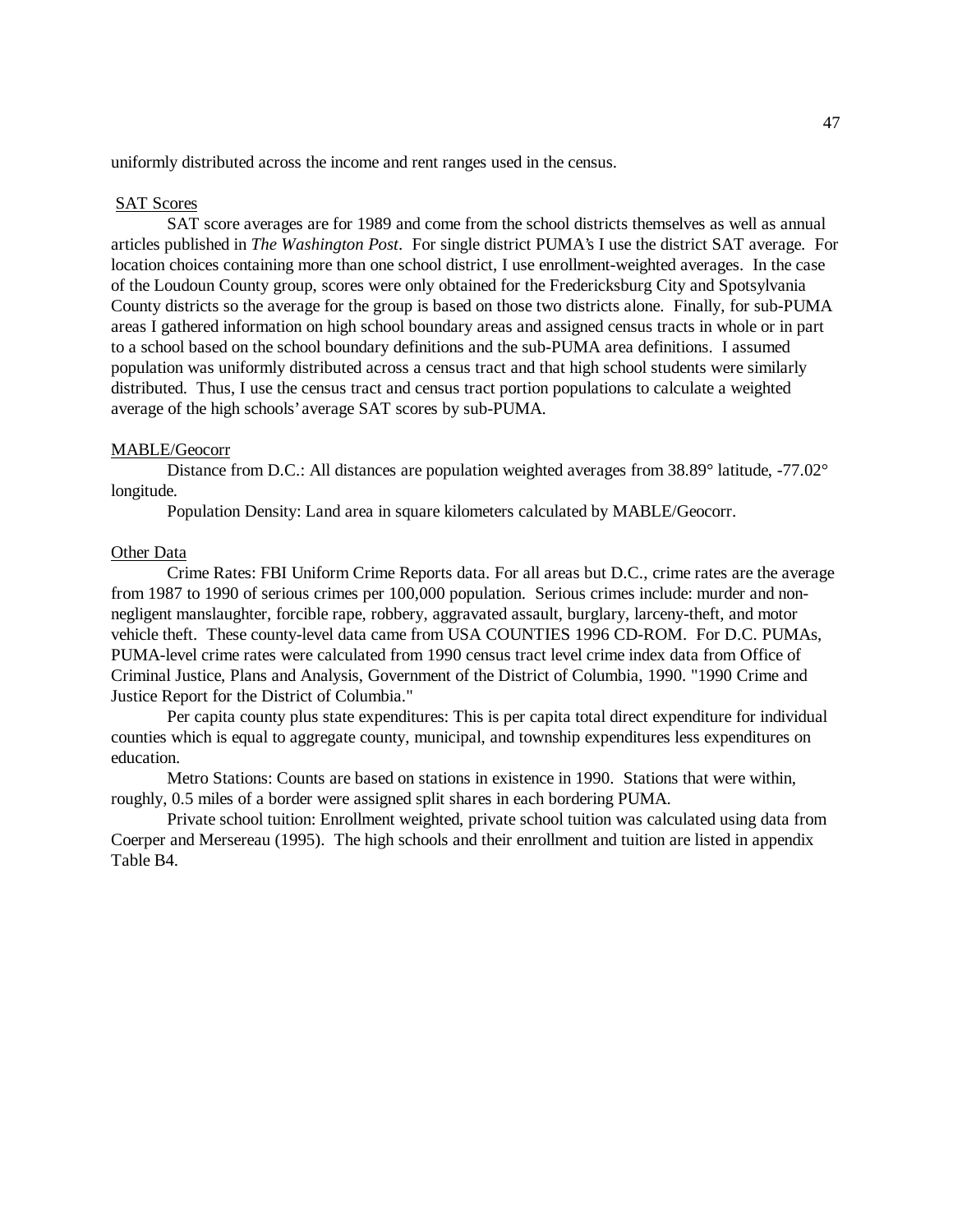uniformly distributed across the income and rent ranges used in the census.

SAT Scores

SAT score averages are for 1989 and come from the school districts themselves as well as annual articles published in *The Washington Post*. For single district PUMA's I use the district SAT average. For location choices containing more than one school district, I use enrollment-weighted averages. In the case of the Loudoun County group, scores were only obtained for the Fredericksburg City and Spotsylvania County districts so the average for the group is based on those two districts alone. Finally, for sub-PUMA areas I gathered information on high school boundary areas and assigned census tracts in whole or in part to a school based on the school boundary definitions and the sub-PUMA area definitions. I assumed population was uniformly distributed across a census tract and that high school students were similarly distributed. Thus, I use the census tract and census tract portion populations to calculate a weighted average of the high schools' average SAT scores by sub-PUMA.

MABLE/Geocorr

Distance from D.C.: All distances are population weighted averages from 38.89° latitude, -77.02° longitude.

Population Density: Land area in square kilometers calculated by MABLE/Geocorr.

Other Data

Crime Rates: FBI Uniform Crime Reports data. For all areas but D.C., crime rates are the average from 1987 to 1990 of serious crimes per 100,000 population. Serious crimes include: murder and non-negligent manslaughter, forcible rape, robbery, aggravated assault, burglary, larceny-theft, and motor vehicle theft. These county-level data came from USA COUNTIES 1996 CD-ROM. For D.C. PUMAs, PUMA-level crime rates were calculated from 1990 census tract level crime index data from Office of Criminal Justice, Plans and Analysis, Government of the District of Columbia, 1990. "1990 Crime and Justice Report for the District of Columbia."

Per capita county plus state expenditures: This is per capita total direct expenditure for individual counties which is equal to aggregate county, municipal, and township expenditures less expenditures on education.

Metro Stations: Counts are based on stations in existence in 1990. Stations that were within, roughly, 0.5 miles of a border were assigned split shares in each bordering PUMA.

Private school tuition: Enrollment weighted, private school tuition was calculated using data from Coerper and Mersereau (1995). The high schools and their enrollment and tuition are listed in appendix Table B4.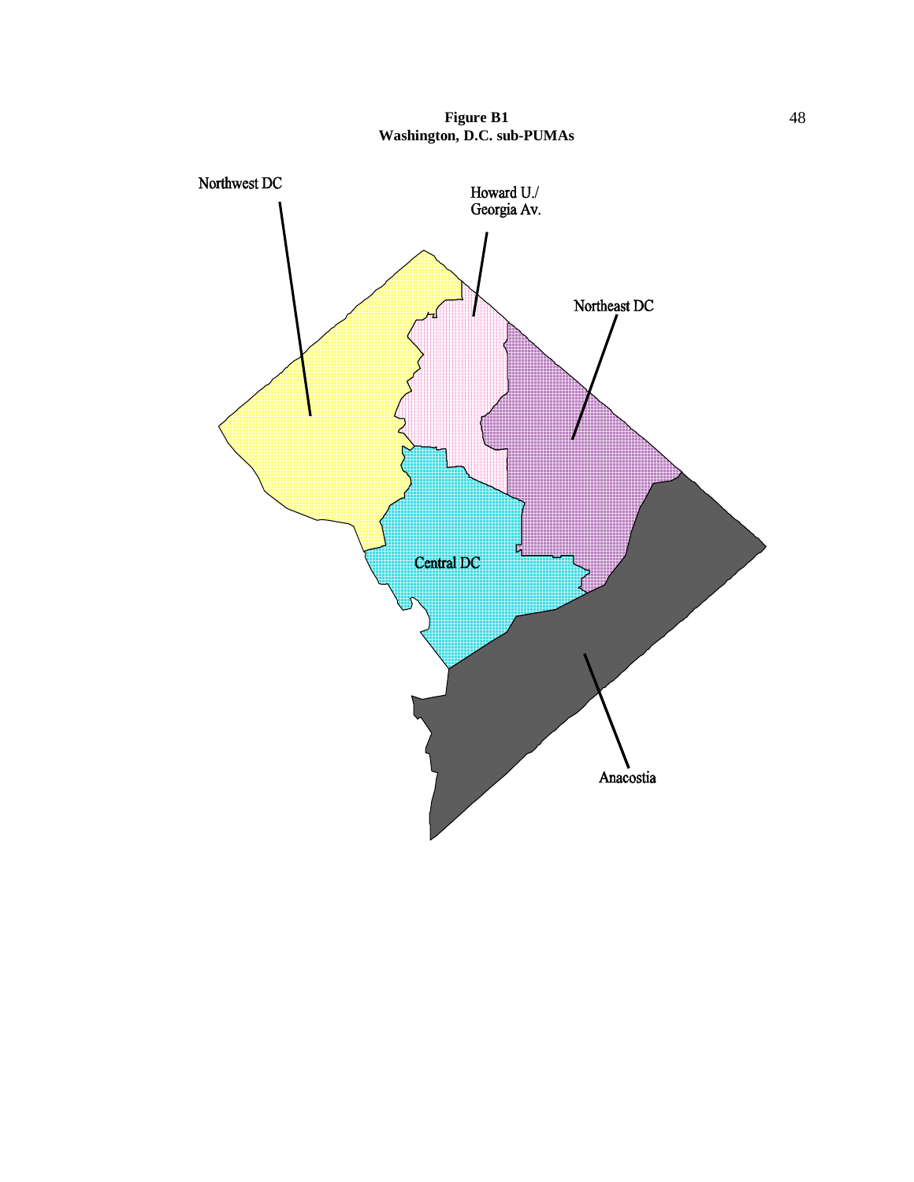**Figure B1**
**Washington, D.C. sub-PUMAs**

Northwest DC

Howard U./
Georgia Av.

Northeast DC

Central DC

Anacostia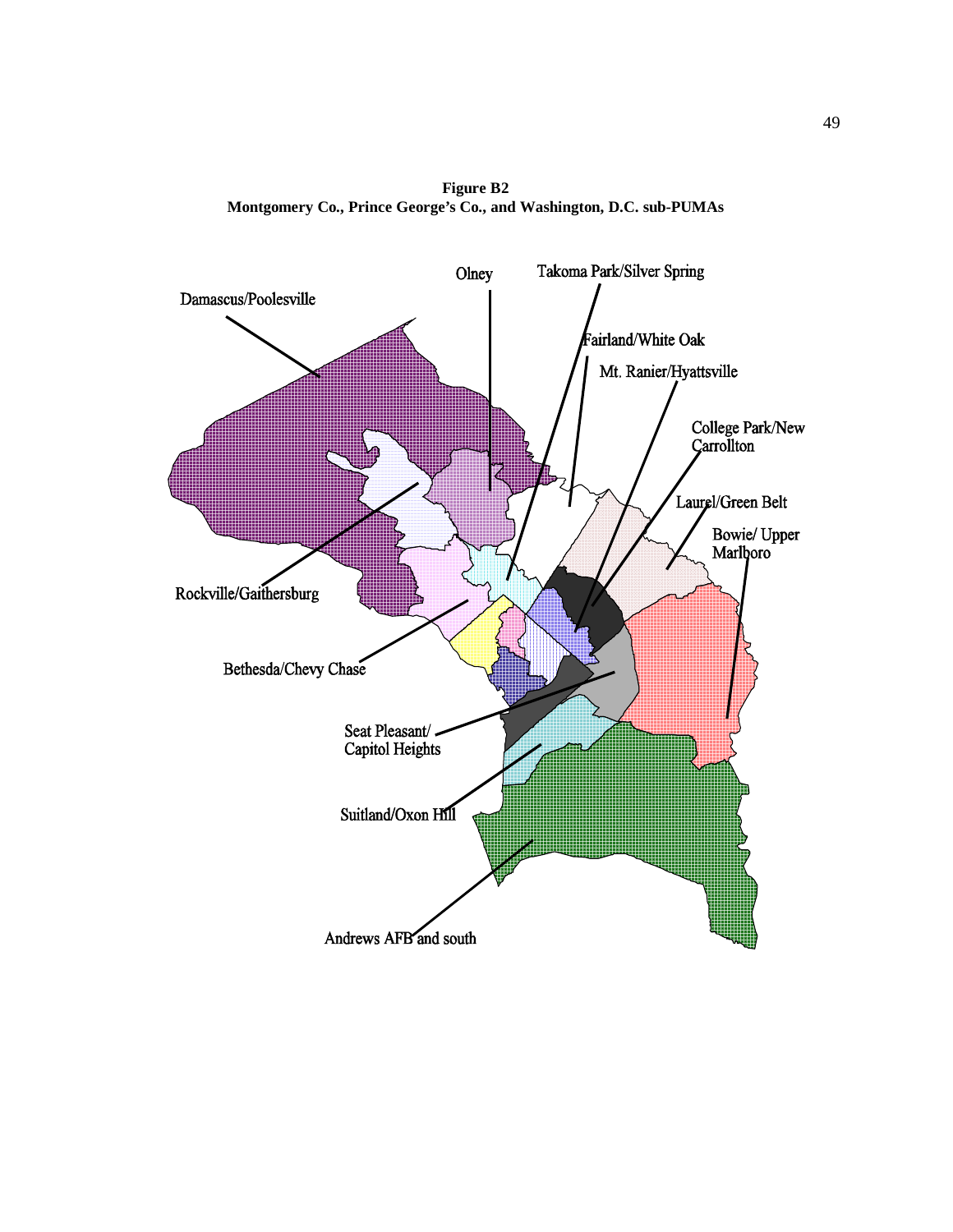**Figure B2**
**Montgomery Co., Prince George's Co., and Washington, D.C. sub-PUMAs**

Damascus/Poolesville

Olney

Takoma Park/Silver Spring

Fairland/White Oak

Mt. Ranier/Hyattsville

College Park/New Carrollton

Laurel/Green Belt

Bowie/ Upper Marlboro

Rockville/Gaithersburg

Bethesda/Chevy Chase

Seat Pleasant/ Capitol Heights

Suitland/Oxon Hill

Andrews AFB and south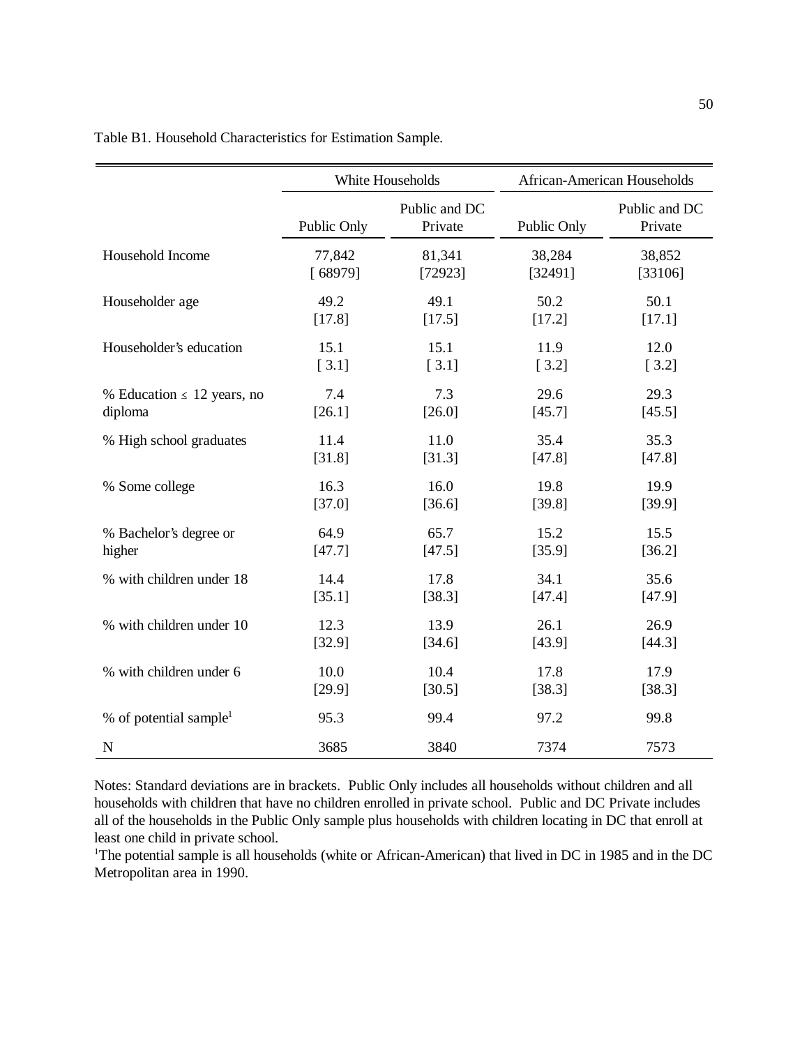Table B1. Household Characteristics for Estimation Sample.

| | White Households | | African-American Households | |
|---|---|---|---|---|
| | Public Only | Public and DC Private | Public Only | Public and DC Private |
| Household Income | 77,842 | 81,341 | 38,284 | 38,852 |
| | [ 68979] | [72923] | [32491] | [33106] |
| Householder age | 49.2 | 49.1 | 50.2 | 50.1 |
| | [17.8] | [17.5] | [17.2] | [17.1] |
| Householder's education | 15.1 | 15.1 | 11.9 | 12.0 |
| | [ 3.1] | [ 3.1] | [ 3.2] | [ 3.2] |
| % Education $\leq$ 12 years, no diploma | 7.4 | 7.3 | 29.6 | 29.3 |
| | [26.1] | [26.0] | [45.7] | [45.5] |
| % High school graduates | 11.4 | 11.0 | 35.4 | 35.3 |
| | [31.8] | [31.3] | [47.8] | [47.8] |
| % Some college | 16.3 | 16.0 | 19.8 | 19.9 |
| | [37.0] | [36.6] | [39.8] | [39.9] |
| % Bachelor's degree or higher | 64.9 | 65.7 | 15.2 | 15.5 |
| | [47.7] | [47.5] | [35.9] | [36.2] |
| % with children under 18 | 14.4 | 17.8 | 34.1 | 35.6 |
| | [35.1] | [38.3] | [47.4] | [47.9] |
| % with children under 10 | 12.3 | 13.9 | 26.1 | 26.9 |
| | [32.9] | [34.6] | [43.9] | [44.3] |
| % with children under 6 | 10.0 | 10.4 | 17.8 | 17.9 |
| | [29.9] | [30.5] | [38.3] | [38.3] |
| % of potential sample[1] | 95.3 | 99.4 | 97.2 | 99.8 |
| N | 3685 | 3840 | 7374 | 7573 |

Notes: Standard deviations are in brackets. Public Only includes all households without children and all households with children that have no children enrolled in private school. Public and DC Private includes all of the households in the Public Only sample plus households with children locating in DC that enroll at least one child in private school.

[1]The potential sample is all households (white or African-American) that lived in DC in 1985 and in the DC Metropolitan area in 1990.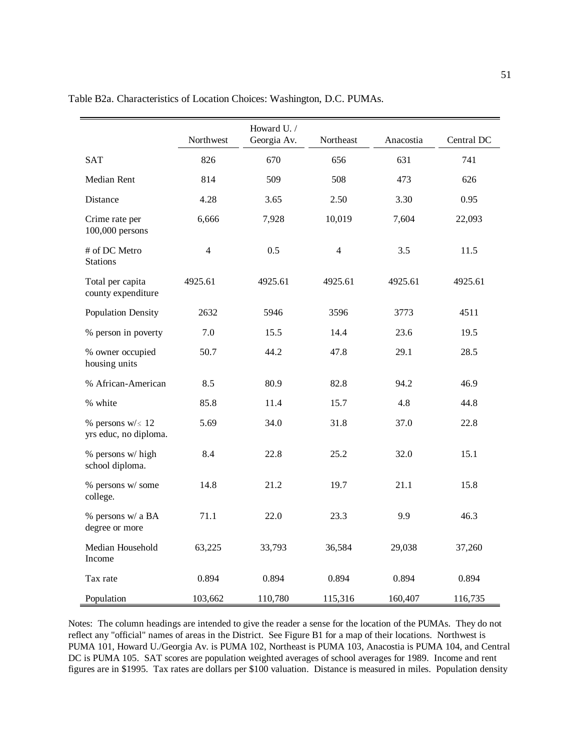Table B2a. Characteristics of Location Choices: Washington, D.C. PUMAs.

| | Northwest | Howard U. / Georgia Av. | Northeast | Anacostia | Central DC |
|---|---|---|---|---|---|
| SAT | 826 | 670 | 656 | 631 | 741 |
| Median Rent | 814 | 509 | 508 | 473 | 626 |
| Distance | 4.28 | 3.65 | 2.50 | 3.30 | 0.95 |
| Crime rate per 100,000 persons | 6,666 | 7,928 | 10,019 | 7,604 | 22,093 |
| # of DC Metro Stations | 4 | 0.5 | 4 | 3.5 | 11.5 |
| Total per capita county expenditure | 4925.61 | 4925.61 | 4925.61 | 4925.61 | 4925.61 |
| Population Density | 2632 | 5946 | 3596 | 3773 | 4511 |
| % person in poverty | 7.0 | 15.5 | 14.4 | 23.6 | 19.5 |
| % owner occupied housing units | 50.7 | 44.2 | 47.8 | 29.1 | 28.5 |
| % African-American | 8.5 | 80.9 | 82.8 | 94.2 | 46.9 |
| % white | 85.8 | 11.4 | 15.7 | 4.8 | 44.8 |
| % persons w/ $\leq$ 12 yrs educ, no diploma. | 5.69 | 34.0 | 31.8 | 37.0 | 22.8 |
| % persons w/ high school diploma. | 8.4 | 22.8 | 25.2 | 32.0 | 15.1 |
| % persons w/ some college. | 14.8 | 21.2 | 19.7 | 21.1 | 15.8 |
| % persons w/ a BA degree or more | 71.1 | 22.0 | 23.3 | 9.9 | 46.3 |
| Median Household Income | 63,225 | 33,793 | 36,584 | 29,038 | 37,260 |
| Tax rate | 0.894 | 0.894 | 0.894 | 0.894 | 0.894 |
| Population | 103,662 | 110,780 | 115,316 | 160,407 | 116,735 |

Notes: The column headings are intended to give the reader a sense for the location of the PUMAs. They do not reflect any "official" names of areas in the District. See Figure B1 for a map of their locations. Northwest is PUMA 101, Howard U./Georgia Av. is PUMA 102, Northeast is PUMA 103, Anacostia is PUMA 104, and Central DC is PUMA 105. SAT scores are population weighted averages of school averages for 1989. Income and rent figures are in $1995. Tax rates are dollars per $100 valuation. Distance is measured in miles. Population density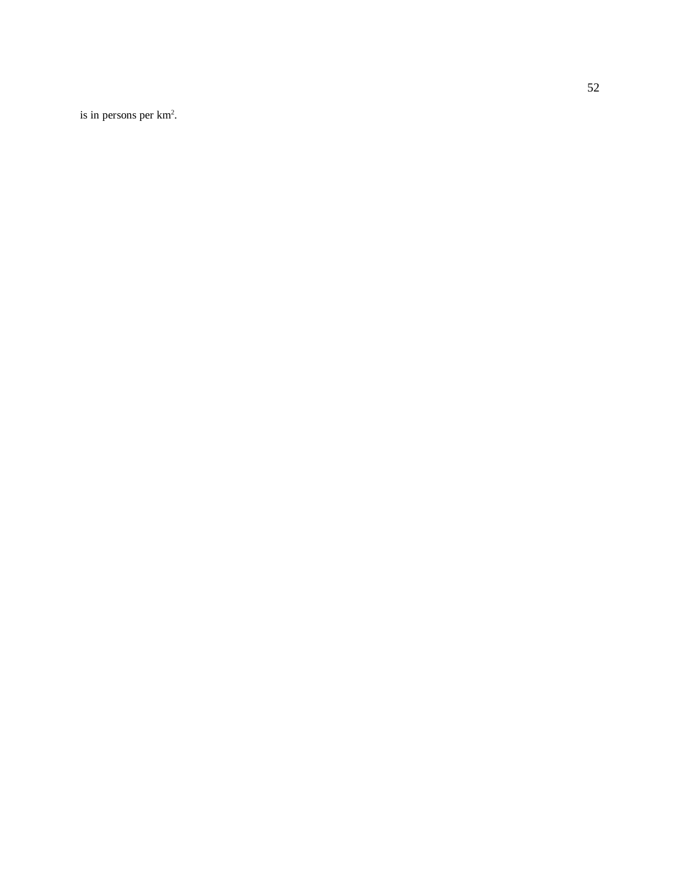is in persons per $km^2$.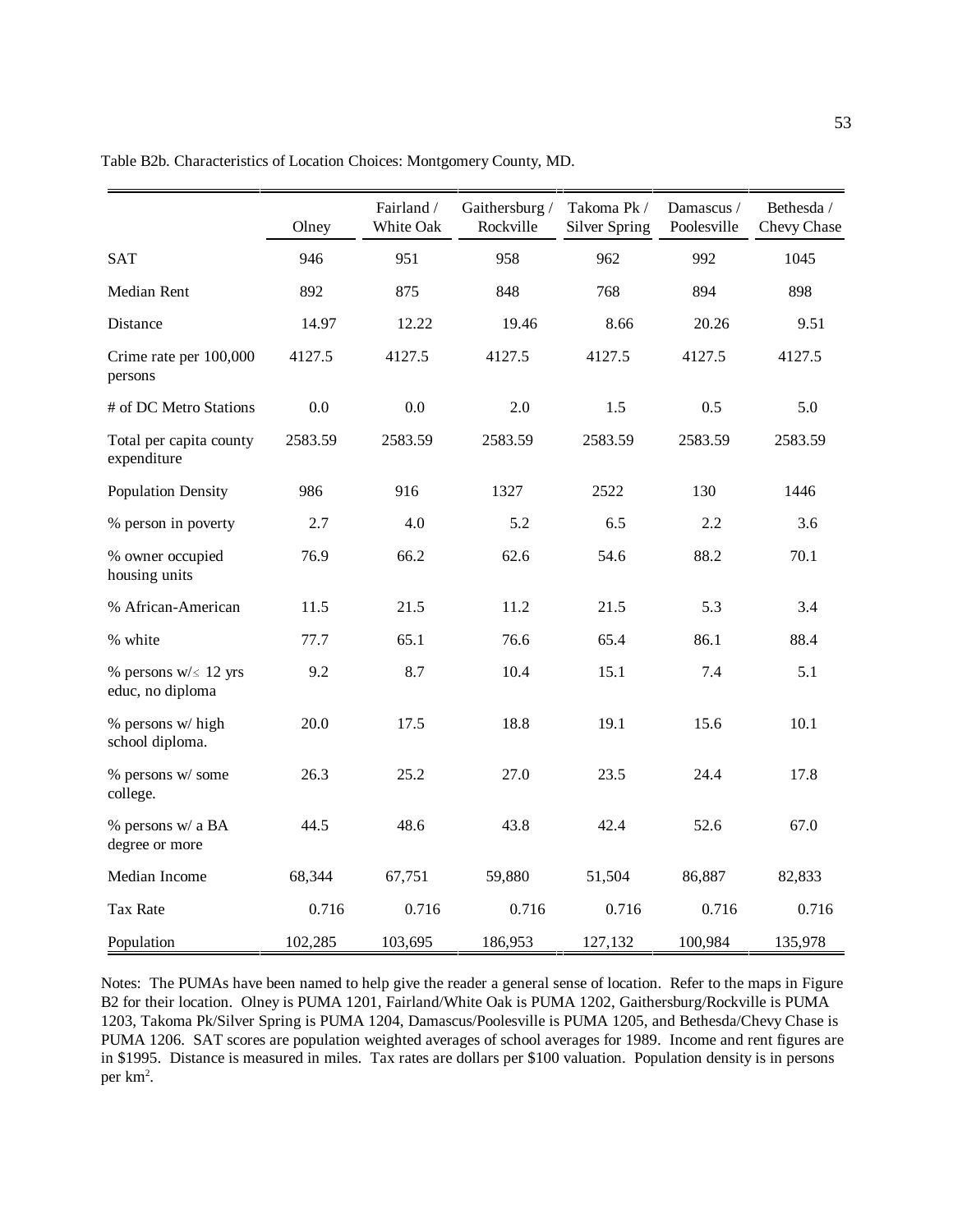Table B2b. Characteristics of Location Choices: Montgomery County, MD.

| | Olney | Fairland / White Oak | Gaithersburg / Rockville | Takoma Pk / Silver Spring | Damascus / Poolesville | Bethesda / Chevy Chase |
|---|---|---|---|---|---|---|
| SAT | 946 | 951 | 958 | 962 | 992 | 1045 |
| Median Rent | 892 | 875 | 848 | 768 | 894 | 898 |
| Distance | 14.97 | 12.22 | 19.46 | 8.66 | 20.26 | 9.51 |
| Crime rate per 100,000 persons | 4127.5 | 4127.5 | 4127.5 | 4127.5 | 4127.5 | 4127.5 |
| # of DC Metro Stations | 0.0 | 0.0 | 2.0 | 1.5 | 0.5 | 5.0 |
| Total per capita county expenditure | 2583.59 | 2583.59 | 2583.59 | 2583.59 | 2583.59 | 2583.59 |
| Population Density | 986 | 916 | 1327 | 2522 | 130 | 1446 |
| % person in poverty | 2.7 | 4.0 | 5.2 | 6.5 | 2.2 | 3.6 |
| % owner occupied housing units | 76.9 | 66.2 | 62.6 | 54.6 | 88.2 | 70.1 |
| % African-American | 11.5 | 21.5 | 11.2 | 21.5 | 5.3 | 3.4 |
| % white | 77.7 | 65.1 | 76.6 | 65.4 | 86.1 | 88.4 |
| % persons w/ $\leq$ 12 yrs educ, no diploma | 9.2 | 8.7 | 10.4 | 15.1 | 7.4 | 5.1 |
| % persons w/ high school diploma. | 20.0 | 17.5 | 18.8 | 19.1 | 15.6 | 10.1 |
| % persons w/ some college. | 26.3 | 25.2 | 27.0 | 23.5 | 24.4 | 17.8 |
| % persons w/ a BA degree or more | 44.5 | 48.6 | 43.8 | 42.4 | 52.6 | 67.0 |
| Median Income | 68,344 | 67,751 | 59,880 | 51,504 | 86,887 | 82,833 |
| Tax Rate | 0.716 | 0.716 | 0.716 | 0.716 | 0.716 | 0.716 |
| Population | 102,285 | 103,695 | 186,953 | 127,132 | 100,984 | 135,978 |

Notes: The PUMAs have been named to help give the reader a general sense of location. Refer to the maps in Figure B2 for their location. Olney is PUMA 1201, Fairland/White Oak is PUMA 1202, Gaithersburg/Rockville is PUMA 1203, Takoma Pk/Silver Spring is PUMA 1204, Damascus/Poolesville is PUMA 1205, and Bethesda/Chevy Chase is PUMA 1206. SAT scores are population weighted averages of school averages for 1989. Income and rent figures are in \$1995. Distance is measured in miles. Tax rates are dollars per \$100 valuation. Population density is in persons per km$^2$.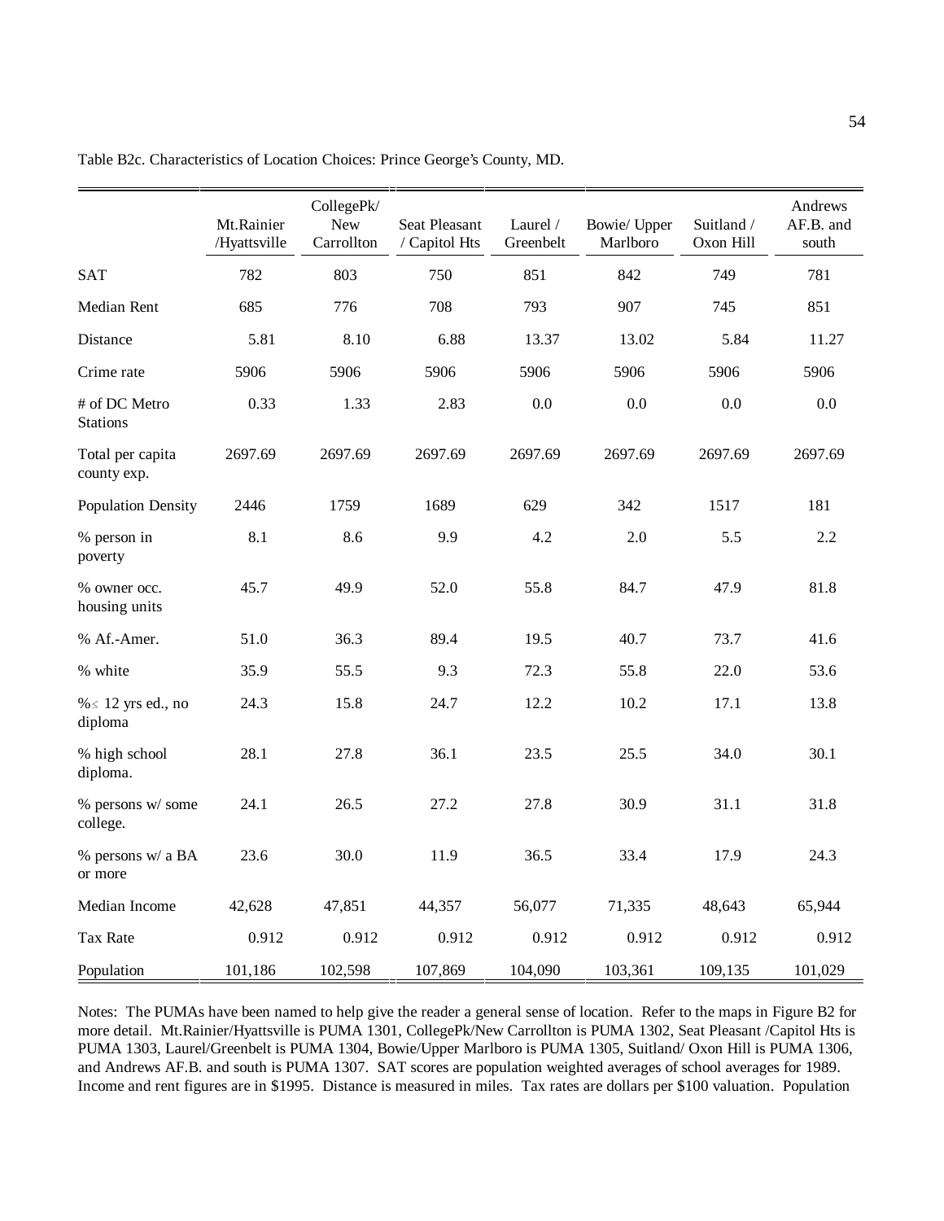Table B2c. Characteristics of Location Choices: Prince George's County, MD.

| | Mt.Rainier /Hyattsville | CollegePk/ New Carrollton | Seat Pleasant / Capitol Hts | Laurel / Greenbelt | Bowie/ Upper Marlboro | Suitland / Oxon Hill | Andrews AF.B. and south |
|---|---|---|---|---|---|---|---|
| SAT | 782 | 803 | 750 | 851 | 842 | 749 | 781 |
| Median Rent | 685 | 776 | 708 | 793 | 907 | 745 | 851 |
| Distance | 5.81 | 8.10 | 6.88 | 13.37 | 13.02 | 5.84 | 11.27 |
| Crime rate | 5906 | 5906 | 5906 | 5906 | 5906 | 5906 | 5906 |
| # of DC Metro Stations | 0.33 | 1.33 | 2.83 | 0.0 | 0.0 | 0.0 | 0.0 |
| Total per capita county exp. | 2697.69 | 2697.69 | 2697.69 | 2697.69 | 2697.69 | 2697.69 | 2697.69 |
| Population Density | 2446 | 1759 | 1689 | 629 | 342 | 1517 | 181 |
| % person in poverty | 8.1 | 8.6 | 9.9 | 4.2 | 2.0 | 5.5 | 2.2 |
| % owner occ. housing units | 45.7 | 49.9 | 52.0 | 55.8 | 84.7 | 47.9 | 81.8 |
| % Af.-Amer. | 51.0 | 36.3 | 89.4 | 19.5 | 40.7 | 73.7 | 41.6 |
| % white | 35.9 | 55.5 | 9.3 | 72.3 | 55.8 | 22.0 | 53.6 |
| % $\leq$ 12 yrs ed., no diploma | 24.3 | 15.8 | 24.7 | 12.2 | 10.2 | 17.1 | 13.8 |
| % high school diploma. | 28.1 | 27.8 | 36.1 | 23.5 | 25.5 | 34.0 | 30.1 |
| % persons w/ some college. | 24.1 | 26.5 | 27.2 | 27.8 | 30.9 | 31.1 | 31.8 |
| % persons w/ a BA or more | 23.6 | 30.0 | 11.9 | 36.5 | 33.4 | 17.9 | 24.3 |
| Median Income | 42,628 | 47,851 | 44,357 | 56,077 | 71,335 | 48,643 | 65,944 |
| Tax Rate | 0.912 | 0.912 | 0.912 | 0.912 | 0.912 | 0.912 | 0.912 |
| Population | 101,186 | 102,598 | 107,869 | 104,090 | 103,361 | 109,135 | 101,029 |

Notes: The PUMAs have been named to help give the reader a general sense of location. Refer to the maps in Figure B2 for more detail. Mt.Rainier/Hyattsville is PUMA 1301, CollegePk/New Carrollton is PUMA 1302, Seat Pleasant /Capitol Hts is PUMA 1303, Laurel/Greenbelt is PUMA 1304, Bowie/Upper Marlboro is PUMA 1305, Suitland/ Oxon Hill is PUMA 1306, and Andrews AF.B. and south is PUMA 1307. SAT scores are population weighted averages of school averages for 1989. Income and rent figures are in $1995. Distance is measured in miles. Tax rates are dollars per $100 valuation. Population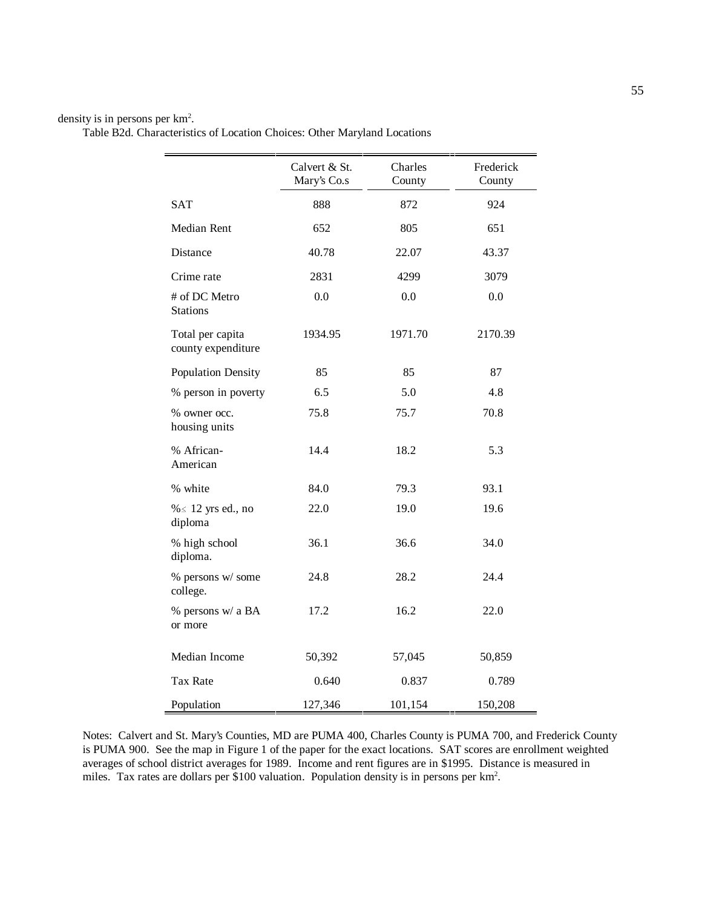density is in persons per km$^2$.

Table B2d. Characteristics of Location Choices: Other Maryland Locations

| | Calvert & St. Mary's Co.s | Charles County | Frederick County |
|---|---|---|---|
| SAT | 888 | 872 | 924 |
| Median Rent | 652 | 805 | 651 |
| Distance | 40.78 | 22.07 | 43.37 |
| Crime rate | 2831 | 4299 | 3079 |
| # of DC Metro Stations | 0.0 | 0.0 | 0.0 |
| Total per capita county expenditure | 1934.95 | 1971.70 | 2170.39 |
| Population Density | 85 | 85 | 87 |
| % person in poverty | 6.5 | 5.0 | 4.8 |
| % owner occ. housing units | 75.8 | 75.7 | 70.8 |
| % African-American | 14.4 | 18.2 | 5.3 |
| % white | 84.0 | 79.3 | 93.1 |
| %≤ 12 yrs ed., no diploma | 22.0 | 19.0 | 19.6 |
| % high school diploma. | 36.1 | 36.6 | 34.0 |
| % persons w/ some college. | 24.8 | 28.2 | 24.4 |
| % persons w/ a BA or more | 17.2 | 16.2 | 22.0 |
| Median Income | 50,392 | 57,045 | 50,859 |
| Tax Rate | 0.640 | 0.837 | 0.789 |
| Population | 127,346 | 101,154 | 150,208 |

Notes: Calvert and St. Mary's Counties, MD are PUMA 400, Charles County is PUMA 700, and Frederick County is PUMA 900. See the map in Figure 1 of the paper for the exact locations. SAT scores are enrollment weighted averages of school district averages for 1989. Income and rent figures are in \$1995. Distance is measured in miles. Tax rates are dollars per \$100 valuation. Population density is in persons per km$^2$.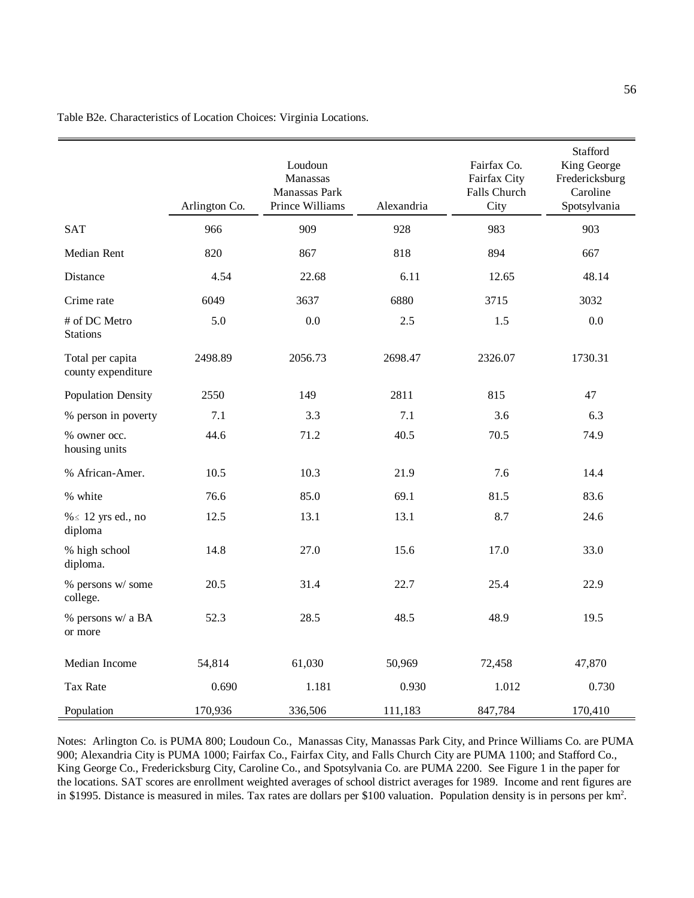Table B2e. Characteristics of Location Choices: Virginia Locations.

| | Arlington Co. | Loudoun Manassas Manassas Park Prince Williams | Alexandria | Fairfax Co. Fairfax City Falls Church City | Stafford King George Fredericksburg Caroline Spotsylvania |
|---|---|---|---|---|---|
| SAT | 966 | 909 | 928 | 983 | 903 |
| Median Rent | 820 | 867 | 818 | 894 | 667 |
| Distance | 4.54 | 22.68 | 6.11 | 12.65 | 48.14 |
| Crime rate | 6049 | 3637 | 6880 | 3715 | 3032 |
| # of DC Metro Stations | 5.0 | 0.0 | 2.5 | 1.5 | 0.0 |
| Total per capita county expenditure | 2498.89 | 2056.73 | 2698.47 | 2326.07 | 1730.31 |
| Population Density | 2550 | 149 | 2811 | 815 | 47 |
| % person in poverty | 7.1 | 3.3 | 7.1 | 3.6 | 6.3 |
| % owner occ. housing units | 44.6 | 71.2 | 40.5 | 70.5 | 74.9 |
| % African-Amer. | 10.5 | 10.3 | 21.9 | 7.6 | 14.4 |
| % white | 76.6 | 85.0 | 69.1 | 81.5 | 83.6 |
| %< 12 yrs ed., no diploma | 12.5 | 13.1 | 13.1 | 8.7 | 24.6 |
| % high school diploma. | 14.8 | 27.0 | 15.6 | 17.0 | 33.0 |
| % persons w/ some college. | 20.5 | 31.4 | 22.7 | 25.4 | 22.9 |
| % persons w/ a BA or more | 52.3 | 28.5 | 48.5 | 48.9 | 19.5 |
| Median Income | 54,814 | 61,030 | 50,969 | 72,458 | 47,870 |
| Tax Rate | 0.690 | 1.181 | 0.930 | 1.012 | 0.730 |
| Population | 170,936 | 336,506 | 111,183 | 847,784 | 170,410 |

Notes: Arlington Co. is PUMA 800; Loudoun Co., Manassas City, Manassas Park City, and Prince Williams Co. are PUMA 900; Alexandria City is PUMA 1000; Fairfax Co., Fairfax City, and Falls Church City are PUMA 1100; and Stafford Co., King George Co., Fredericksburg City, Caroline Co., and Spotsylvania Co. are PUMA 2200. See Figure 1 in the paper for the locations. SAT scores are enrollment weighted averages of school district averages for 1989. Income and rent figures are in \$1995. Distance is measured in miles. Tax rates are dollars per \$100 valuation. Population density is in persons per $km^2$.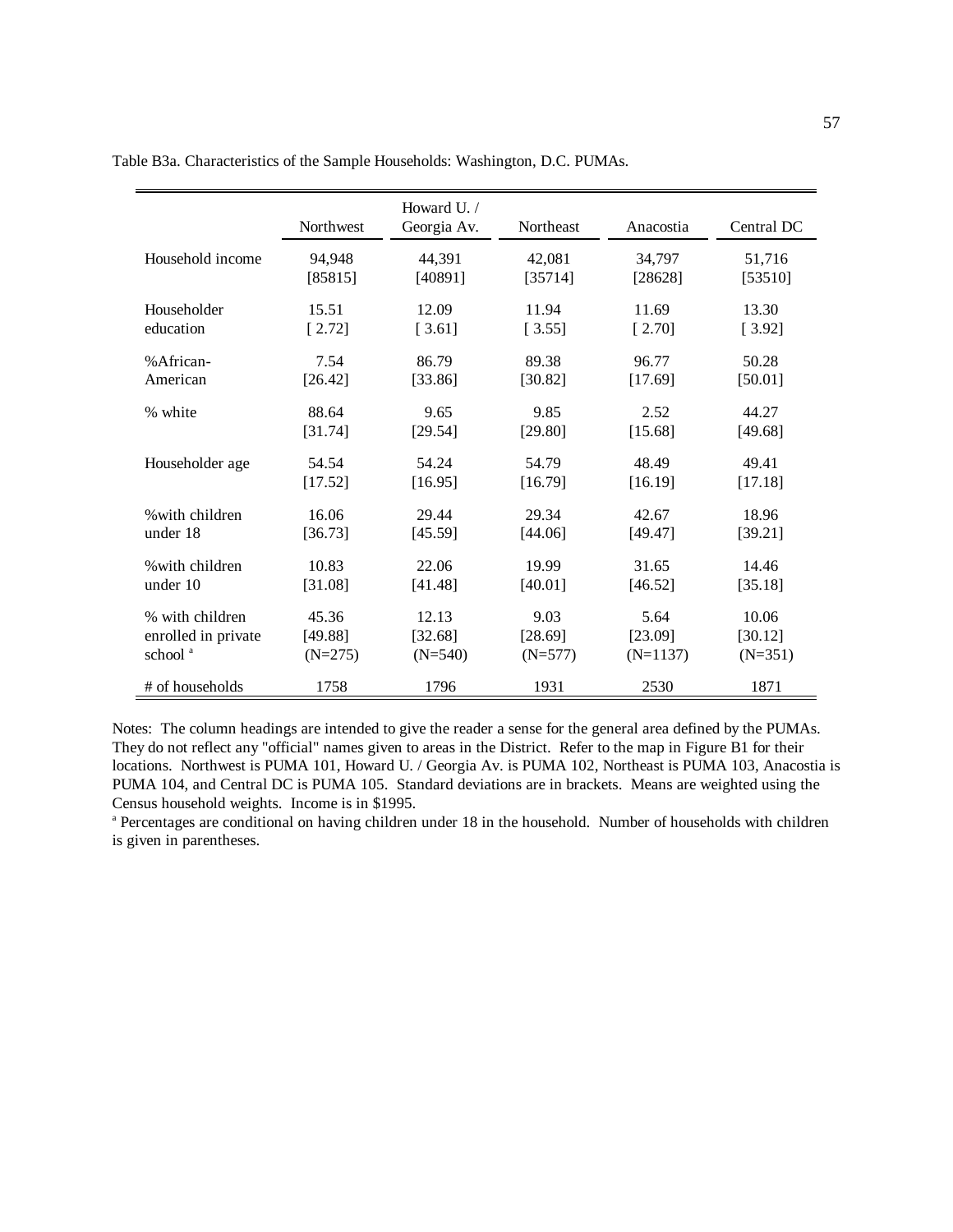Table B3a. Characteristics of the Sample Households: Washington, D.C. PUMAs.

| | Northwest | Howard U. / Georgia Av. | Northeast | Anacostia | Central DC |
|---|---|---|---|---|---|
| Household income | 94,948 | 44,391 | 42,081 | 34,797 | 51,716 |
| | [85815] | [40891] | [35714] | [28628] | [53510] |
| Householder education | 15.51 | 12.09 | 11.94 | 11.69 | 13.30 |
| | [ 2.72] | [ 3.61] | [ 3.55] | [ 2.70] | [ 3.92] |
| %African-American | 7.54 | 86.79 | 89.38 | 96.77 | 50.28 |
| | [26.42] | [33.86] | [30.82] | [17.69] | [50.01] |
| % white | 88.64 | 9.65 | 9.85 | 2.52 | 44.27 |
| | [31.74] | [29.54] | [29.80] | [15.68] | [49.68] |
| Householder age | 54.54 | 54.24 | 54.79 | 48.49 | 49.41 |
| | [17.52] | [16.95] | [16.79] | [16.19] | [17.18] |
| %with children under 18 | 16.06 | 29.44 | 29.34 | 42.67 | 18.96 |
| | [36.73] | [45.59] | [44.06] | [49.47] | [39.21] |
| %with children under 10 | 10.83 | 22.06 | 19.99 | 31.65 | 14.46 |
| | [31.08] | [41.48] | [40.01] | [46.52] | [35.18] |
| % with children enrolled in private school [a] | 45.36 | 12.13 | 9.03 | 5.64 | 10.06 |
| | [49.88] | [32.68] | [28.69] | [23.09] | [30.12] |
| | (N=275) | (N=540) | (N=577) | (N=1137) | (N=351) |
| # of households | 1758 | 1796 | 1931 | 2530 | 1871 |

Notes: The column headings are intended to give the reader a sense for the general area defined by the PUMAs. They do not reflect any "official" names given to areas in the District. Refer to the map in Figure B1 for their locations. Northwest is PUMA 101, Howard U. / Georgia Av. is PUMA 102, Northeast is PUMA 103, Anacostia is PUMA 104, and Central DC is PUMA 105. Standard deviations are in brackets. Means are weighted using the Census household weights. Income is in $1995.

[a] Percentages are conditional on having children under 18 in the household. Number of households with children is given in parentheses.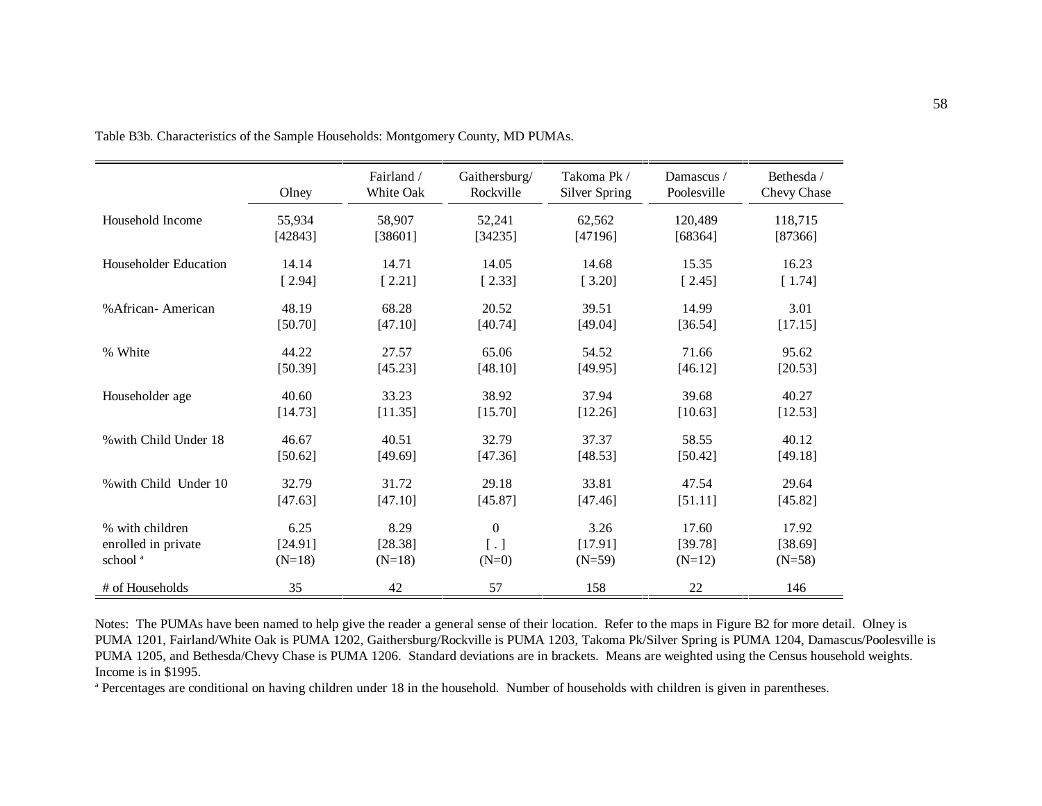Table B3b. Characteristics of the Sample Households: Montgomery County, MD PUMAs.

| | Olney | Fairland / White Oak | Gaithersburg/ Rockville | Takoma Pk / Silver Spring | Damascus / Poolesville | Bethesda / Chevy Chase |
|---|---|---|---|---|---|---|
| Household Income | 55,934 | 58,907 | 52,241 | 62,562 | 120,489 | 118,715 |
| | [42843] | [38601] | [34235] | [47196] | [68364] | [87366] |
| Householder Education | 14.14 | 14.71 | 14.05 | 14.68 | 15.35 | 16.23 |
| | [ 2.94] | [ 2.21] | [ 2.33] | [ 3.20] | [ 2.45] | [ 1.74] |
| %African- American | 48.19 | 68.28 | 20.52 | 39.51 | 14.99 | 3.01 |
| | [50.70] | [47.10] | [40.74] | [49.04] | [36.54] | [17.15] |
| % White | 44.22 | 27.57 | 65.06 | 54.52 | 71.66 | 95.62 |
| | [50.39] | [45.23] | [48.10] | [49.95] | [46.12] | [20.53] |
| Householder age | 40.60 | 33.23 | 38.92 | 37.94 | 39.68 | 40.27 |
| | [14.73] | [11.35] | [15.70] | [12.26] | [10.63] | [12.53] |
| %with Child Under 18 | 46.67 | 40.51 | 32.79 | 37.37 | 58.55 | 40.12 |
| | [50.62] | [49.69] | [47.36] | [48.53] | [50.42] | [49.18] |
| %with Child Under 10 | 32.79 | 31.72 | 29.18 | 33.81 | 47.54 | 29.64 |
| | [47.63] | [47.10] | [45.87] | [47.46] | [51.11] | [45.82] |
| % with children enrolled in private school [a] | 6.25 | 8.29 | 0 | 3.26 | 17.60 | 17.92 |
| | [24.91] | [28.38] | [ . ] | [17.91] | [39.78] | [38.69] |
| | (N=18) | (N=18) | (N=0) | (N=59) | (N=12) | (N=58) |
| # of Households | 35 | 42 | 57 | 158 | 22 | 146 |

Notes: The PUMAs have been named to help give the reader a general sense of their location. Refer to the maps in Figure B2 for more detail. Olney is PUMA 1201, Fairland/White Oak is PUMA 1202, Gaithersburg/Rockville is PUMA 1203, Takoma Pk/Silver Spring is PUMA 1204, Damascus/Poolesville is PUMA 1205, and Bethesda/Chevy Chase is PUMA 1206. Standard deviations are in brackets. Means are weighted using the Census household weights. Income is in $1995.

[a] Percentages are conditional on having children under 18 in the household. Number of households with children is given in parentheses.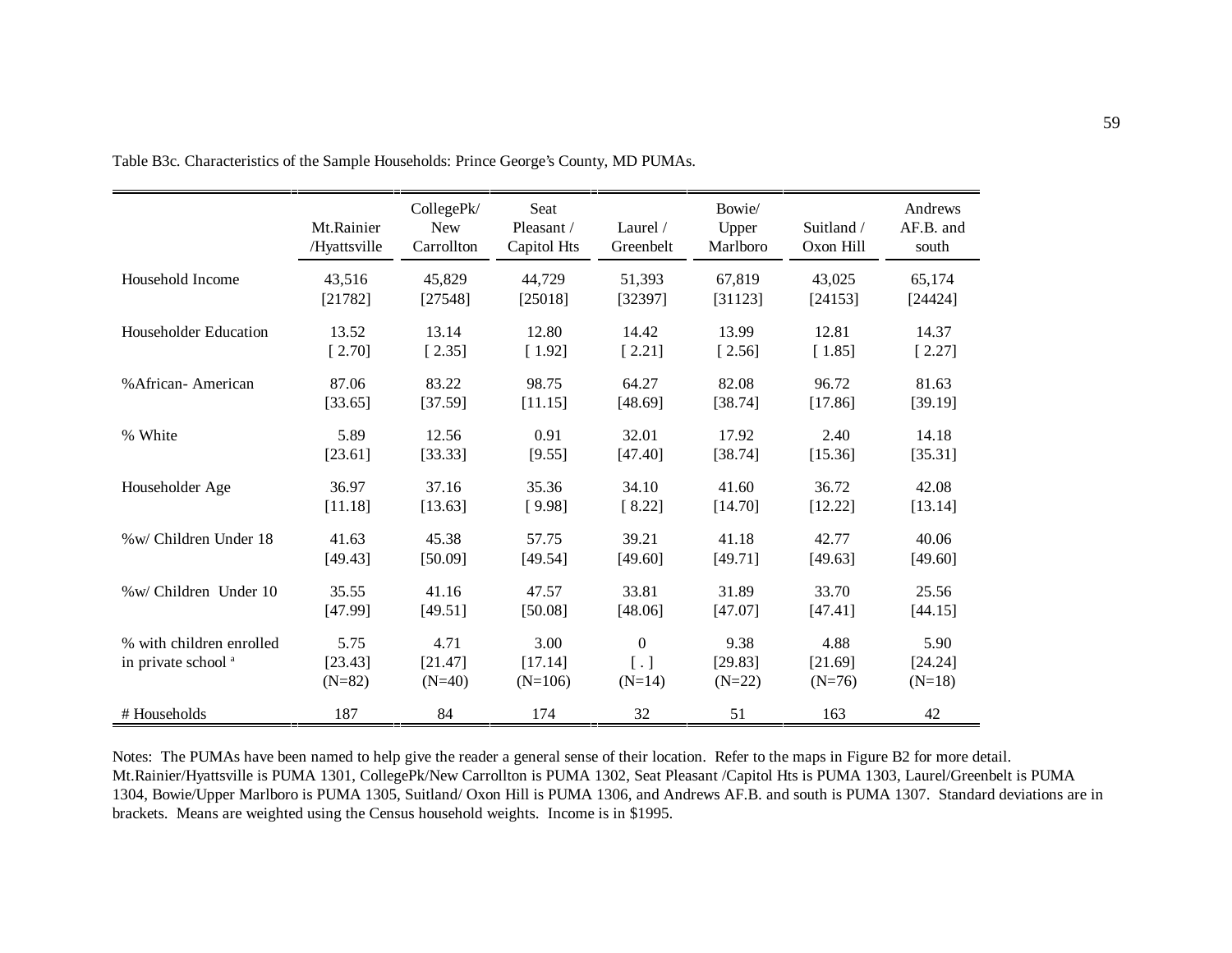Table B3c. Characteristics of the Sample Households: Prince George's County, MD PUMAs.

| | Mt.Rainier /Hyattsville | CollegePk/ New Carrollton | Seat Pleasant / Capitol Hts | Laurel / Greenbelt | Bowie/ Upper Marlboro | Suitland / Oxon Hill | Andrews AF.B. and south |
|---|---|---|---|---|---|---|---|
| Household Income | 43,516 | 45,829 | 44,729 | 51,393 | 67,819 | 43,025 | 65,174 |
| | [21782] | [27548] | [25018] | [32397] | [31123] | [24153] | [24424] |
| Householder Education | 13.52 | 13.14 | 12.80 | 14.42 | 13.99 | 12.81 | 14.37 |
| | [ 2.70] | [ 2.35] | [ 1.92] | [ 2.21] | [ 2.56] | [ 1.85] | [ 2.27] |
| %African- American | 87.06 | 83.22 | 98.75 | 64.27 | 82.08 | 96.72 | 81.63 |
| | [33.65] | [37.59] | [11.15] | [48.69] | [38.74] | [17.86] | [39.19] |
| % White | 5.89 | 12.56 | 0.91 | 32.01 | 17.92 | 2.40 | 14.18 |
| | [23.61] | [33.33] | [9.55] | [47.40] | [38.74] | [15.36] | [35.31] |
| Householder Age | 36.97 | 37.16 | 35.36 | 34.10 | 41.60 | 36.72 | 42.08 |
| | [11.18] | [13.63] | [ 9.98] | [ 8.22] | [14.70] | [12.22] | [13.14] |
| %w/ Children Under 18 | 41.63 | 45.38 | 57.75 | 39.21 | 41.18 | 42.77 | 40.06 |
| | [49.43] | [50.09] | [49.54] | [49.60] | [49.71] | [49.63] | [49.60] |
| %w/ Children Under 10 | 35.55 | 41.16 | 47.57 | 33.81 | 31.89 | 33.70 | 25.56 |
| | [47.99] | [49.51] | [50.08] | [48.06] | [47.07] | [47.41] | [44.15] |
| % with children enrolled in private school [a] | 5.75 | 4.71 | 3.00 | 0 | 9.38 | 4.88 | 5.90 |
| | [23.43] | [21.47] | [17.14] | [ . ] | [29.83] | [21.69] | [24.24] |
| | (N=82) | (N=40) | (N=106) | (N=14) | (N=22) | (N=76) | (N=18) |
| # Households | 187 | 84 | 174 | 32 | 51 | 163 | 42 |

Notes: The PUMAs have been named to help give the reader a general sense of their location. Refer to the maps in Figure B2 for more detail. Mt.Rainier/Hyattsville is PUMA 1301, CollegePk/New Carrollton is PUMA 1302, Seat Pleasant /Capitol Hts is PUMA 1303, Laurel/Greenbelt is PUMA 1304, Bowie/Upper Marlboro is PUMA 1305, Suitland/ Oxon Hill is PUMA 1306, and Andrews AF.B. and south is PUMA 1307. Standard deviations are in brackets. Means are weighted using the Census household weights. Income is in $1995.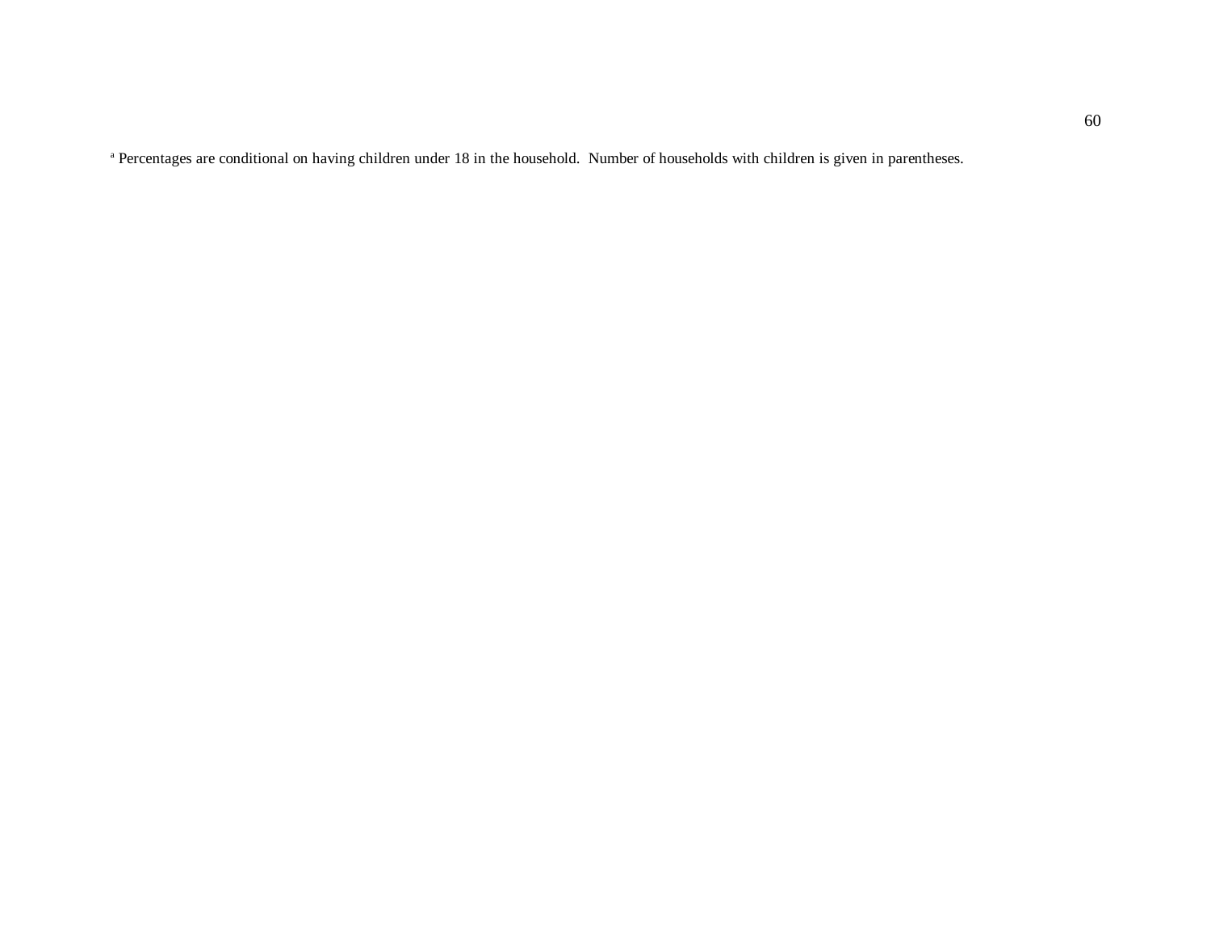[a] Percentages are conditional on having children under 18 in the household. Number of households with children is given in parentheses.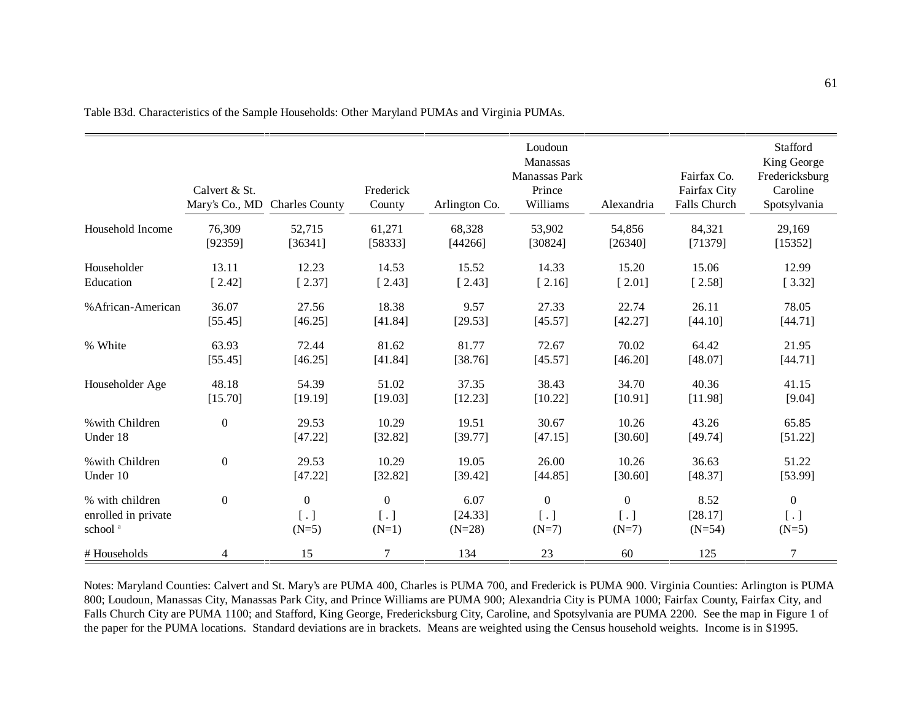Table B3d. Characteristics of the Sample Households: Other Maryland PUMAs and Virginia PUMAs.

| | Calvert & St. Mary's Co., MD | Charles County | Frederick County | Arlington Co. | Loudoun Manassas Manassas Park Prince Williams | Alexandria | Fairfax Co. Fairfax City Falls Church | Stafford King George Fredericksburg Caroline Spotsylvania |
|---|---|---|---|---|---|---|---|---|
| Household Income | 76,309 | 52,715 | 61,271 | 68,328 | 53,902 | 54,856 | 84,321 | 29,169 |
| | [92359] | [36341] | [58333] | [44266] | [30824] | [26340] | [71379] | [15352] |
| Householder Education | 13.11 | 12.23 | 14.53 | 15.52 | 14.33 | 15.20 | 15.06 | 12.99 |
| | [ 2.42] | [ 2.37] | [ 2.43] | [ 2.43] | [ 2.16] | [ 2.01] | [ 2.58] | [ 3.32] |
| %African-American | 36.07 | 27.56 | 18.38 | 9.57 | 27.33 | 22.74 | 26.11 | 78.05 |
| | [55.45] | [46.25] | [41.84] | [29.53] | [45.57] | [42.27] | [44.10] | [44.71] |
| % White | 63.93 | 72.44 | 81.62 | 81.77 | 72.67 | 70.02 | 64.42 | 21.95 |
| | [55.45] | [46.25] | [41.84] | [38.76] | [45.57] | [46.20] | [48.07] | [44.71] |
| Householder Age | 48.18 | 54.39 | 51.02 | 37.35 | 38.43 | 34.70 | 40.36 | 41.15 |
| | [15.70] | [19.19] | [19.03] | [12.23] | [10.22] | [10.91] | [11.98] | [9.04] |
| %with Children Under 18 | 0 | 29.53 | 10.29 | 19.51 | 30.67 | 10.26 | 43.26 | 65.85 |
| | | [47.22] | [32.82] | [39.77] | [47.15] | [30.60] | [49.74] | [51.22] |
| %with Children Under 10 | 0 | 29.53 | 10.29 | 19.05 | 26.00 | 10.26 | 36.63 | 51.22 |
| | | [47.22] | [32.82] | [39.42] | [44.85] | [30.60] | [48.37] | [53.99] |
| % with children enrolled in private school [a] | 0 | 0 | 0 | 6.07 | 0 | 0 | 8.52 | 0 |
| | | [ . ] | [ . ] | [24.33] | [ . ] | [ . ] | [28.17] | [ . ] |
| | | (N=5) | (N=1) | (N=28) | (N=7) | (N=7) | (N=54) | (N=5) |
| # Households | 4 | 15 | 7 | 134 | 23 | 60 | 125 | 7 |

Notes: Maryland Counties: Calvert and St. Mary's are PUMA 400, Charles is PUMA 700, and Frederick is PUMA 900. Virginia Counties: Arlington is PUMA 800; Loudoun, Manassas City, Manassas Park City, and Prince Williams are PUMA 900; Alexandria City is PUMA 1000; Fairfax County, Fairfax City, and Falls Church City are PUMA 1100; and Stafford, King George, Fredericksburg City, Caroline, and Spotsylvania are PUMA 2200. See the map in Figure 1 of the paper for the PUMA locations. Standard deviations are in brackets. Means are weighted using the Census household weights. Income is in $1995.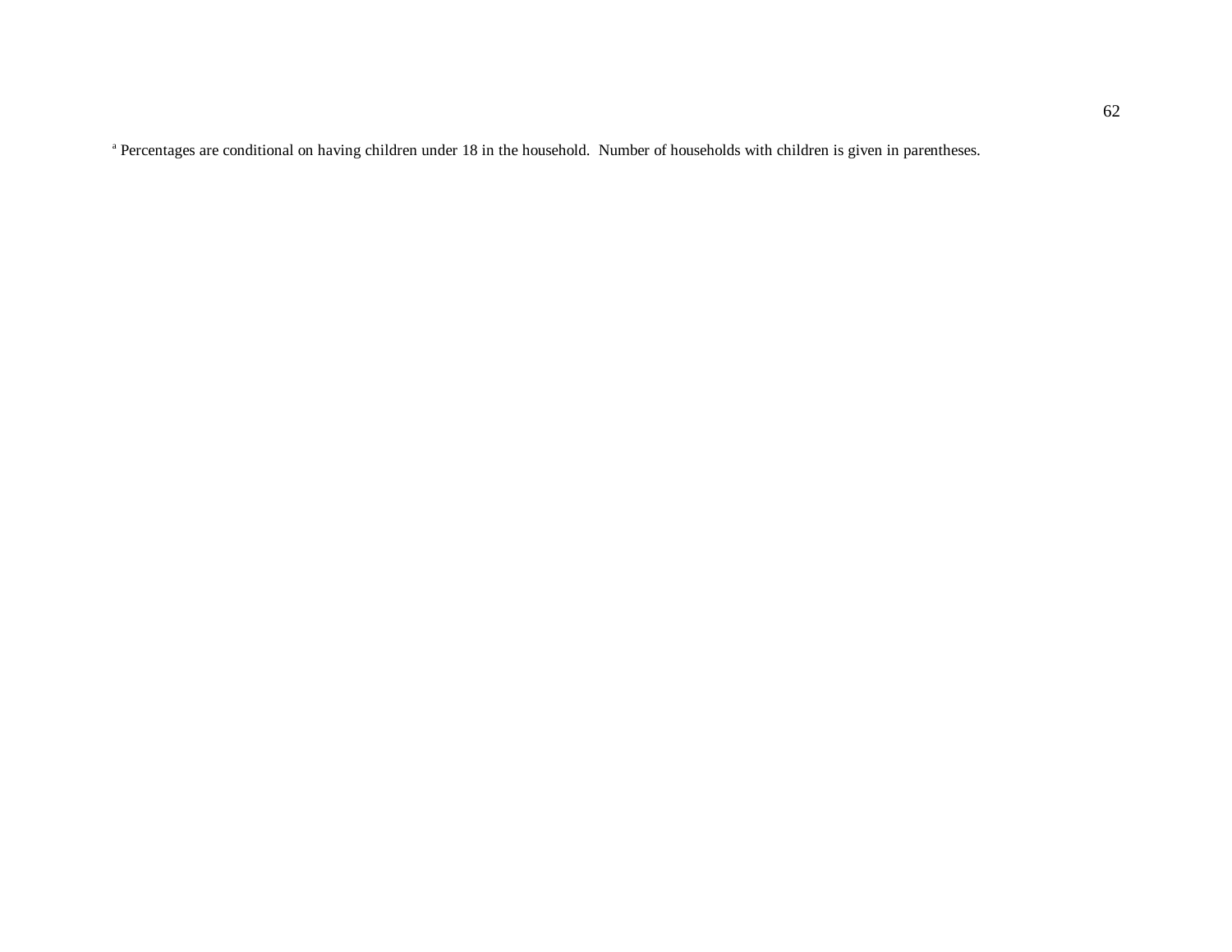[a] Percentages are conditional on having children under 18 in the household. Number of households with children is given in parentheses.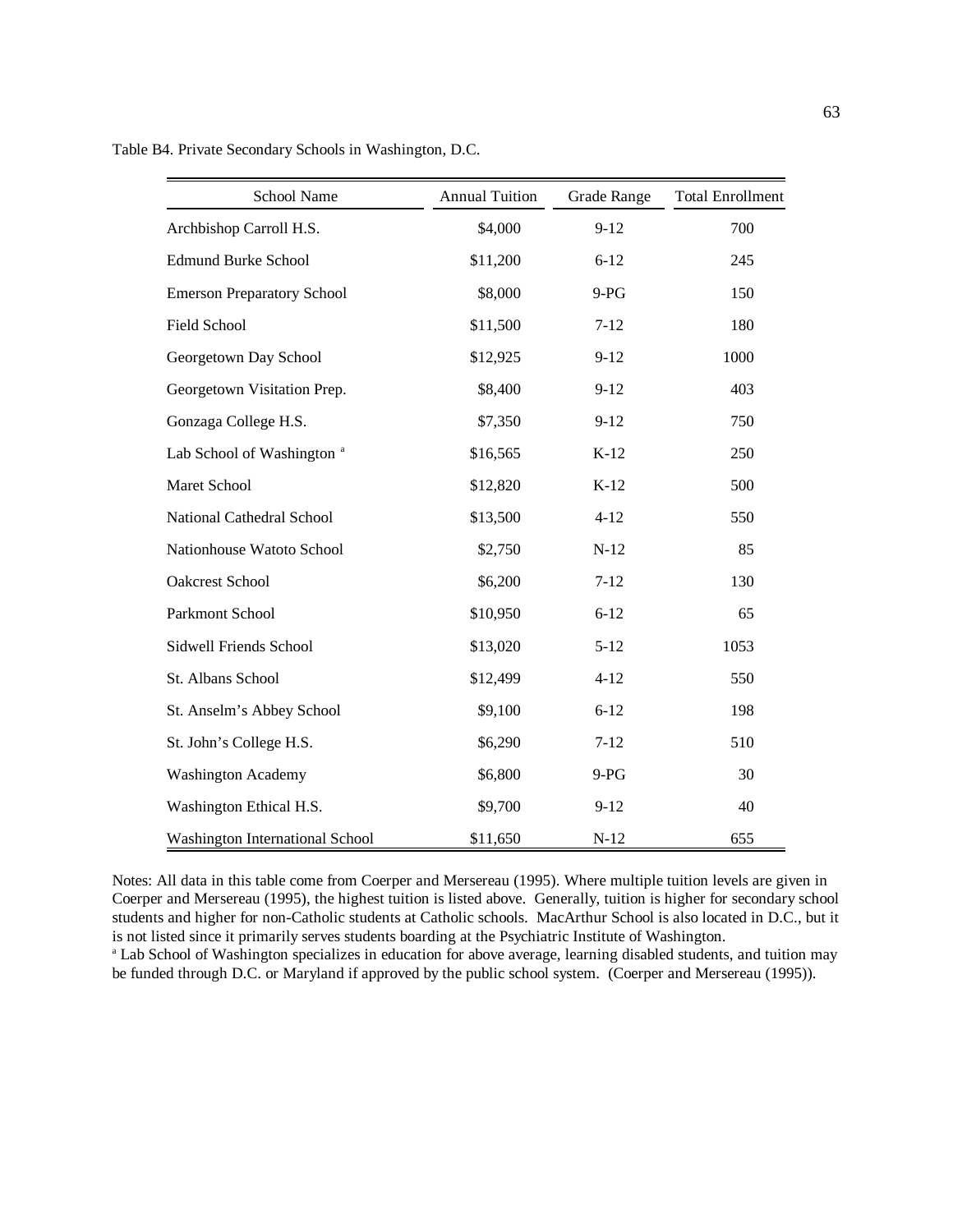Table B4. Private Secondary Schools in Washington, D.C.

| School Name | Annual Tuition | Grade Range | Total Enrollment |
|---|---|---|---|
| Archbishop Carroll H.S. | $4,000 | 9-12 | 700 |
| Edmund Burke School | $11,200 | 6-12 | 245 |
| Emerson Preparatory School | $8,000 | 9-PG | 150 |
| Field School | $11,500 | 7-12 | 180 |
| Georgetown Day School | $12,925 | 9-12 | 1000 |
| Georgetown Visitation Prep. | $8,400 | 9-12 | 403 |
| Gonzaga College H.S. | $7,350 | 9-12 | 750 |
| Lab School of Washington [a] | $16,565 | K-12 | 250 |
| Maret School | $12,820 | K-12 | 500 |
| National Cathedral School | $13,500 | 4-12 | 550 |
| Nationhouse Watoto School | $2,750 | N-12 | 85 |
| Oakcrest School | $6,200 | 7-12 | 130 |
| Parkmont School | $10,950 | 6-12 | 65 |
| Sidwell Friends School | $13,020 | 5-12 | 1053 |
| St. Albans School | $12,499 | 4-12 | 550 |
| St. Anselm's Abbey School | $9,100 | 6-12 | 198 |
| St. John's College H.S. | $6,290 | 7-12 | 510 |
| Washington Academy | $6,800 | 9-PG | 30 |
| Washington Ethical H.S. | $9,700 | 9-12 | 40 |
| Washington International School | $11,650 | N-12 | 655 |

Notes: All data in this table come from Coerper and Mersereau (1995). Where multiple tuition levels are given in Coerper and Mersereau (1995), the highest tuition is listed above. Generally, tuition is higher for secondary school students and higher for non-Catholic students at Catholic schools. MacArthur School is also located in D.C., but it is not listed since it primarily serves students boarding at the Psychiatric Institute of Washington.

[a] Lab School of Washington specializes in education for above average, learning disabled students, and tuition may be funded through D.C. or Maryland if approved by the public school system. (Coerper and Mersereau (1995)).